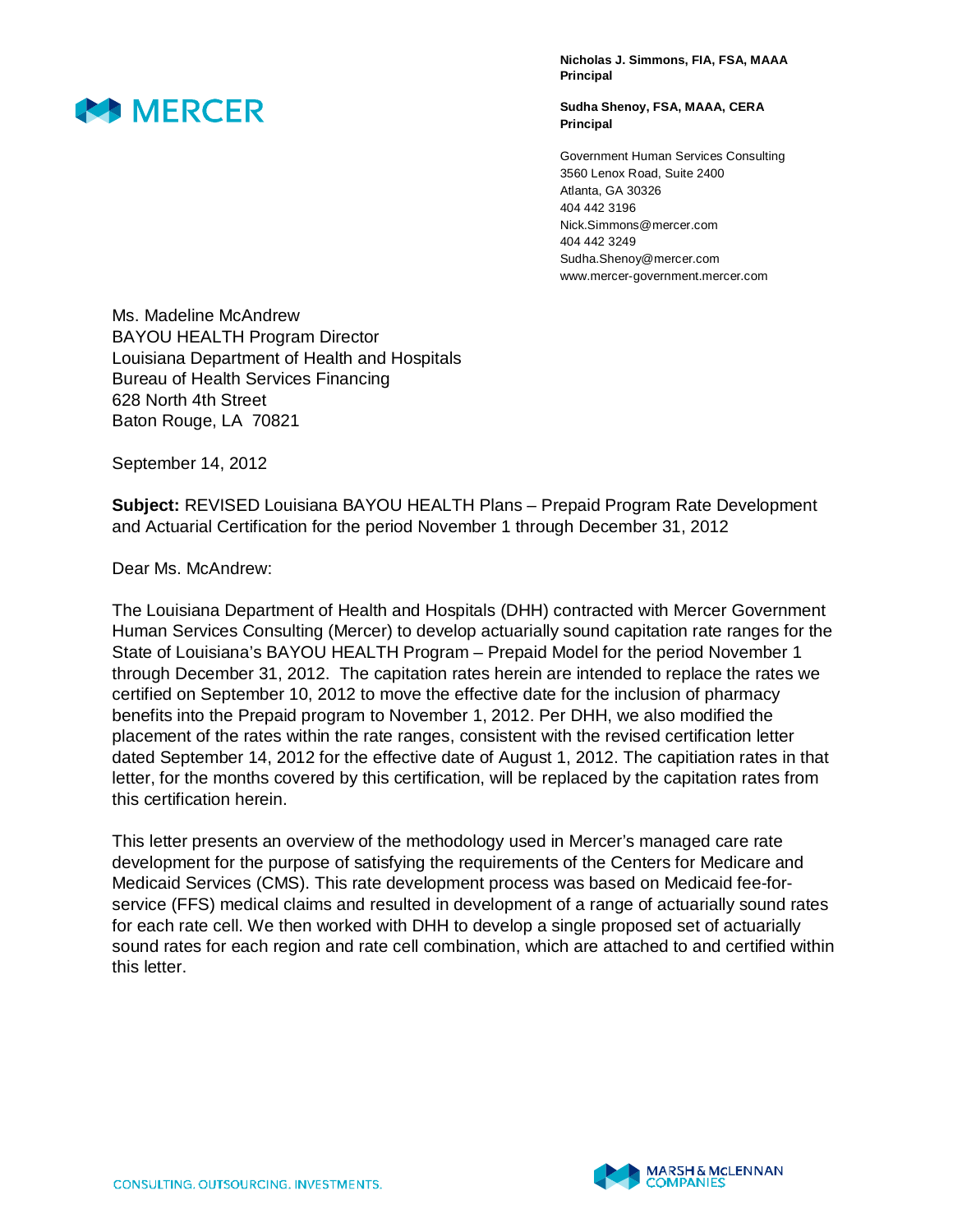**Nicholas J. Simmons, FIA, FSA, MAAA**
**Principal**

**Sudha Shenoy, FSA, MAAA, CERA**
**Principal**

Government Human Services Consulting
3560 Lenox Road, Suite 2400
Atlanta, GA 30326
404 442 3196
Nick.Simmons@mercer.com
404 442 3249
Sudha.Shenoy@mercer.com
www.mercer-government.mercer.com

Ms. Madeline McAndrew
BAYOU HEALTH Program Director
Louisiana Department of Health and Hospitals
Bureau of Health Services Financing
628 North 4th Street
Baton Rouge, LA 70821

September 14, 2012

**Subject:** REVISED Louisiana BAYOU HEALTH Plans – Prepaid Program Rate Development and Actuarial Certification for the period November 1 through December 31, 2012

Dear Ms. McAndrew:

The Louisiana Department of Health and Hospitals (DHH) contracted with Mercer Government Human Services Consulting (Mercer) to develop actuarially sound capitation rate ranges for the State of Louisiana's BAYOU HEALTH Program – Prepaid Model for the period November 1 through December 31, 2012. The capitation rates herein are intended to replace the rates we certified on September 10, 2012 to move the effective date for the inclusion of pharmacy benefits into the Prepaid program to November 1, 2012. Per DHH, we also modified the placement of the rates within the rate ranges, consistent with the revised certification letter dated September 14, 2012 for the effective date of August 1, 2012. The capitiation rates in that letter, for the months covered by this certification, will be replaced by the capitation rates from this certification herein.

This letter presents an overview of the methodology used in Mercer's managed care rate development for the purpose of satisfying the requirements of the Centers for Medicare and Medicaid Services (CMS). This rate development process was based on Medicaid fee-for-service (FFS) medical claims and resulted in development of a range of actuarially sound rates for each rate cell. We then worked with DHH to develop a single proposed set of actuarially sound rates for each region and rate cell combination, which are attached to and certified within this letter.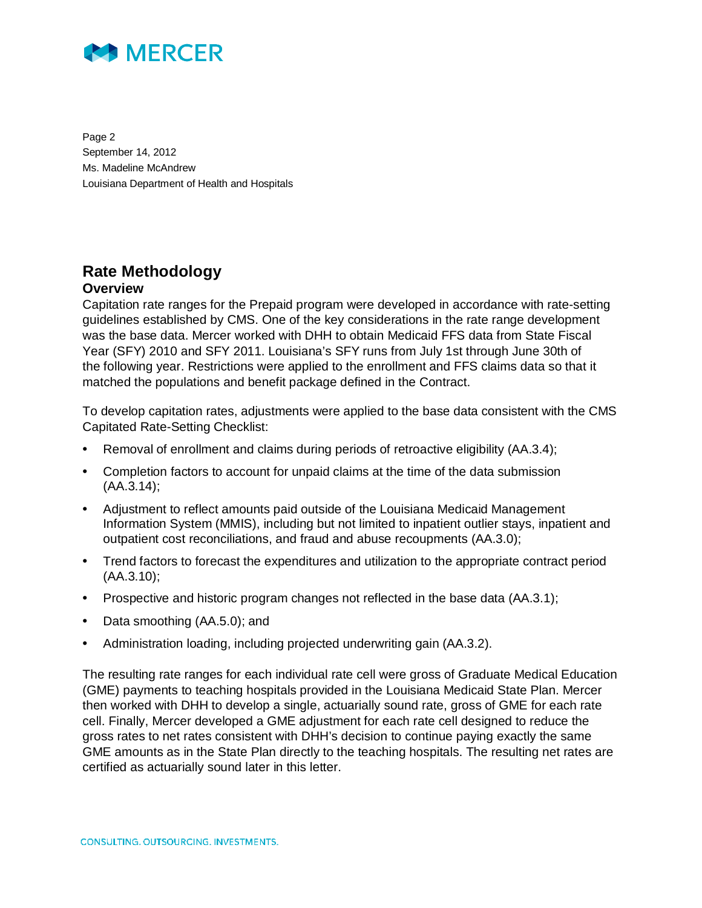## Rate Methodology

### Overview

Capitation rate ranges for the Prepaid program were developed in accordance with rate-setting guidelines established by CMS. One of the key considerations in the rate range development was the base data. Mercer worked with DHH to obtain Medicaid FFS data from State Fiscal Year (SFY) 2010 and SFY 2011. Louisiana's SFY runs from July 1st through June 30th of the following year. Restrictions were applied to the enrollment and FFS claims data so that it matched the populations and benefit package defined in the Contract.

To develop capitation rates, adjustments were applied to the base data consistent with the CMS Capitated Rate-Setting Checklist:

- Removal of enrollment and claims during periods of retroactive eligibility (AA.3.4);
- Completion factors to account for unpaid claims at the time of the data submission (AA.3.14);
- Adjustment to reflect amounts paid outside of the Louisiana Medicaid Management Information System (MMIS), including but not limited to inpatient outlier stays, inpatient and outpatient cost reconciliations, and fraud and abuse recoupments (AA.3.0);
- Trend factors to forecast the expenditures and utilization to the appropriate contract period (AA.3.10);
- Prospective and historic program changes not reflected in the base data (AA.3.1);
- Data smoothing (AA.5.0); and
- Administration loading, including projected underwriting gain (AA.3.2).

The resulting rate ranges for each individual rate cell were gross of Graduate Medical Education (GME) payments to teaching hospitals provided in the Louisiana Medicaid State Plan. Mercer then worked with DHH to develop a single, actuarially sound rate, gross of GME for each rate cell. Finally, Mercer developed a GME adjustment for each rate cell designed to reduce the gross rates to net rates consistent with DHH's decision to continue paying exactly the same GME amounts as in the State Plan directly to the teaching hospitals. The resulting net rates are certified as actuarially sound later in this letter.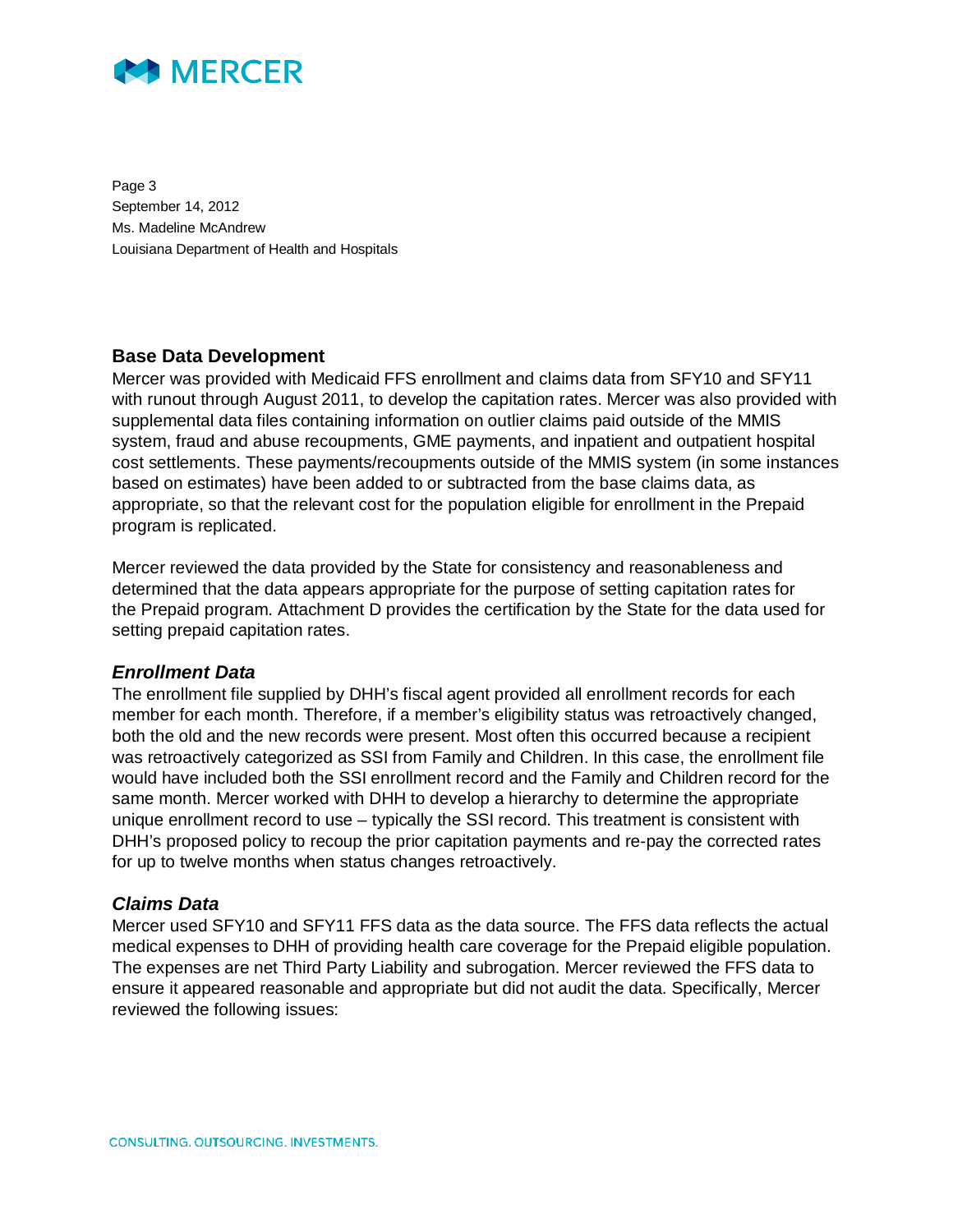## Base Data Development

Mercer was provided with Medicaid FFS enrollment and claims data from SFY10 and SFY11 with runout through August 2011, to develop the capitation rates. Mercer was also provided with supplemental data files containing information on outlier claims paid outside of the MMIS system, fraud and abuse recoupments, GME payments, and inpatient and outpatient hospital cost settlements. These payments/recoupments outside of the MMIS system (in some instances based on estimates) have been added to or subtracted from the base claims data, as appropriate, so that the relevant cost for the population eligible for enrollment in the Prepaid program is replicated.

Mercer reviewed the data provided by the State for consistency and reasonableness and determined that the data appears appropriate for the purpose of setting capitation rates for the Prepaid program. Attachment D provides the certification by the State for the data used for setting prepaid capitation rates.

### *Enrollment Data*

The enrollment file supplied by DHH's fiscal agent provided all enrollment records for each member for each month. Therefore, if a member's eligibility status was retroactively changed, both the old and the new records were present. Most often this occurred because a recipient was retroactively categorized as SSI from Family and Children. In this case, the enrollment file would have included both the SSI enrollment record and the Family and Children record for the same month. Mercer worked with DHH to develop a hierarchy to determine the appropriate unique enrollment record to use – typically the SSI record. This treatment is consistent with DHH's proposed policy to recoup the prior capitation payments and re-pay the corrected rates for up to twelve months when status changes retroactively.

### *Claims Data*

Mercer used SFY10 and SFY11 FFS data as the data source. The FFS data reflects the actual medical expenses to DHH of providing health care coverage for the Prepaid eligible population. The expenses are net Third Party Liability and subrogation. Mercer reviewed the FFS data to ensure it appeared reasonable and appropriate but did not audit the data. Specifically, Mercer reviewed the following issues: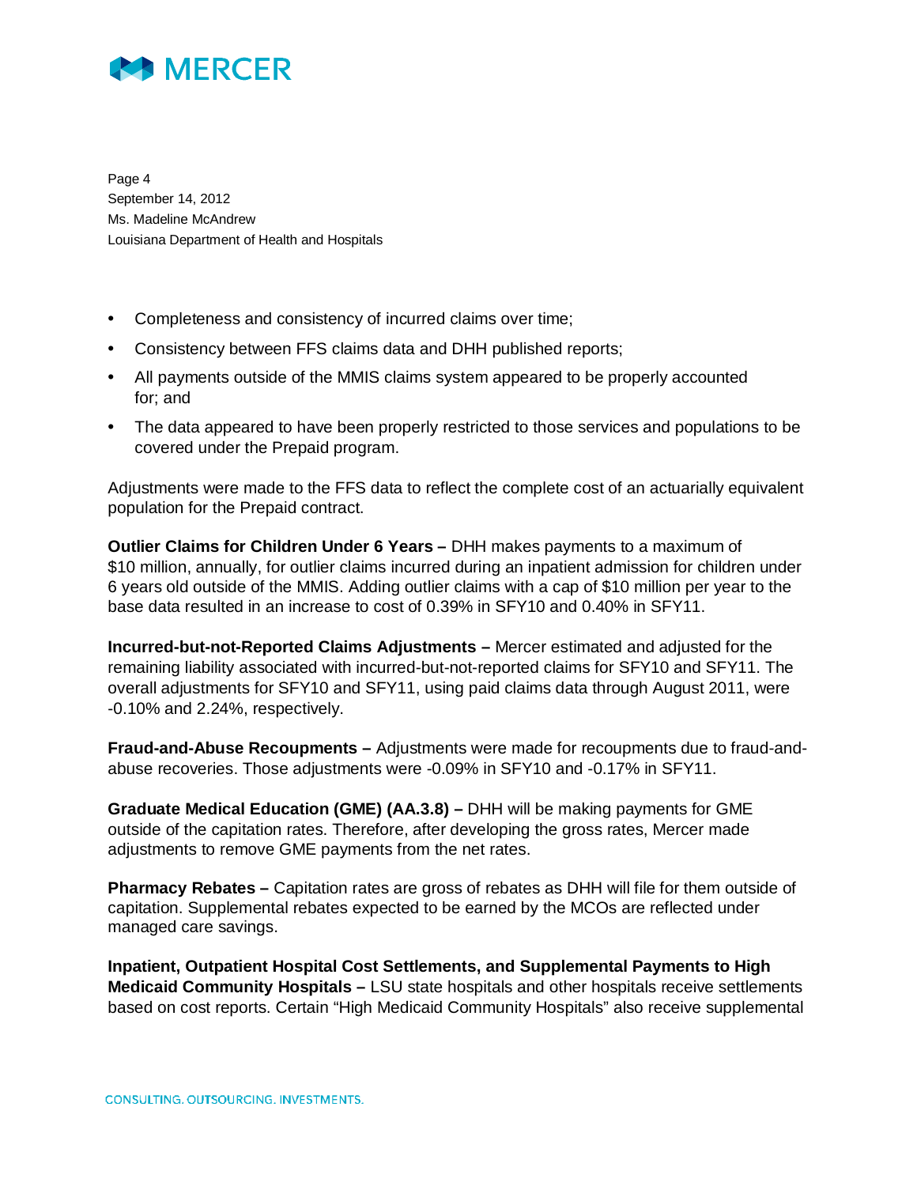- Completeness and consistency of incurred claims over time;
- Consistency between FFS claims data and DHH published reports;
- All payments outside of the MMIS claims system appeared to be properly accounted for; and
- The data appeared to have been properly restricted to those services and populations to be covered under the Prepaid program.

Adjustments were made to the FFS data to reflect the complete cost of an actuarially equivalent population for the Prepaid contract.

**Outlier Claims for Children Under 6 Years –** DHH makes payments to a maximum of $10 million, annually, for outlier claims incurred during an inpatient admission for children under 6 years old outside of the MMIS. Adding outlier claims with a cap of $10 million per year to the base data resulted in an increase to cost of 0.39% in SFY10 and 0.40% in SFY11.

**Incurred-but-not-Reported Claims Adjustments –** Mercer estimated and adjusted for the remaining liability associated with incurred-but-not-reported claims for SFY10 and SFY11. The overall adjustments for SFY10 and SFY11, using paid claims data through August 2011, were -0.10% and 2.24%, respectively.

**Fraud-and-Abuse Recoupments –** Adjustments were made for recoupments due to fraud-and-abuse recoveries. Those adjustments were -0.09% in SFY10 and -0.17% in SFY11.

**Graduate Medical Education (GME) (AA.3.8) –** DHH will be making payments for GME outside of the capitation rates. Therefore, after developing the gross rates, Mercer made adjustments to remove GME payments from the net rates.

**Pharmacy Rebates –** Capitation rates are gross of rebates as DHH will file for them outside of capitation. Supplemental rebates expected to be earned by the MCOs are reflected under managed care savings.

**Inpatient, Outpatient Hospital Cost Settlements, and Supplemental Payments to High Medicaid Community Hospitals –** LSU state hospitals and other hospitals receive settlements based on cost reports. Certain "High Medicaid Community Hospitals" also receive supplemental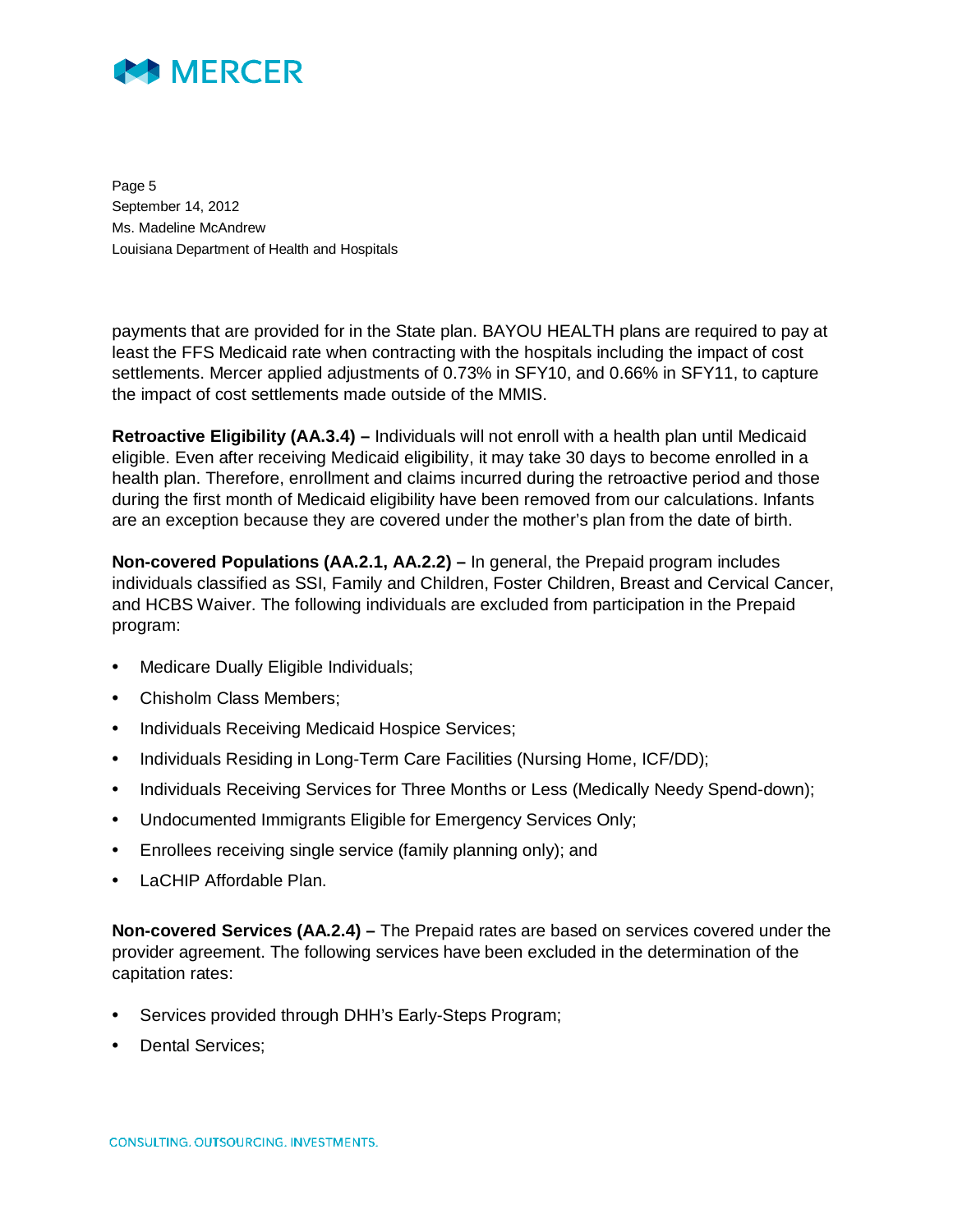payments that are provided for in the State plan. BAYOU HEALTH plans are required to pay at least the FFS Medicaid rate when contracting with the hospitals including the impact of cost settlements. Mercer applied adjustments of 0.73% in SFY10, and 0.66% in SFY11, to capture the impact of cost settlements made outside of the MMIS.

**Retroactive Eligibility (AA.3.4) –** Individuals will not enroll with a health plan until Medicaid eligible. Even after receiving Medicaid eligibility, it may take 30 days to become enrolled in a health plan. Therefore, enrollment and claims incurred during the retroactive period and those during the first month of Medicaid eligibility have been removed from our calculations. Infants are an exception because they are covered under the mother's plan from the date of birth.

**Non-covered Populations (AA.2.1, AA.2.2) –** In general, the Prepaid program includes individuals classified as SSI, Family and Children, Foster Children, Breast and Cervical Cancer, and HCBS Waiver. The following individuals are excluded from participation in the Prepaid program:

- Medicare Dually Eligible Individuals;
- Chisholm Class Members;
- Individuals Receiving Medicaid Hospice Services;
- Individuals Residing in Long-Term Care Facilities (Nursing Home, ICF/DD);
- Individuals Receiving Services for Three Months or Less (Medically Needy Spend-down);
- Undocumented Immigrants Eligible for Emergency Services Only;
- Enrollees receiving single service (family planning only); and
- LaCHIP Affordable Plan.

**Non-covered Services (AA.2.4) –** The Prepaid rates are based on services covered under the provider agreement. The following services have been excluded in the determination of the capitation rates:

- Services provided through DHH's Early-Steps Program;
- Dental Services;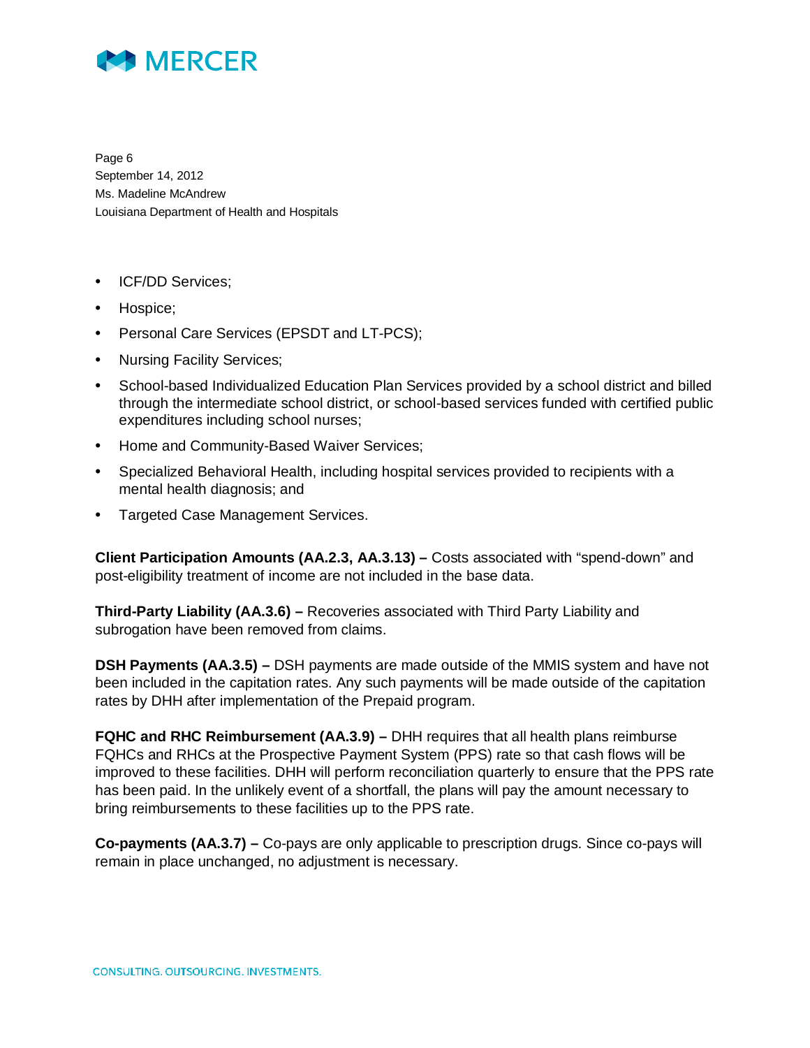- ICF/DD Services;
- Hospice;
- Personal Care Services (EPSDT and LT-PCS);
- Nursing Facility Services;
- School-based Individualized Education Plan Services provided by a school district and billed through the intermediate school district, or school-based services funded with certified public expenditures including school nurses;
- Home and Community-Based Waiver Services;
- Specialized Behavioral Health, including hospital services provided to recipients with a mental health diagnosis; and
- Targeted Case Management Services.

**Client Participation Amounts (AA.2.3, AA.3.13) –** Costs associated with "spend-down" and post-eligibility treatment of income are not included in the base data.

**Third-Party Liability (AA.3.6) –** Recoveries associated with Third Party Liability and subrogation have been removed from claims.

**DSH Payments (AA.3.5) –** DSH payments are made outside of the MMIS system and have not been included in the capitation rates. Any such payments will be made outside of the capitation rates by DHH after implementation of the Prepaid program.

**FQHC and RHC Reimbursement (AA.3.9) –** DHH requires that all health plans reimburse FQHCs and RHCs at the Prospective Payment System (PPS) rate so that cash flows will be improved to these facilities. DHH will perform reconciliation quarterly to ensure that the PPS rate has been paid. In the unlikely event of a shortfall, the plans will pay the amount necessary to bring reimbursements to these facilities up to the PPS rate.

**Co-payments (AA.3.7) –** Co-pays are only applicable to prescription drugs. Since co-pays will remain in place unchanged, no adjustment is necessary.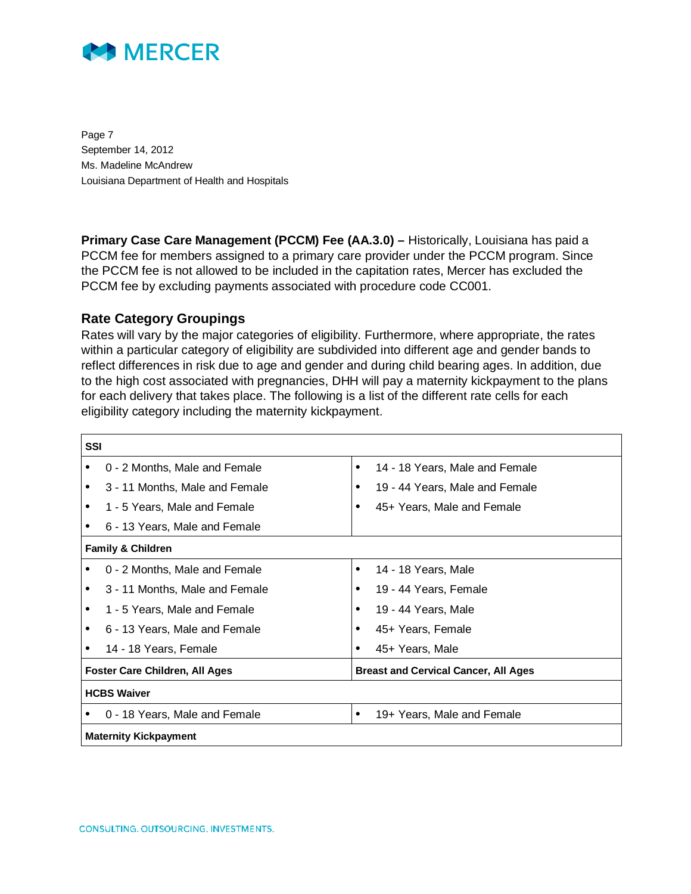**Primary Case Care Management (PCCM) Fee (AA.3.0) –** Historically, Louisiana has paid a PCCM fee for members assigned to a primary care provider under the PCCM program. Since the PCCM fee is not allowed to be included in the capitation rates, Mercer has excluded the PCCM fee by excluding payments associated with procedure code CC001.

## Rate Category Groupings

Rates will vary by the major categories of eligibility. Furthermore, where appropriate, the rates within a particular category of eligibility are subdivided into different age and gender bands to reflect differences in risk due to age and gender and during child bearing ages. In addition, due to the high cost associated with pregnancies, DHH will pay a maternity kickpayment to the plans for each delivery that takes place. The following is a list of the different rate cells for each eligibility category including the maternity kickpayment.

| **SSI** | |
|---|---|
| • 0 - 2 Months, Male and Female | • 14 - 18 Years, Male and Female |
| • 3 - 11 Months, Male and Female | • 19 - 44 Years, Male and Female |
| • 1 - 5 Years, Male and Female | • 45+ Years, Male and Female |
| • 6 - 13 Years, Male and Female | |
| **Family & Children** | |
| • 0 - 2 Months, Male and Female | • 14 - 18 Years, Male |
| • 3 - 11 Months, Male and Female | • 19 - 44 Years, Female |
| • 1 - 5 Years, Male and Female | • 19 - 44 Years, Male |
| • 6 - 13 Years, Male and Female | • 45+ Years, Female |
| • 14 - 18 Years, Female | • 45+ Years, Male |
| **Foster Care Children, All Ages** | **Breast and Cervical Cancer, All Ages** |
| **HCBS Waiver** | |
| • 0 - 18 Years, Male and Female | • 19+ Years, Male and Female |
| **Maternity Kickpayment** | |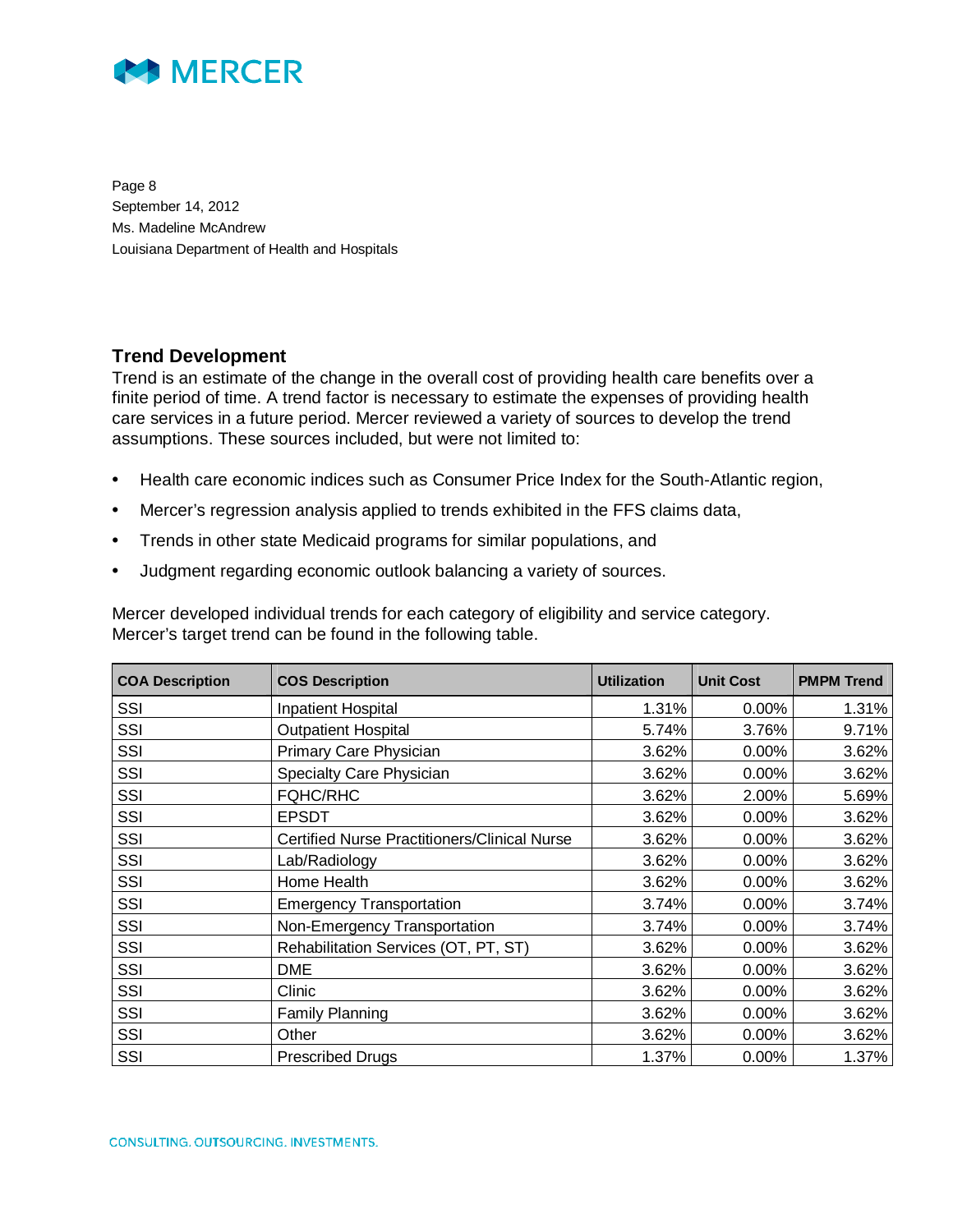Page 8
September 14, 2012
Ms. Madeline McAndrew
Louisiana Department of Health and Hospitals

## Trend Development

Trend is an estimate of the change in the overall cost of providing health care benefits over a finite period of time. A trend factor is necessary to estimate the expenses of providing health care services in a future period. Mercer reviewed a variety of sources to develop the trend assumptions. These sources included, but were not limited to:

- Health care economic indices such as Consumer Price Index for the South-Atlantic region,
- Mercer's regression analysis applied to trends exhibited in the FFS claims data,
- Trends in other state Medicaid programs for similar populations, and
- Judgment regarding economic outlook balancing a variety of sources.

Mercer developed individual trends for each category of eligibility and service category. Mercer's target trend can be found in the following table.

| COA Description | COS Description | Utilization | Unit Cost | PMPM Trend |
|---|---|---|---|---|
| SSI | Inpatient Hospital | 1.31% | 0.00% | 1.31% |
| SSI | Outpatient Hospital | 5.74% | 3.76% | 9.71% |
| SSI | Primary Care Physician | 3.62% | 0.00% | 3.62% |
| SSI | Specialty Care Physician | 3.62% | 0.00% | 3.62% |
| SSI | FQHC/RHC | 3.62% | 2.00% | 5.69% |
| SSI | EPSDT | 3.62% | 0.00% | 3.62% |
| SSI | Certified Nurse Practitioners/Clinical Nurse | 3.62% | 0.00% | 3.62% |
| SSI | Lab/Radiology | 3.62% | 0.00% | 3.62% |
| SSI | Home Health | 3.62% | 0.00% | 3.62% |
| SSI | Emergency Transportation | 3.74% | 0.00% | 3.74% |
| SSI | Non-Emergency Transportation | 3.74% | 0.00% | 3.74% |
| SSI | Rehabilitation Services (OT, PT, ST) | 3.62% | 0.00% | 3.62% |
| SSI | DME | 3.62% | 0.00% | 3.62% |
| SSI | Clinic | 3.62% | 0.00% | 3.62% |
| SSI | Family Planning | 3.62% | 0.00% | 3.62% |
| SSI | Other | 3.62% | 0.00% | 3.62% |
| SSI | Prescribed Drugs | 1.37% | 0.00% | 1.37% |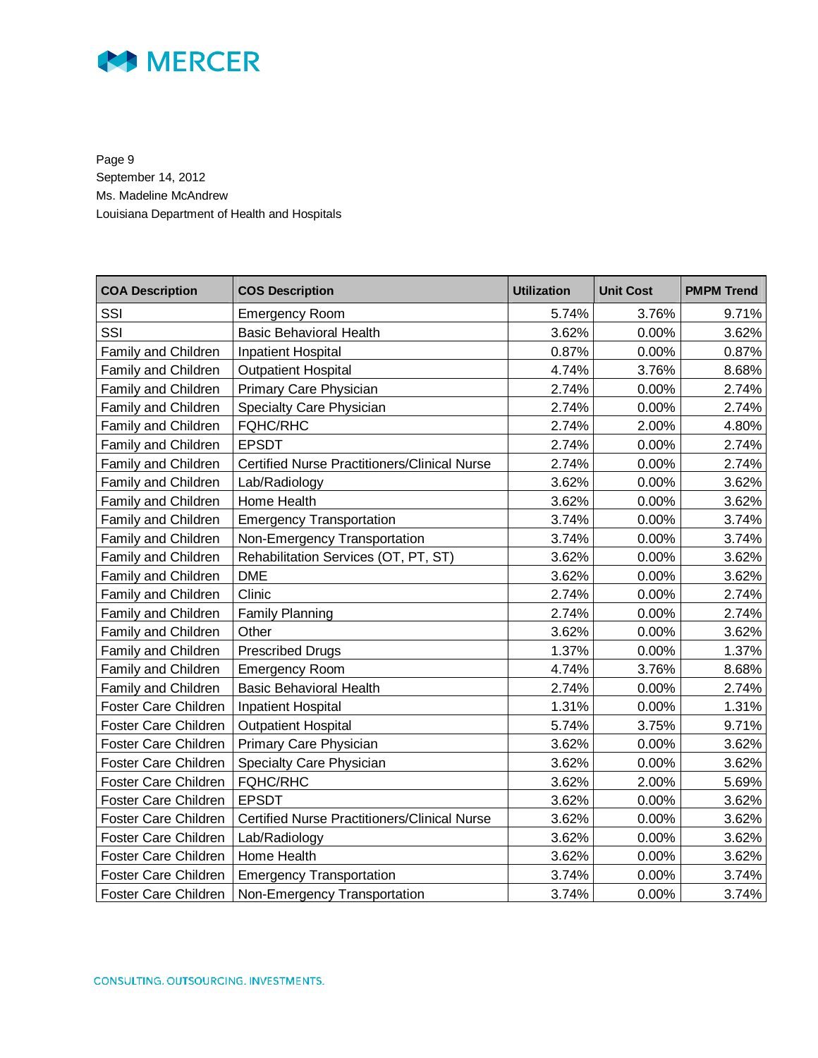Page 9
September 14, 2012
Ms. Madeline McAndrew
Louisiana Department of Health and Hospitals

| COA Description | COS Description | Utilization | Unit Cost | PMPM Trend |
|---|---|---|---|---|
| SSI | Emergency Room | 5.74% | 3.76% | 9.71% |
| SSI | Basic Behavioral Health | 3.62% | 0.00% | 3.62% |
| Family and Children | Inpatient Hospital | 0.87% | 0.00% | 0.87% |
| Family and Children | Outpatient Hospital | 4.74% | 3.76% | 8.68% |
| Family and Children | Primary Care Physician | 2.74% | 0.00% | 2.74% |
| Family and Children | Specialty Care Physician | 2.74% | 0.00% | 2.74% |
| Family and Children | FQHC/RHC | 2.74% | 2.00% | 4.80% |
| Family and Children | EPSDT | 2.74% | 0.00% | 2.74% |
| Family and Children | Certified Nurse Practitioners/Clinical Nurse | 2.74% | 0.00% | 2.74% |
| Family and Children | Lab/Radiology | 3.62% | 0.00% | 3.62% |
| Family and Children | Home Health | 3.62% | 0.00% | 3.62% |
| Family and Children | Emergency Transportation | 3.74% | 0.00% | 3.74% |
| Family and Children | Non-Emergency Transportation | 3.74% | 0.00% | 3.74% |
| Family and Children | Rehabilitation Services (OT, PT, ST) | 3.62% | 0.00% | 3.62% |
| Family and Children | DME | 3.62% | 0.00% | 3.62% |
| Family and Children | Clinic | 2.74% | 0.00% | 2.74% |
| Family and Children | Family Planning | 2.74% | 0.00% | 2.74% |
| Family and Children | Other | 3.62% | 0.00% | 3.62% |
| Family and Children | Prescribed Drugs | 1.37% | 0.00% | 1.37% |
| Family and Children | Emergency Room | 4.74% | 3.76% | 8.68% |
| Family and Children | Basic Behavioral Health | 2.74% | 0.00% | 2.74% |
| Foster Care Children | Inpatient Hospital | 1.31% | 0.00% | 1.31% |
| Foster Care Children | Outpatient Hospital | 5.74% | 3.75% | 9.71% |
| Foster Care Children | Primary Care Physician | 3.62% | 0.00% | 3.62% |
| Foster Care Children | Specialty Care Physician | 3.62% | 0.00% | 3.62% |
| Foster Care Children | FQHC/RHC | 3.62% | 2.00% | 5.69% |
| Foster Care Children | EPSDT | 3.62% | 0.00% | 3.62% |
| Foster Care Children | Certified Nurse Practitioners/Clinical Nurse | 3.62% | 0.00% | 3.62% |
| Foster Care Children | Lab/Radiology | 3.62% | 0.00% | 3.62% |
| Foster Care Children | Home Health | 3.62% | 0.00% | 3.62% |
| Foster Care Children | Emergency Transportation | 3.74% | 0.00% | 3.74% |
| Foster Care Children | Non-Emergency Transportation | 3.74% | 0.00% | 3.74% |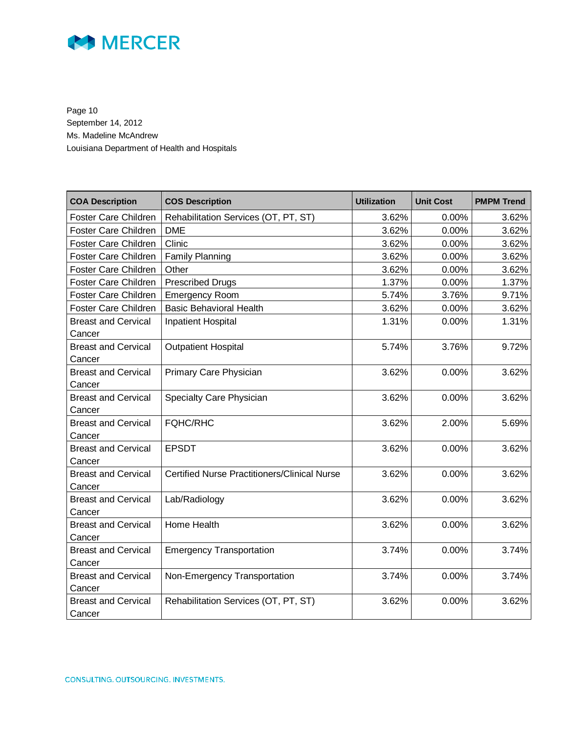Page 10
September 14, 2012
Ms. Madeline McAndrew
Louisiana Department of Health and Hospitals

| COA Description | COS Description | Utilization | Unit Cost | PMPM Trend |
|---|---|---|---|---|
| Foster Care Children | Rehabilitation Services (OT, PT, ST) | 3.62% | 0.00% | 3.62% |
| Foster Care Children | DME | 3.62% | 0.00% | 3.62% |
| Foster Care Children | Clinic | 3.62% | 0.00% | 3.62% |
| Foster Care Children | Family Planning | 3.62% | 0.00% | 3.62% |
| Foster Care Children | Other | 3.62% | 0.00% | 3.62% |
| Foster Care Children | Prescribed Drugs | 1.37% | 0.00% | 1.37% |
| Foster Care Children | Emergency Room | 5.74% | 3.76% | 9.71% |
| Foster Care Children | Basic Behavioral Health | 3.62% | 0.00% | 3.62% |
| Breast and Cervical Cancer | Inpatient Hospital | 1.31% | 0.00% | 1.31% |
| Breast and Cervical Cancer | Outpatient Hospital | 5.74% | 3.76% | 9.72% |
| Breast and Cervical Cancer | Primary Care Physician | 3.62% | 0.00% | 3.62% |
| Breast and Cervical Cancer | Specialty Care Physician | 3.62% | 0.00% | 3.62% |
| Breast and Cervical Cancer | FQHC/RHC | 3.62% | 2.00% | 5.69% |
| Breast and Cervical Cancer | EPSDT | 3.62% | 0.00% | 3.62% |
| Breast and Cervical Cancer | Certified Nurse Practitioners/Clinical Nurse | 3.62% | 0.00% | 3.62% |
| Breast and Cervical Cancer | Lab/Radiology | 3.62% | 0.00% | 3.62% |
| Breast and Cervical Cancer | Home Health | 3.62% | 0.00% | 3.62% |
| Breast and Cervical Cancer | Emergency Transportation | 3.74% | 0.00% | 3.74% |
| Breast and Cervical Cancer | Non-Emergency Transportation | 3.74% | 0.00% | 3.74% |
| Breast and Cervical Cancer | Rehabilitation Services (OT, PT, ST) | 3.62% | 0.00% | 3.62% |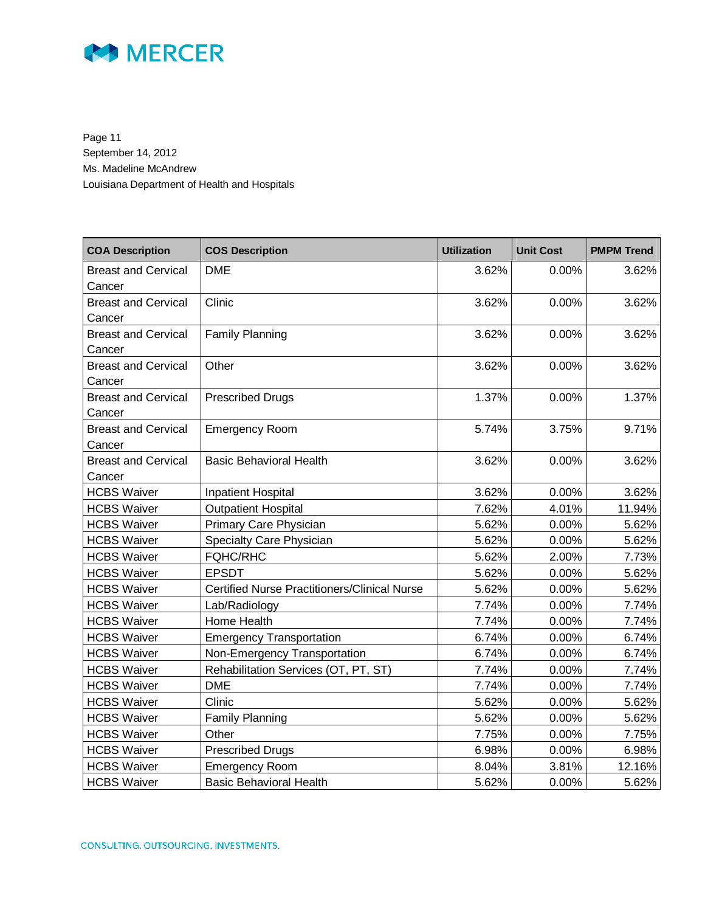Page 11
September 14, 2012
Ms. Madeline McAndrew
Louisiana Department of Health and Hospitals

| COA Description | COS Description | Utilization | Unit Cost | PMPM Trend |
|---|---|---|---|---|
| Breast and Cervical Cancer | DME | 3.62% | 0.00% | 3.62% |
| Breast and Cervical Cancer | Clinic | 3.62% | 0.00% | 3.62% |
| Breast and Cervical Cancer | Family Planning | 3.62% | 0.00% | 3.62% |
| Breast and Cervical Cancer | Other | 3.62% | 0.00% | 3.62% |
| Breast and Cervical Cancer | Prescribed Drugs | 1.37% | 0.00% | 1.37% |
| Breast and Cervical Cancer | Emergency Room | 5.74% | 3.75% | 9.71% |
| Breast and Cervical Cancer | Basic Behavioral Health | 3.62% | 0.00% | 3.62% |
| HCBS Waiver | Inpatient Hospital | 3.62% | 0.00% | 3.62% |
| HCBS Waiver | Outpatient Hospital | 7.62% | 4.01% | 11.94% |
| HCBS Waiver | Primary Care Physician | 5.62% | 0.00% | 5.62% |
| HCBS Waiver | Specialty Care Physician | 5.62% | 0.00% | 5.62% |
| HCBS Waiver | FQHC/RHC | 5.62% | 2.00% | 7.73% |
| HCBS Waiver | EPSDT | 5.62% | 0.00% | 5.62% |
| HCBS Waiver | Certified Nurse Practitioners/Clinical Nurse | 5.62% | 0.00% | 5.62% |
| HCBS Waiver | Lab/Radiology | 7.74% | 0.00% | 7.74% |
| HCBS Waiver | Home Health | 7.74% | 0.00% | 7.74% |
| HCBS Waiver | Emergency Transportation | 6.74% | 0.00% | 6.74% |
| HCBS Waiver | Non-Emergency Transportation | 6.74% | 0.00% | 6.74% |
| HCBS Waiver | Rehabilitation Services (OT, PT, ST) | 7.74% | 0.00% | 7.74% |
| HCBS Waiver | DME | 7.74% | 0.00% | 7.74% |
| HCBS Waiver | Clinic | 5.62% | 0.00% | 5.62% |
| HCBS Waiver | Family Planning | 5.62% | 0.00% | 5.62% |
| HCBS Waiver | Other | 7.75% | 0.00% | 7.75% |
| HCBS Waiver | Prescribed Drugs | 6.98% | 0.00% | 6.98% |
| HCBS Waiver | Emergency Room | 8.04% | 3.81% | 12.16% |
| HCBS Waiver | Basic Behavioral Health | 5.62% | 0.00% | 5.62% |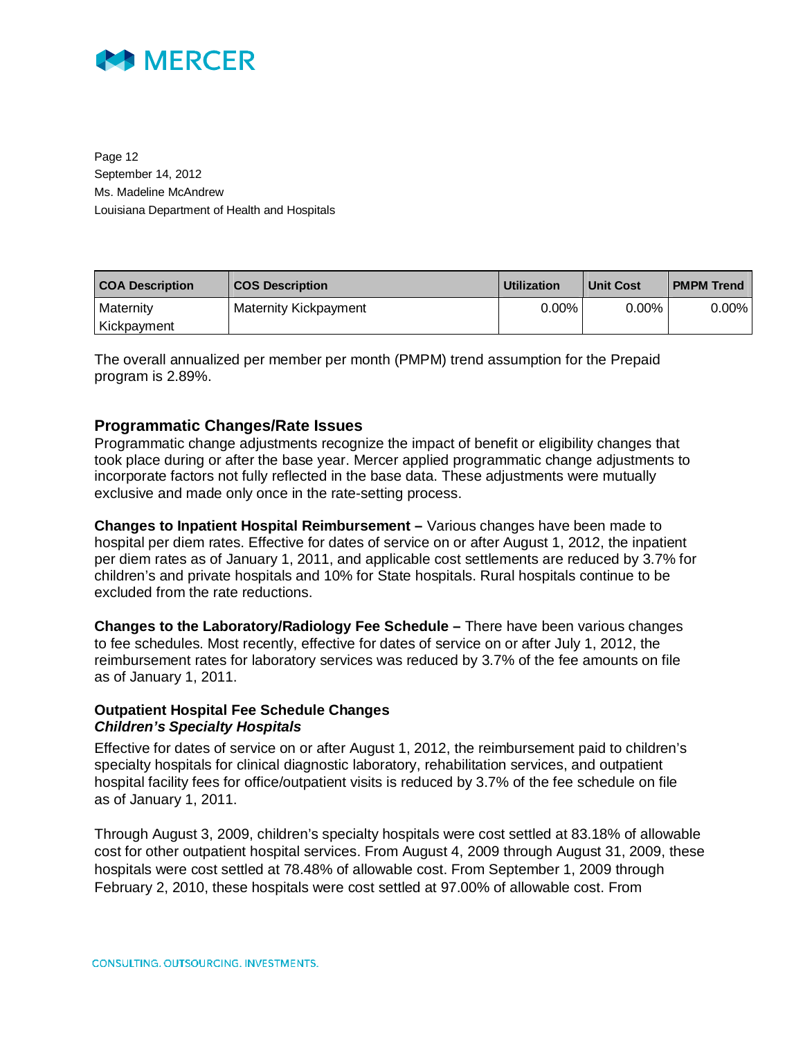| COA Description | COS Description | Utilization | Unit Cost | PMPM Trend |
|---|---|---|---|---|
| Maternity Kickpayment | Maternity Kickpayment | 0.00% | 0.00% | 0.00% |

The overall annualized per member per month (PMPM) trend assumption for the Prepaid program is 2.89%.

## Programmatic Changes/Rate Issues

Programmatic change adjustments recognize the impact of benefit or eligibility changes that took place during or after the base year. Mercer applied programmatic change adjustments to incorporate factors not fully reflected in the base data. These adjustments were mutually exclusive and made only once in the rate-setting process.

**Changes to Inpatient Hospital Reimbursement –** Various changes have been made to hospital per diem rates. Effective for dates of service on or after August 1, 2012, the inpatient per diem rates as of January 1, 2011, and applicable cost settlements are reduced by 3.7% for children's and private hospitals and 10% for State hospitals. Rural hospitals continue to be excluded from the rate reductions.

**Changes to the Laboratory/Radiology Fee Schedule –** There have been various changes to fee schedules. Most recently, effective for dates of service on or after July 1, 2012, the reimbursement rates for laboratory services was reduced by 3.7% of the fee amounts on file as of January 1, 2011.

### Outpatient Hospital Fee Schedule Changes

***Children's Specialty Hospitals***

Effective for dates of service on or after August 1, 2012, the reimbursement paid to children's specialty hospitals for clinical diagnostic laboratory, rehabilitation services, and outpatient hospital facility fees for office/outpatient visits is reduced by 3.7% of the fee schedule on file as of January 1, 2011.

Through August 3, 2009, children's specialty hospitals were cost settled at 83.18% of allowable cost for other outpatient hospital services. From August 4, 2009 through August 31, 2009, these hospitals were cost settled at 78.48% of allowable cost. From September 1, 2009 through February 2, 2010, these hospitals were cost settled at 97.00% of allowable cost. From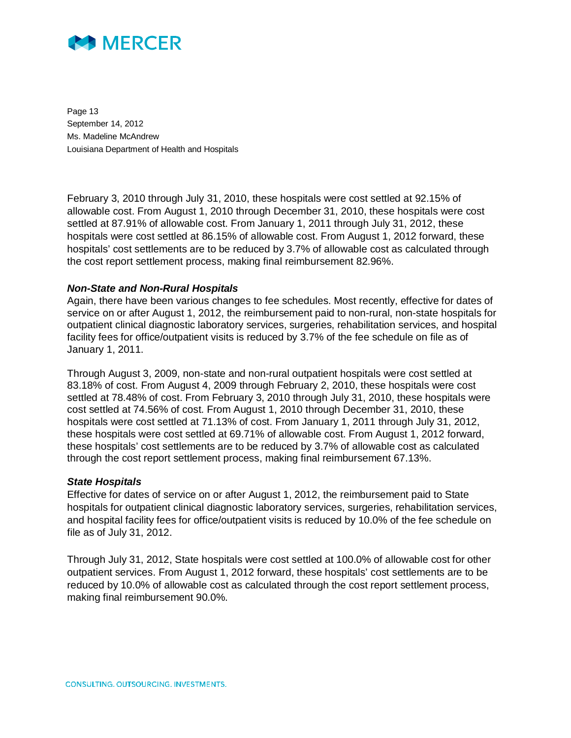February 3, 2010 through July 31, 2010, these hospitals were cost settled at 92.15% of allowable cost. From August 1, 2010 through December 31, 2010, these hospitals were cost settled at 87.91% of allowable cost. From January 1, 2011 through July 31, 2012, these hospitals were cost settled at 86.15% of allowable cost. From August 1, 2012 forward, these hospitals' cost settlements are to be reduced by 3.7% of allowable cost as calculated through the cost report settlement process, making final reimbursement 82.96%.

***Non-State and Non-Rural Hospitals***

Again, there have been various changes to fee schedules. Most recently, effective for dates of service on or after August 1, 2012, the reimbursement paid to non-rural, non-state hospitals for outpatient clinical diagnostic laboratory services, surgeries, rehabilitation services, and hospital facility fees for office/outpatient visits is reduced by 3.7% of the fee schedule on file as of January 1, 2011.

Through August 3, 2009, non-state and non-rural outpatient hospitals were cost settled at 83.18% of cost. From August 4, 2009 through February 2, 2010, these hospitals were cost settled at 78.48% of cost. From February 3, 2010 through July 31, 2010, these hospitals were cost settled at 74.56% of cost. From August 1, 2010 through December 31, 2010, these hospitals were cost settled at 71.13% of cost. From January 1, 2011 through July 31, 2012, these hospitals were cost settled at 69.71% of allowable cost. From August 1, 2012 forward, these hospitals' cost settlements are to be reduced by 3.7% of allowable cost as calculated through the cost report settlement process, making final reimbursement 67.13%.

***State Hospitals***

Effective for dates of service on or after August 1, 2012, the reimbursement paid to State hospitals for outpatient clinical diagnostic laboratory services, surgeries, rehabilitation services, and hospital facility fees for office/outpatient visits is reduced by 10.0% of the fee schedule on file as of July 31, 2012.

Through July 31, 2012, State hospitals were cost settled at 100.0% of allowable cost for other outpatient services. From August 1, 2012 forward, these hospitals' cost settlements are to be reduced by 10.0% of allowable cost as calculated through the cost report settlement process, making final reimbursement 90.0%.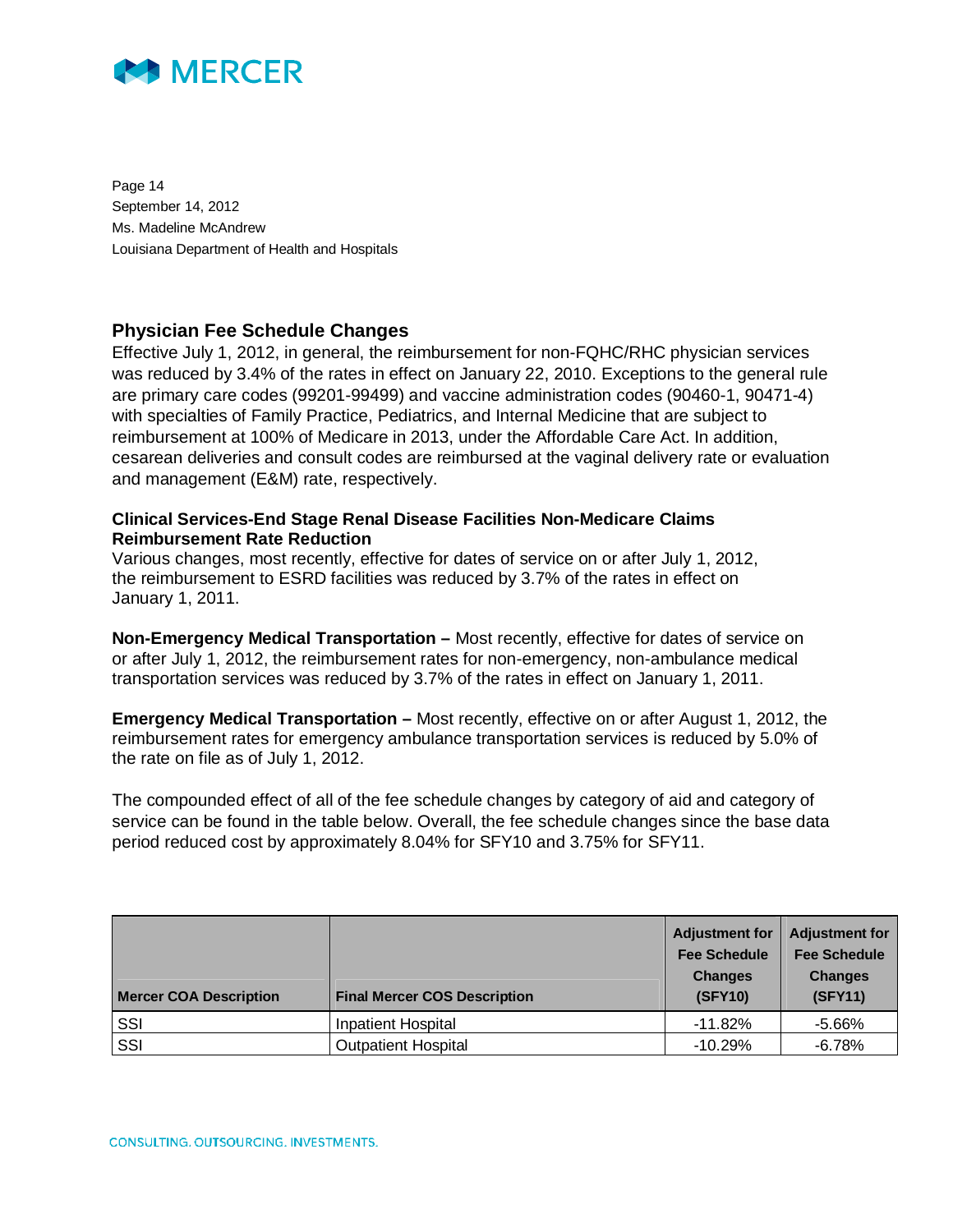Page 14
September 14, 2012
Ms. Madeline McAndrew
Louisiana Department of Health and Hospitals

## Physician Fee Schedule Changes

Effective July 1, 2012, in general, the reimbursement for non-FQHC/RHC physician services was reduced by 3.4% of the rates in effect on January 22, 2010. Exceptions to the general rule are primary care codes (99201-99499) and vaccine administration codes (90460-1, 90471-4) with specialties of Family Practice, Pediatrics, and Internal Medicine that are subject to reimbursement at 100% of Medicare in 2013, under the Affordable Care Act. In addition, cesarean deliveries and consult codes are reimbursed at the vaginal delivery rate or evaluation and management (E&M) rate, respectively.

### Clinical Services-End Stage Renal Disease Facilities Non-Medicare Claims Reimbursement Rate Reduction

Various changes, most recently, effective for dates of service on or after July 1, 2012, the reimbursement to ESRD facilities was reduced by 3.7% of the rates in effect on January 1, 2011.

**Non-Emergency Medical Transportation –** Most recently, effective for dates of service on or after July 1, 2012, the reimbursement rates for non-emergency, non-ambulance medical transportation services was reduced by 3.7% of the rates in effect on January 1, 2011.

**Emergency Medical Transportation –** Most recently, effective on or after August 1, 2012, the reimbursement rates for emergency ambulance transportation services is reduced by 5.0% of the rate on file as of July 1, 2012.

The compounded effect of all of the fee schedule changes by category of aid and category of service can be found in the table below. Overall, the fee schedule changes since the base data period reduced cost by approximately 8.04% for SFY10 and 3.75% for SFY11.

| Mercer COA Description | Final Mercer COS Description | Adjustment for Fee Schedule Changes (SFY10) | Adjustment for Fee Schedule Changes (SFY11) |
|---|---|---|---|
| SSI | Inpatient Hospital | -11.82% | -5.66% |
| SSI | Outpatient Hospital | -10.29% | -6.78% |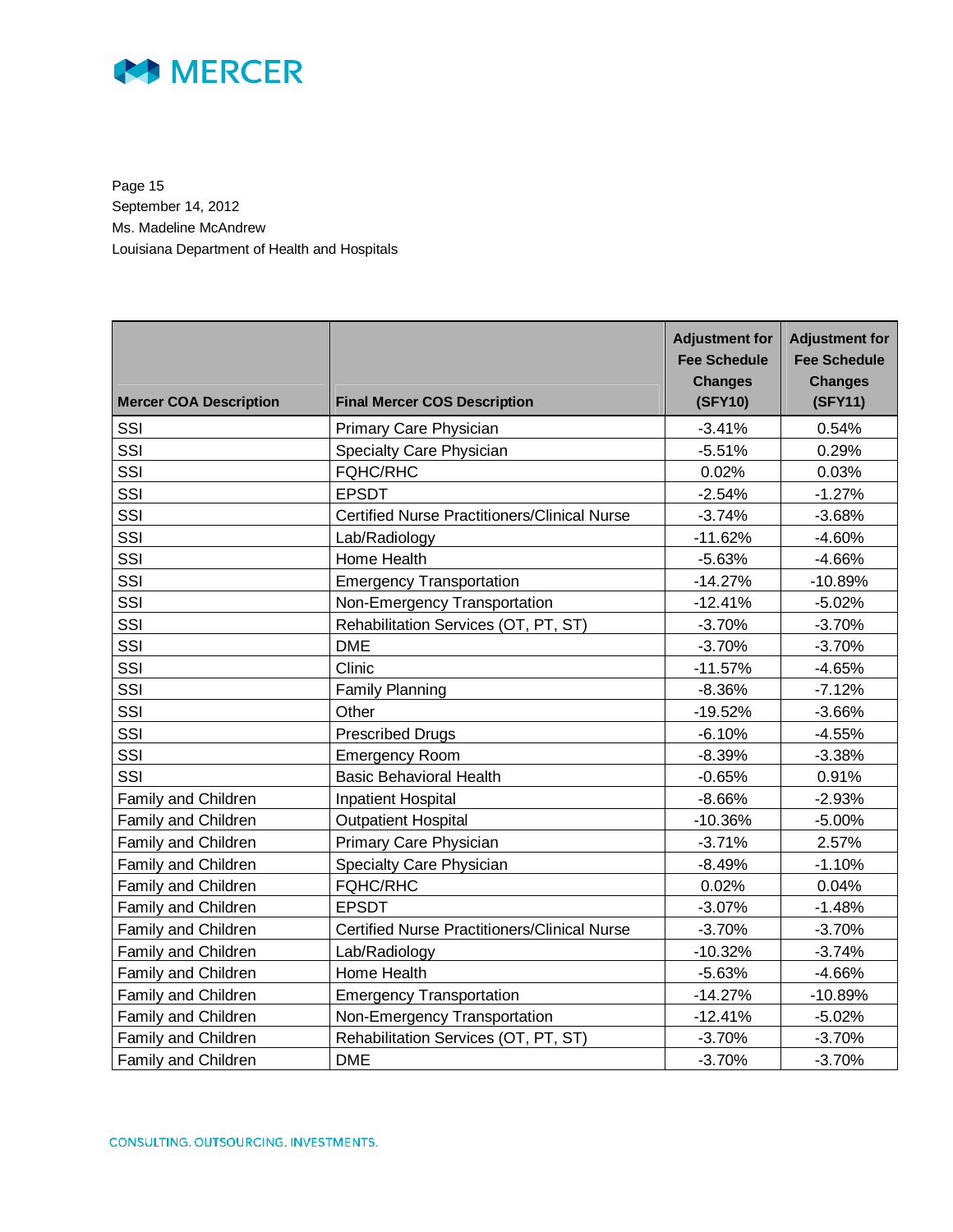Page 15
September 14, 2012
Ms. Madeline McAndrew
Louisiana Department of Health and Hospitals

| Mercer COA Description | Final Mercer COS Description | Adjustment for Fee Schedule Changes (SFY10) | Adjustment for Fee Schedule Changes (SFY11) |
|---|---|---|---|
| SSI | Primary Care Physician | -3.41% | 0.54% |
| SSI | Specialty Care Physician | -5.51% | 0.29% |
| SSI | FQHC/RHC | 0.02% | 0.03% |
| SSI | EPSDT | -2.54% | -1.27% |
| SSI | Certified Nurse Practitioners/Clinical Nurse | -3.74% | -3.68% |
| SSI | Lab/Radiology | -11.62% | -4.60% |
| SSI | Home Health | -5.63% | -4.66% |
| SSI | Emergency Transportation | -14.27% | -10.89% |
| SSI | Non-Emergency Transportation | -12.41% | -5.02% |
| SSI | Rehabilitation Services (OT, PT, ST) | -3.70% | -3.70% |
| SSI | DME | -3.70% | -3.70% |
| SSI | Clinic | -11.57% | -4.65% |
| SSI | Family Planning | -8.36% | -7.12% |
| SSI | Other | -19.52% | -3.66% |
| SSI | Prescribed Drugs | -6.10% | -4.55% |
| SSI | Emergency Room | -8.39% | -3.38% |
| SSI | Basic Behavioral Health | -0.65% | 0.91% |
| Family and Children | Inpatient Hospital | -8.66% | -2.93% |
| Family and Children | Outpatient Hospital | -10.36% | -5.00% |
| Family and Children | Primary Care Physician | -3.71% | 2.57% |
| Family and Children | Specialty Care Physician | -8.49% | -1.10% |
| Family and Children | FQHC/RHC | 0.02% | 0.04% |
| Family and Children | EPSDT | -3.07% | -1.48% |
| Family and Children | Certified Nurse Practitioners/Clinical Nurse | -3.70% | -3.70% |
| Family and Children | Lab/Radiology | -10.32% | -3.74% |
| Family and Children | Home Health | -5.63% | -4.66% |
| Family and Children | Emergency Transportation | -14.27% | -10.89% |
| Family and Children | Non-Emergency Transportation | -12.41% | -5.02% |
| Family and Children | Rehabilitation Services (OT, PT, ST) | -3.70% | -3.70% |
| Family and Children | DME | -3.70% | -3.70% |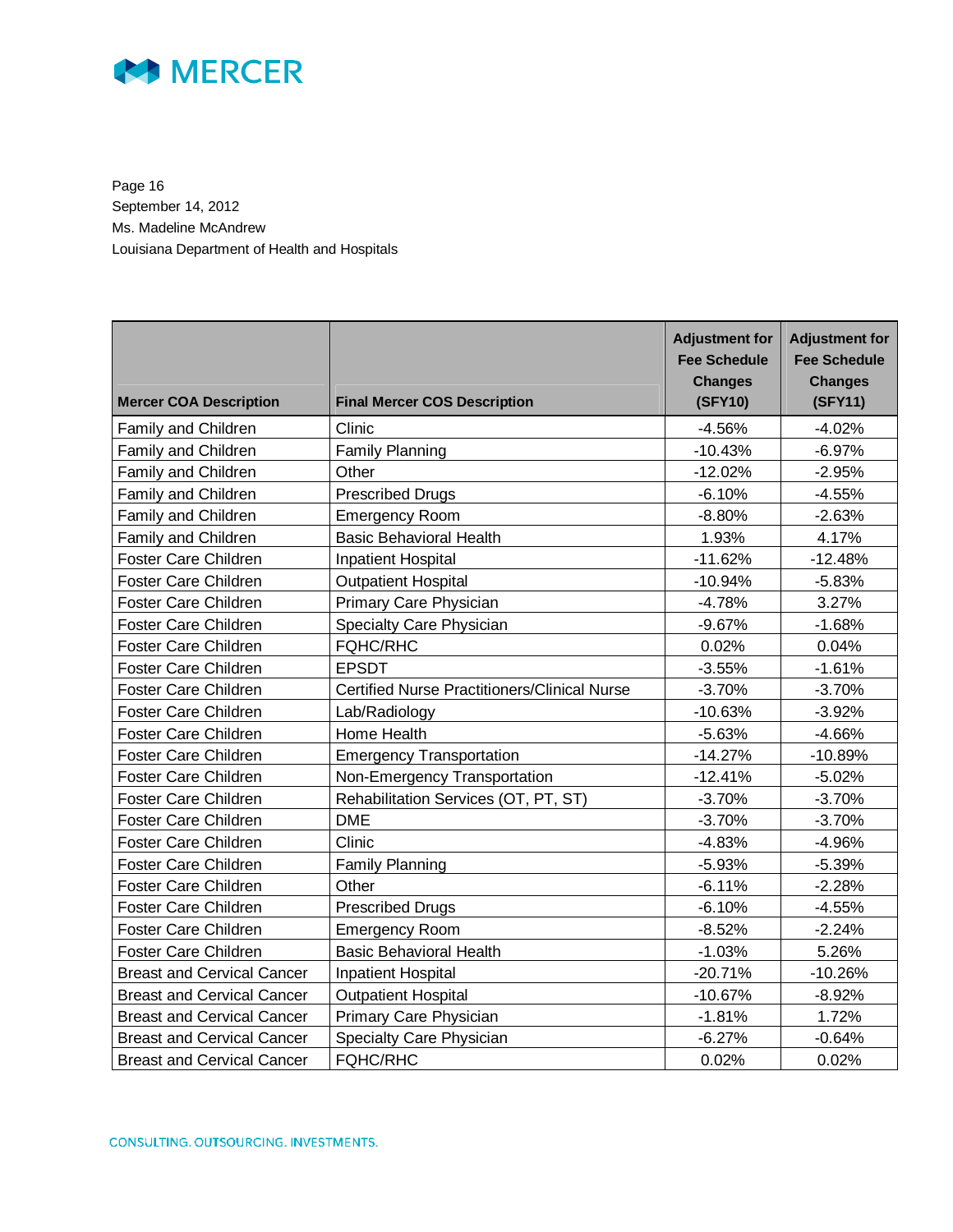Page 16
September 14, 2012
Ms. Madeline McAndrew
Louisiana Department of Health and Hospitals

| Mercer COA Description | Final Mercer COS Description | Adjustment for Fee Schedule Changes (SFY10) | Adjustment for Fee Schedule Changes (SFY11) |
|---|---|---|---|
| Family and Children | Clinic | -4.56% | -4.02% |
| Family and Children | Family Planning | -10.43% | -6.97% |
| Family and Children | Other | -12.02% | -2.95% |
| Family and Children | Prescribed Drugs | -6.10% | -4.55% |
| Family and Children | Emergency Room | -8.80% | -2.63% |
| Family and Children | Basic Behavioral Health | 1.93% | 4.17% |
| Foster Care Children | Inpatient Hospital | -11.62% | -12.48% |
| Foster Care Children | Outpatient Hospital | -10.94% | -5.83% |
| Foster Care Children | Primary Care Physician | -4.78% | 3.27% |
| Foster Care Children | Specialty Care Physician | -9.67% | -1.68% |
| Foster Care Children | FQHC/RHC | 0.02% | 0.04% |
| Foster Care Children | EPSDT | -3.55% | -1.61% |
| Foster Care Children | Certified Nurse Practitioners/Clinical Nurse | -3.70% | -3.70% |
| Foster Care Children | Lab/Radiology | -10.63% | -3.92% |
| Foster Care Children | Home Health | -5.63% | -4.66% |
| Foster Care Children | Emergency Transportation | -14.27% | -10.89% |
| Foster Care Children | Non-Emergency Transportation | -12.41% | -5.02% |
| Foster Care Children | Rehabilitation Services (OT, PT, ST) | -3.70% | -3.70% |
| Foster Care Children | DME | -3.70% | -3.70% |
| Foster Care Children | Clinic | -4.83% | -4.96% |
| Foster Care Children | Family Planning | -5.93% | -5.39% |
| Foster Care Children | Other | -6.11% | -2.28% |
| Foster Care Children | Prescribed Drugs | -6.10% | -4.55% |
| Foster Care Children | Emergency Room | -8.52% | -2.24% |
| Foster Care Children | Basic Behavioral Health | -1.03% | 5.26% |
| Breast and Cervical Cancer | Inpatient Hospital | -20.71% | -10.26% |
| Breast and Cervical Cancer | Outpatient Hospital | -10.67% | -8.92% |
| Breast and Cervical Cancer | Primary Care Physician | -1.81% | 1.72% |
| Breast and Cervical Cancer | Specialty Care Physician | -6.27% | -0.64% |
| Breast and Cervical Cancer | FQHC/RHC | 0.02% | 0.02% |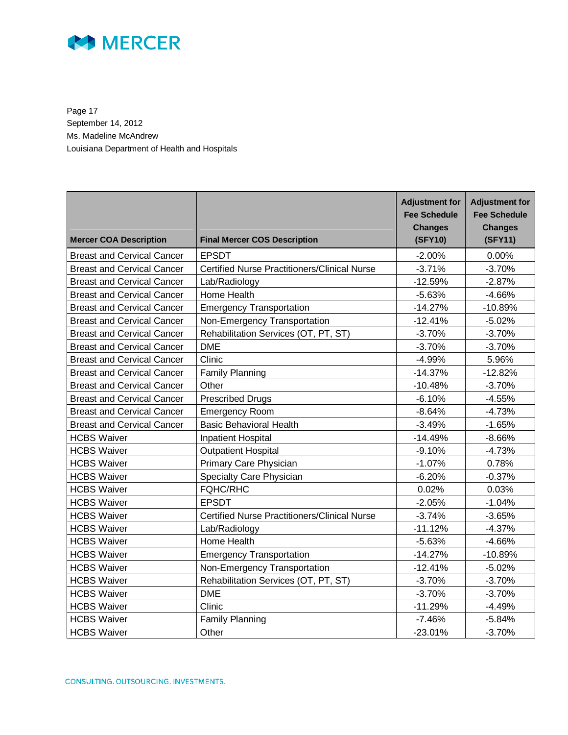Page 17
September 14, 2012
Ms. Madeline McAndrew
Louisiana Department of Health and Hospitals

| Mercer COA Description | Final Mercer COS Description | Adjustment for Fee Schedule Changes (SFY10) | Adjustment for Fee Schedule Changes (SFY11) |
|---|---|---|---|
| Breast and Cervical Cancer | EPSDT | -2.00% | 0.00% |
| Breast and Cervical Cancer | Certified Nurse Practitioners/Clinical Nurse | -3.71% | -3.70% |
| Breast and Cervical Cancer | Lab/Radiology | -12.59% | -2.87% |
| Breast and Cervical Cancer | Home Health | -5.63% | -4.66% |
| Breast and Cervical Cancer | Emergency Transportation | -14.27% | -10.89% |
| Breast and Cervical Cancer | Non-Emergency Transportation | -12.41% | -5.02% |
| Breast and Cervical Cancer | Rehabilitation Services (OT, PT, ST) | -3.70% | -3.70% |
| Breast and Cervical Cancer | DME | -3.70% | -3.70% |
| Breast and Cervical Cancer | Clinic | -4.99% | 5.96% |
| Breast and Cervical Cancer | Family Planning | -14.37% | -12.82% |
| Breast and Cervical Cancer | Other | -10.48% | -3.70% |
| Breast and Cervical Cancer | Prescribed Drugs | -6.10% | -4.55% |
| Breast and Cervical Cancer | Emergency Room | -8.64% | -4.73% |
| Breast and Cervical Cancer | Basic Behavioral Health | -3.49% | -1.65% |
| HCBS Waiver | Inpatient Hospital | -14.49% | -8.66% |
| HCBS Waiver | Outpatient Hospital | -9.10% | -4.73% |
| HCBS Waiver | Primary Care Physician | -1.07% | 0.78% |
| HCBS Waiver | Specialty Care Physician | -6.20% | -0.37% |
| HCBS Waiver | FQHC/RHC | 0.02% | 0.03% |
| HCBS Waiver | EPSDT | -2.05% | -1.04% |
| HCBS Waiver | Certified Nurse Practitioners/Clinical Nurse | -3.74% | -3.65% |
| HCBS Waiver | Lab/Radiology | -11.12% | -4.37% |
| HCBS Waiver | Home Health | -5.63% | -4.66% |
| HCBS Waiver | Emergency Transportation | -14.27% | -10.89% |
| HCBS Waiver | Non-Emergency Transportation | -12.41% | -5.02% |
| HCBS Waiver | Rehabilitation Services (OT, PT, ST) | -3.70% | -3.70% |
| HCBS Waiver | DME | -3.70% | -3.70% |
| HCBS Waiver | Clinic | -11.29% | -4.49% |
| HCBS Waiver | Family Planning | -7.46% | -5.84% |
| HCBS Waiver | Other | -23.01% | -3.70% |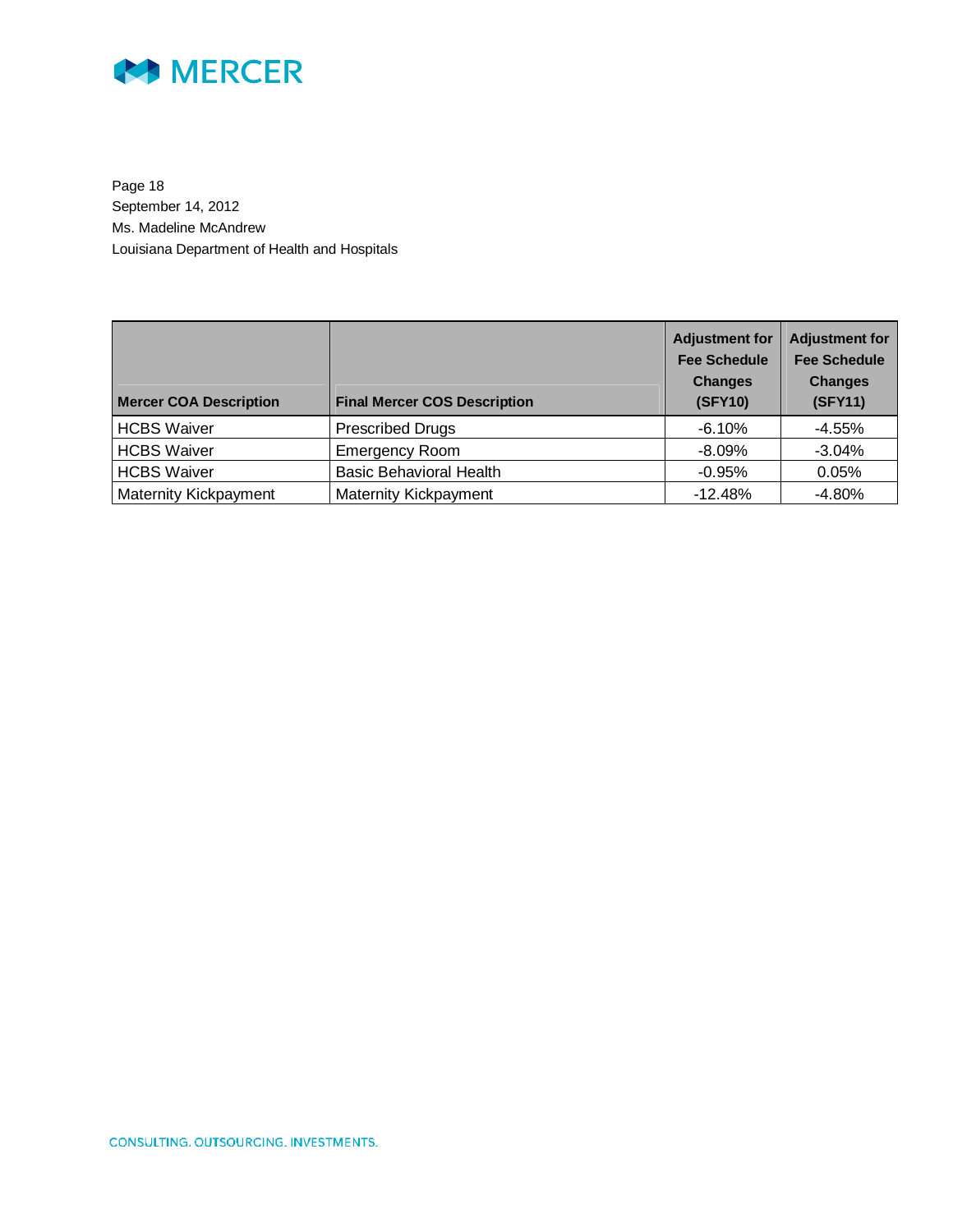| Mercer COA Description | Final Mercer COS Description | Adjustment for Fee Schedule Changes (SFY10) | Adjustment for Fee Schedule Changes (SFY11) |
|---|---|---|---|
| HCBS Waiver | Prescribed Drugs | -6.10% | -4.55% |
| HCBS Waiver | Emergency Room | -8.09% | -3.04% |
| HCBS Waiver | Basic Behavioral Health | -0.95% | 0.05% |
| Maternity Kickpayment | Maternity Kickpayment | -12.48% | -4.80% |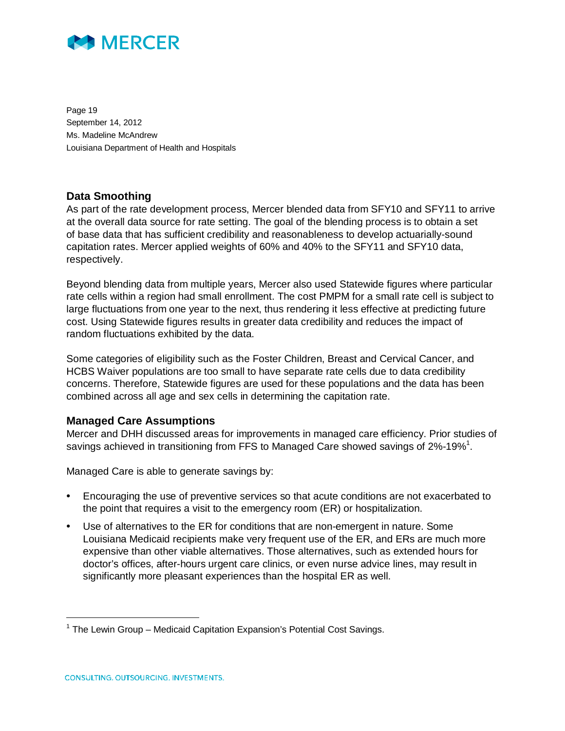## Data Smoothing

As part of the rate development process, Mercer blended data from SFY10 and SFY11 to arrive at the overall data source for rate setting. The goal of the blending process is to obtain a set of base data that has sufficient credibility and reasonableness to develop actuarially-sound capitation rates. Mercer applied weights of 60% and 40% to the SFY11 and SFY10 data, respectively.

Beyond blending data from multiple years, Mercer also used Statewide figures where particular rate cells within a region had small enrollment. The cost PMPM for a small rate cell is subject to large fluctuations from one year to the next, thus rendering it less effective at predicting future cost. Using Statewide figures results in greater data credibility and reduces the impact of random fluctuations exhibited by the data.

Some categories of eligibility such as the Foster Children, Breast and Cervical Cancer, and HCBS Waiver populations are too small to have separate rate cells due to data credibility concerns. Therefore, Statewide figures are used for these populations and the data has been combined across all age and sex cells in determining the capitation rate.

## Managed Care Assumptions

Mercer and DHH discussed areas for improvements in managed care efficiency. Prior studies of savings achieved in transitioning from FFS to Managed Care showed savings of 2%-19%[1].

Managed Care is able to generate savings by:

- Encouraging the use of preventive services so that acute conditions are not exacerbated to the point that requires a visit to the emergency room (ER) or hospitalization.
- Use of alternatives to the ER for conditions that are non-emergent in nature. Some Louisiana Medicaid recipients make very frequent use of the ER, and ERs are much more expensive than other viable alternatives. Those alternatives, such as extended hours for doctor's offices, after-hours urgent care clinics, or even nurse advice lines, may result in significantly more pleasant experiences than the hospital ER as well.

[1] The Lewin Group – Medicaid Capitation Expansion's Potential Cost Savings.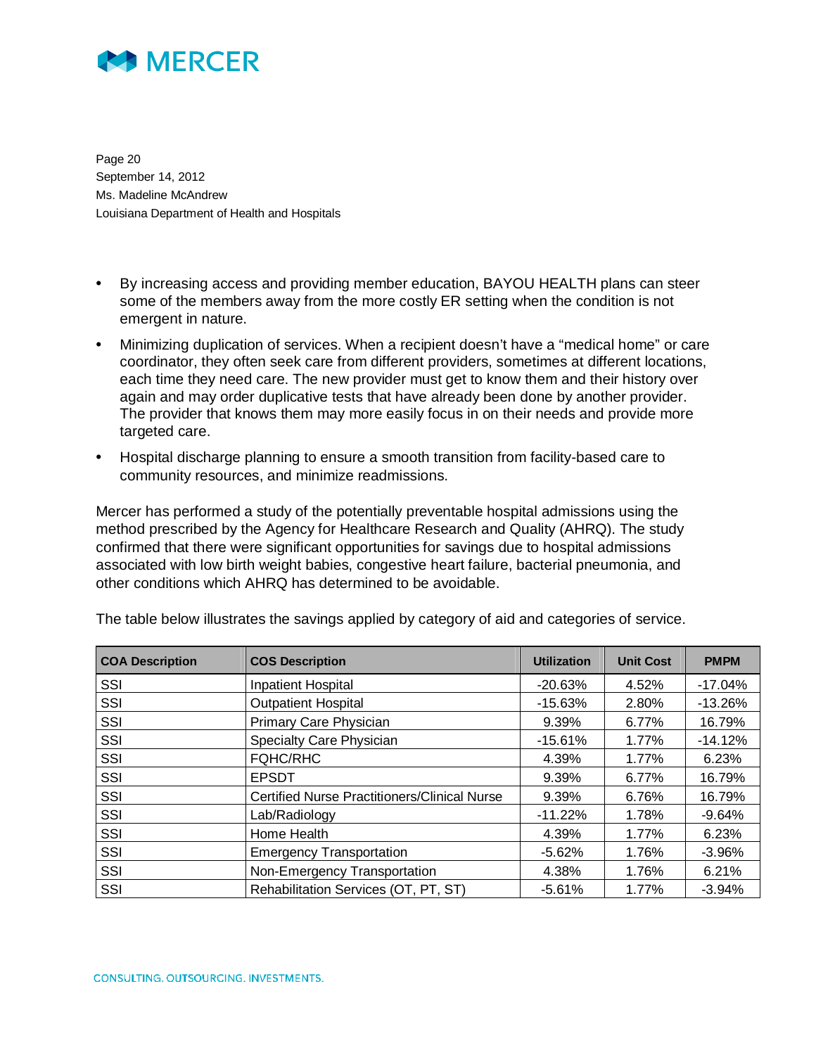- By increasing access and providing member education, BAYOU HEALTH plans can steer some of the members away from the more costly ER setting when the condition is not emergent in nature.
- Minimizing duplication of services. When a recipient doesn't have a "medical home" or care coordinator, they often seek care from different providers, sometimes at different locations, each time they need care. The new provider must get to know them and their history over again and may order duplicative tests that have already been done by another provider. The provider that knows them may more easily focus in on their needs and provide more targeted care.
- Hospital discharge planning to ensure a smooth transition from facility-based care to community resources, and minimize readmissions.

Mercer has performed a study of the potentially preventable hospital admissions using the method prescribed by the Agency for Healthcare Research and Quality (AHRQ). The study confirmed that there were significant opportunities for savings due to hospital admissions associated with low birth weight babies, congestive heart failure, bacterial pneumonia, and other conditions which AHRQ has determined to be avoidable.

The table below illustrates the savings applied by category of aid and categories of service.

| COA Description | COS Description | Utilization | Unit Cost | PMPM |
|---|---|---|---|---|
| SSI | Inpatient Hospital | -20.63% | 4.52% | -17.04% |
| SSI | Outpatient Hospital | -15.63% | 2.80% | -13.26% |
| SSI | Primary Care Physician | 9.39% | 6.77% | 16.79% |
| SSI | Specialty Care Physician | -15.61% | 1.77% | -14.12% |
| SSI | FQHC/RHC | 4.39% | 1.77% | 6.23% |
| SSI | EPSDT | 9.39% | 6.77% | 16.79% |
| SSI | Certified Nurse Practitioners/Clinical Nurse | 9.39% | 6.76% | 16.79% |
| SSI | Lab/Radiology | -11.22% | 1.78% | -9.64% |
| SSI | Home Health | 4.39% | 1.77% | 6.23% |
| SSI | Emergency Transportation | -5.62% | 1.76% | -3.96% |
| SSI | Non-Emergency Transportation | 4.38% | 1.76% | 6.21% |
| SSI | Rehabilitation Services (OT, PT, ST) | -5.61% | 1.77% | -3.94% |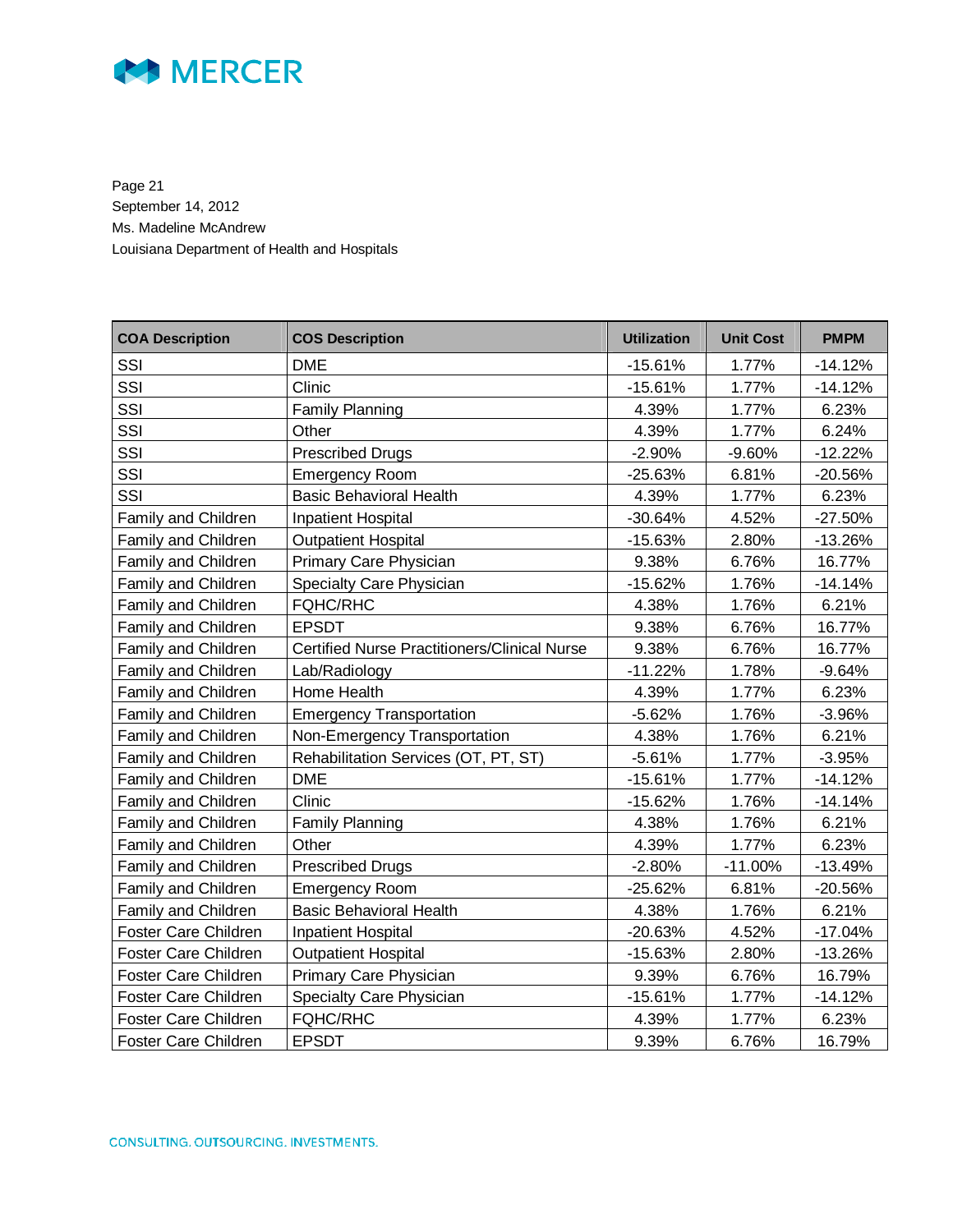Page 21
September 14, 2012
Ms. Madeline McAndrew
Louisiana Department of Health and Hospitals

| COA Description | COS Description | Utilization | Unit Cost | PMPM |
|---|---|---|---|---|
| SSI | DME | -15.61% | 1.77% | -14.12% |
| SSI | Clinic | -15.61% | 1.77% | -14.12% |
| SSI | Family Planning | 4.39% | 1.77% | 6.23% |
| SSI | Other | 4.39% | 1.77% | 6.24% |
| SSI | Prescribed Drugs | -2.90% | -9.60% | -12.22% |
| SSI | Emergency Room | -25.63% | 6.81% | -20.56% |
| SSI | Basic Behavioral Health | 4.39% | 1.77% | 6.23% |
| Family and Children | Inpatient Hospital | -30.64% | 4.52% | -27.50% |
| Family and Children | Outpatient Hospital | -15.63% | 2.80% | -13.26% |
| Family and Children | Primary Care Physician | 9.38% | 6.76% | 16.77% |
| Family and Children | Specialty Care Physician | -15.62% | 1.76% | -14.14% |
| Family and Children | FQHC/RHC | 4.38% | 1.76% | 6.21% |
| Family and Children | EPSDT | 9.38% | 6.76% | 16.77% |
| Family and Children | Certified Nurse Practitioners/Clinical Nurse | 9.38% | 6.76% | 16.77% |
| Family and Children | Lab/Radiology | -11.22% | 1.78% | -9.64% |
| Family and Children | Home Health | 4.39% | 1.77% | 6.23% |
| Family and Children | Emergency Transportation | -5.62% | 1.76% | -3.96% |
| Family and Children | Non-Emergency Transportation | 4.38% | 1.76% | 6.21% |
| Family and Children | Rehabilitation Services (OT, PT, ST) | -5.61% | 1.77% | -3.95% |
| Family and Children | DME | -15.61% | 1.77% | -14.12% |
| Family and Children | Clinic | -15.62% | 1.76% | -14.14% |
| Family and Children | Family Planning | 4.38% | 1.76% | 6.21% |
| Family and Children | Other | 4.39% | 1.77% | 6.23% |
| Family and Children | Prescribed Drugs | -2.80% | -11.00% | -13.49% |
| Family and Children | Emergency Room | -25.62% | 6.81% | -20.56% |
| Family and Children | Basic Behavioral Health | 4.38% | 1.76% | 6.21% |
| Foster Care Children | Inpatient Hospital | -20.63% | 4.52% | -17.04% |
| Foster Care Children | Outpatient Hospital | -15.63% | 2.80% | -13.26% |
| Foster Care Children | Primary Care Physician | 9.39% | 6.76% | 16.79% |
| Foster Care Children | Specialty Care Physician | -15.61% | 1.77% | -14.12% |
| Foster Care Children | FQHC/RHC | 4.39% | 1.77% | 6.23% |
| Foster Care Children | EPSDT | 9.39% | 6.76% | 16.79% |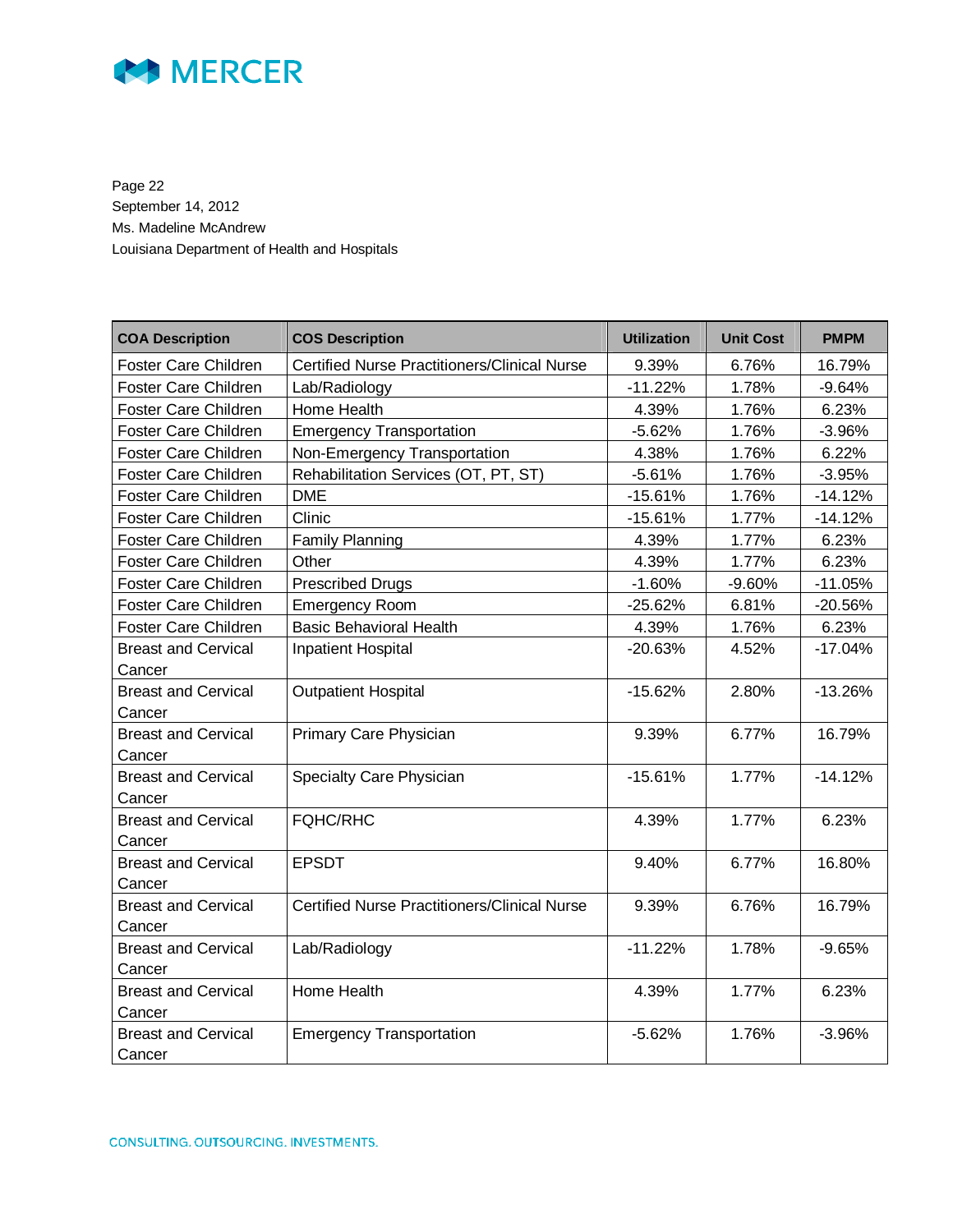Page 22
September 14, 2012
Ms. Madeline McAndrew
Louisiana Department of Health and Hospitals

| COA Description | COS Description | Utilization | Unit Cost | PMPM |
|---|---|---|---|---|
| Foster Care Children | Certified Nurse Practitioners/Clinical Nurse | 9.39% | 6.76% | 16.79% |
| Foster Care Children | Lab/Radiology | -11.22% | 1.78% | -9.64% |
| Foster Care Children | Home Health | 4.39% | 1.76% | 6.23% |
| Foster Care Children | Emergency Transportation | -5.62% | 1.76% | -3.96% |
| Foster Care Children | Non-Emergency Transportation | 4.38% | 1.76% | 6.22% |
| Foster Care Children | Rehabilitation Services (OT, PT, ST) | -5.61% | 1.76% | -3.95% |
| Foster Care Children | DME | -15.61% | 1.76% | -14.12% |
| Foster Care Children | Clinic | -15.61% | 1.77% | -14.12% |
| Foster Care Children | Family Planning | 4.39% | 1.77% | 6.23% |
| Foster Care Children | Other | 4.39% | 1.77% | 6.23% |
| Foster Care Children | Prescribed Drugs | -1.60% | -9.60% | -11.05% |
| Foster Care Children | Emergency Room | -25.62% | 6.81% | -20.56% |
| Foster Care Children | Basic Behavioral Health | 4.39% | 1.76% | 6.23% |
| Breast and Cervical Cancer | Inpatient Hospital | -20.63% | 4.52% | -17.04% |
| Breast and Cervical Cancer | Outpatient Hospital | -15.62% | 2.80% | -13.26% |
| Breast and Cervical Cancer | Primary Care Physician | 9.39% | 6.77% | 16.79% |
| Breast and Cervical Cancer | Specialty Care Physician | -15.61% | 1.77% | -14.12% |
| Breast and Cervical Cancer | FQHC/RHC | 4.39% | 1.77% | 6.23% |
| Breast and Cervical Cancer | EPSDT | 9.40% | 6.77% | 16.80% |
| Breast and Cervical Cancer | Certified Nurse Practitioners/Clinical Nurse | 9.39% | 6.76% | 16.79% |
| Breast and Cervical Cancer | Lab/Radiology | -11.22% | 1.78% | -9.65% |
| Breast and Cervical Cancer | Home Health | 4.39% | 1.77% | 6.23% |
| Breast and Cervical Cancer | Emergency Transportation | -5.62% | 1.76% | -3.96% |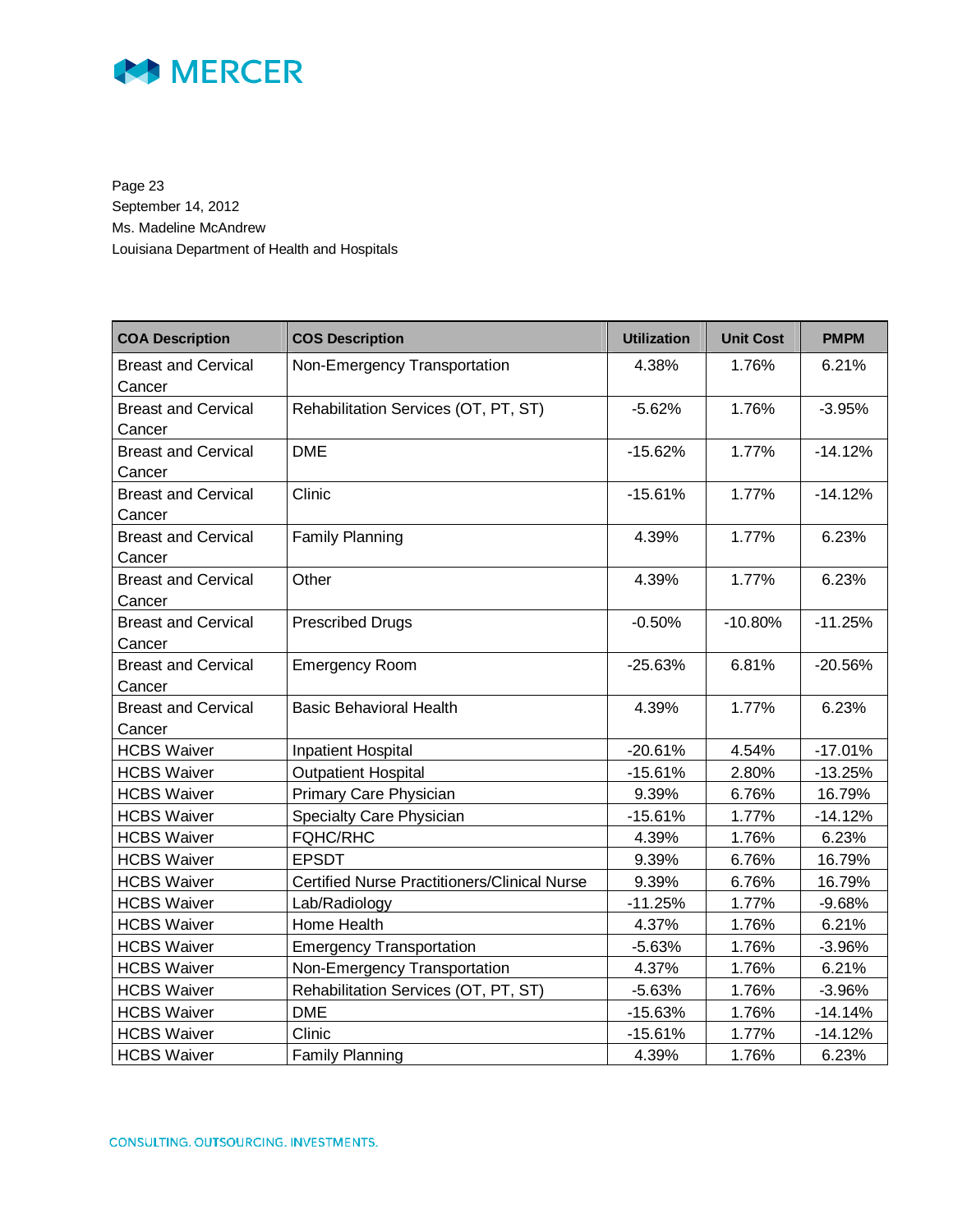Page 23
September 14, 2012
Ms. Madeline McAndrew
Louisiana Department of Health and Hospitals

| COA Description | COS Description | Utilization | Unit Cost | PMPM |
|---|---|---|---|---|
| Breast and Cervical Cancer | Non-Emergency Transportation | 4.38% | 1.76% | 6.21% |
| Breast and Cervical Cancer | Rehabilitation Services (OT, PT, ST) | -5.62% | 1.76% | -3.95% |
| Breast and Cervical Cancer | DME | -15.62% | 1.77% | -14.12% |
| Breast and Cervical Cancer | Clinic | -15.61% | 1.77% | -14.12% |
| Breast and Cervical Cancer | Family Planning | 4.39% | 1.77% | 6.23% |
| Breast and Cervical Cancer | Other | 4.39% | 1.77% | 6.23% |
| Breast and Cervical Cancer | Prescribed Drugs | -0.50% | -10.80% | -11.25% |
| Breast and Cervical Cancer | Emergency Room | -25.63% | 6.81% | -20.56% |
| Breast and Cervical Cancer | Basic Behavioral Health | 4.39% | 1.77% | 6.23% |
| HCBS Waiver | Inpatient Hospital | -20.61% | 4.54% | -17.01% |
| HCBS Waiver | Outpatient Hospital | -15.61% | 2.80% | -13.25% |
| HCBS Waiver | Primary Care Physician | 9.39% | 6.76% | 16.79% |
| HCBS Waiver | Specialty Care Physician | -15.61% | 1.77% | -14.12% |
| HCBS Waiver | FQHC/RHC | 4.39% | 1.76% | 6.23% |
| HCBS Waiver | EPSDT | 9.39% | 6.76% | 16.79% |
| HCBS Waiver | Certified Nurse Practitioners/Clinical Nurse | 9.39% | 6.76% | 16.79% |
| HCBS Waiver | Lab/Radiology | -11.25% | 1.77% | -9.68% |
| HCBS Waiver | Home Health | 4.37% | 1.76% | 6.21% |
| HCBS Waiver | Emergency Transportation | -5.63% | 1.76% | -3.96% |
| HCBS Waiver | Non-Emergency Transportation | 4.37% | 1.76% | 6.21% |
| HCBS Waiver | Rehabilitation Services (OT, PT, ST) | -5.63% | 1.76% | -3.96% |
| HCBS Waiver | DME | -15.63% | 1.76% | -14.14% |
| HCBS Waiver | Clinic | -15.61% | 1.77% | -14.12% |
| HCBS Waiver | Family Planning | 4.39% | 1.76% | 6.23% |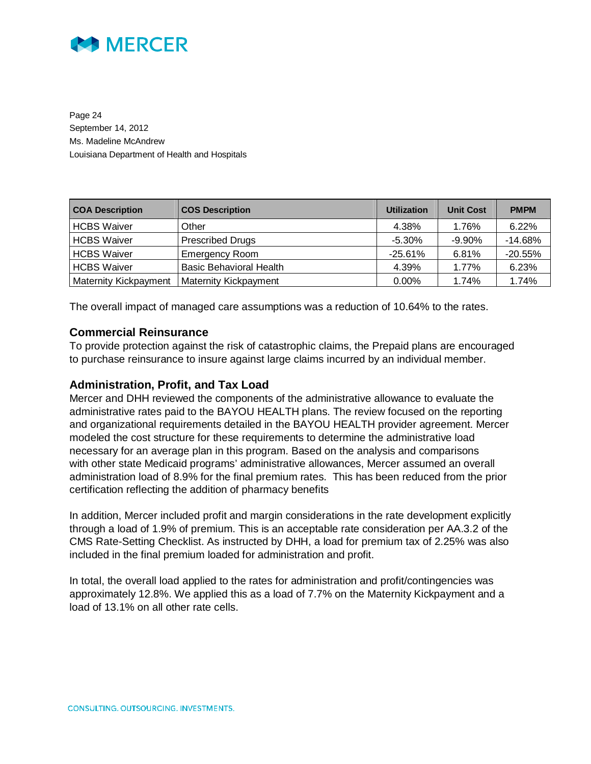| COA Description | COS Description | Utilization | Unit Cost | PMPM |
|---|---|---|---|---|
| HCBS Waiver | Other | 4.38% | 1.76% | 6.22% |
| HCBS Waiver | Prescribed Drugs | -5.30% | -9.90% | -14.68% |
| HCBS Waiver | Emergency Room | -25.61% | 6.81% | -20.55% |
| HCBS Waiver | Basic Behavioral Health | 4.39% | 1.77% | 6.23% |
| Maternity Kickpayment | Maternity Kickpayment | 0.00% | 1.74% | 1.74% |

The overall impact of managed care assumptions was a reduction of 10.64% to the rates.

### Commercial Reinsurance

To provide protection against the risk of catastrophic claims, the Prepaid plans are encouraged to purchase reinsurance to insure against large claims incurred by an individual member.

### Administration, Profit, and Tax Load

Mercer and DHH reviewed the components of the administrative allowance to evaluate the administrative rates paid to the BAYOU HEALTH plans. The review focused on the reporting and organizational requirements detailed in the BAYOU HEALTH provider agreement. Mercer modeled the cost structure for these requirements to determine the administrative load necessary for an average plan in this program. Based on the analysis and comparisons with other state Medicaid programs' administrative allowances, Mercer assumed an overall administration load of 8.9% for the final premium rates. This has been reduced from the prior certification reflecting the addition of pharmacy benefits

In addition, Mercer included profit and margin considerations in the rate development explicitly through a load of 1.9% of premium. This is an acceptable rate consideration per AA.3.2 of the CMS Rate-Setting Checklist. As instructed by DHH, a load for premium tax of 2.25% was also included in the final premium loaded for administration and profit.

In total, the overall load applied to the rates for administration and profit/contingencies was approximately 12.8%. We applied this as a load of 7.7% on the Maternity Kickpayment and a load of 13.1% on all other rate cells.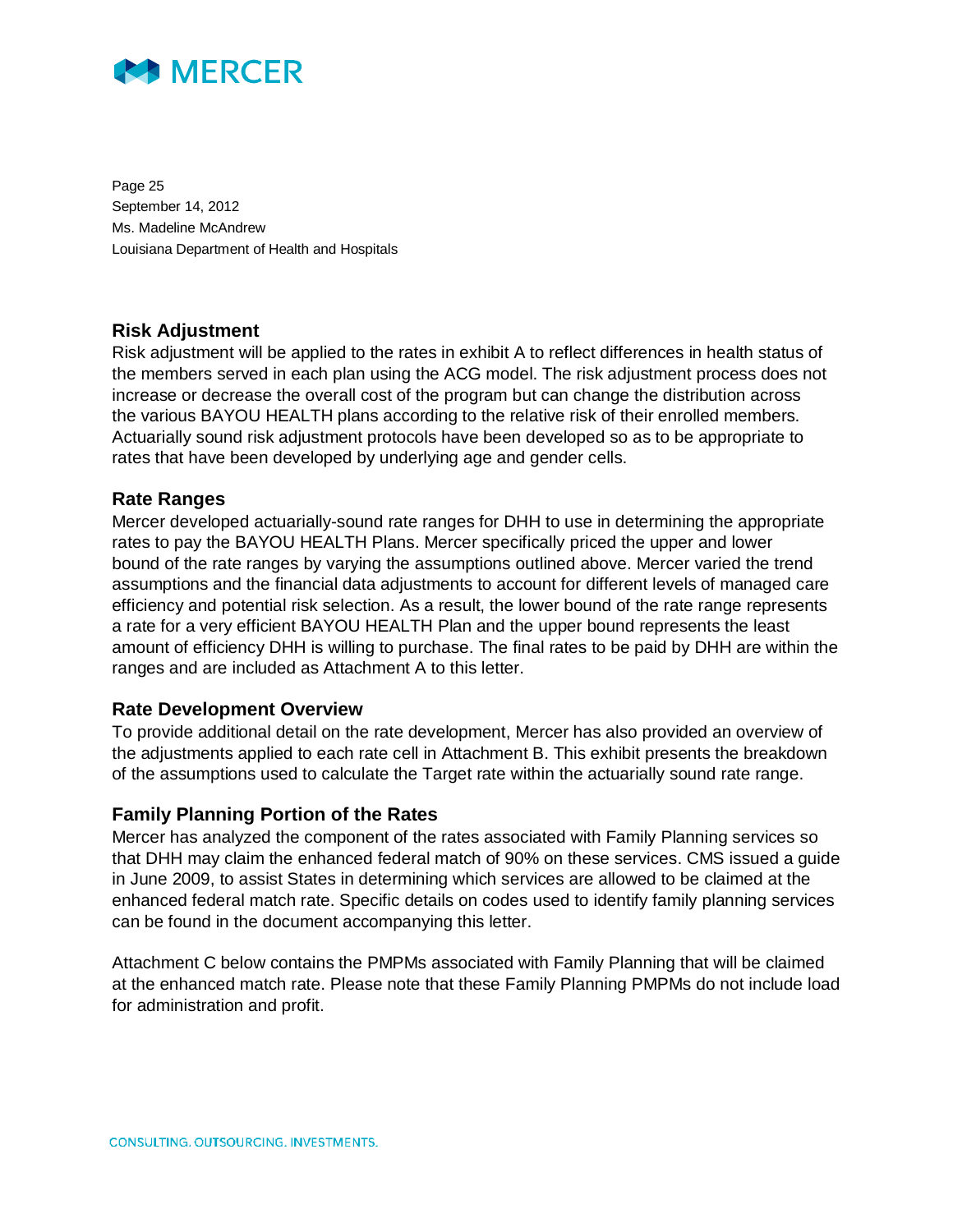## Risk Adjustment

Risk adjustment will be applied to the rates in exhibit A to reflect differences in health status of the members served in each plan using the ACG model. The risk adjustment process does not increase or decrease the overall cost of the program but can change the distribution across the various BAYOU HEALTH plans according to the relative risk of their enrolled members. Actuarially sound risk adjustment protocols have been developed so as to be appropriate to rates that have been developed by underlying age and gender cells.

## Rate Ranges

Mercer developed actuarially-sound rate ranges for DHH to use in determining the appropriate rates to pay the BAYOU HEALTH Plans. Mercer specifically priced the upper and lower bound of the rate ranges by varying the assumptions outlined above. Mercer varied the trend assumptions and the financial data adjustments to account for different levels of managed care efficiency and potential risk selection. As a result, the lower bound of the rate range represents a rate for a very efficient BAYOU HEALTH Plan and the upper bound represents the least amount of efficiency DHH is willing to purchase. The final rates to be paid by DHH are within the ranges and are included as Attachment A to this letter.

## Rate Development Overview

To provide additional detail on the rate development, Mercer has also provided an overview of the adjustments applied to each rate cell in Attachment B. This exhibit presents the breakdown of the assumptions used to calculate the Target rate within the actuarially sound rate range.

## Family Planning Portion of the Rates

Mercer has analyzed the component of the rates associated with Family Planning services so that DHH may claim the enhanced federal match of 90% on these services. CMS issued a guide in June 2009, to assist States in determining which services are allowed to be claimed at the enhanced match rate. Specific details on codes used to identify family planning services can be found in the document accompanying this letter.

Attachment C below contains the PMPMs associated with Family Planning that will be claimed at the enhanced match rate. Please note that these Family Planning PMPMs do not include load for administration and profit.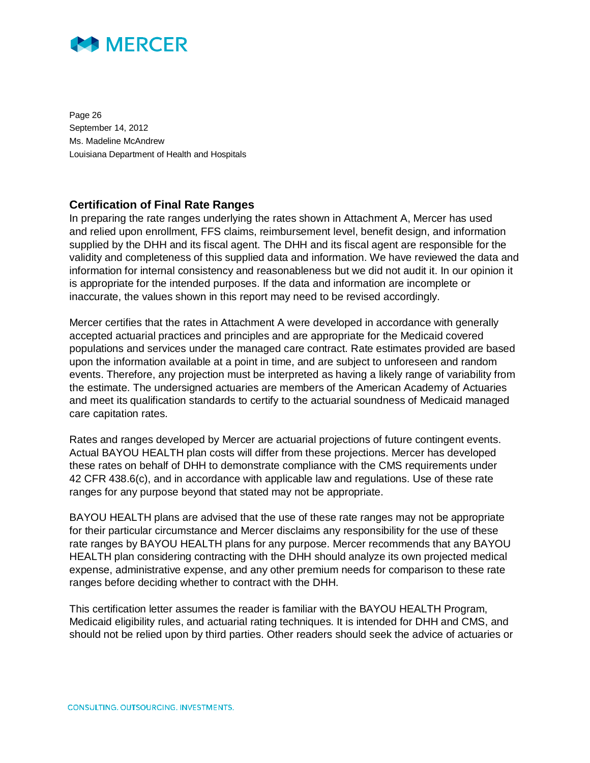Page 26
September 14, 2012
Ms. Madeline McAndrew
Louisiana Department of Health and Hospitals

## Certification of Final Rate Ranges

In preparing the rate ranges underlying the rates shown in Attachment A, Mercer has used and relied upon enrollment, FFS claims, reimbursement level, benefit design, and information supplied by the DHH and its fiscal agent. The DHH and its fiscal agent are responsible for the validity and completeness of this supplied data and information. We have reviewed the data and information for internal consistency and reasonableness but we did not audit it. In our opinion it is appropriate for the intended purposes. If the data and information are incomplete or inaccurate, the values shown in this report may need to be revised accordingly.

Mercer certifies that the rates in Attachment A were developed in accordance with generally accepted actuarial practices and principles and are appropriate for the Medicaid covered populations and services under the managed care contract. Rate estimates provided are based upon the information available at a point in time, and are subject to unforeseen and random events. Therefore, any projection must be interpreted as having a likely range of variability from the estimate. The undersigned actuaries are members of the American Academy of Actuaries and meet its qualification standards to certify to the actuarial soundness of Medicaid managed care capitation rates.

Rates and ranges developed by Mercer are actuarial projections of future contingent events. Actual BAYOU HEALTH plan costs will differ from these projections. Mercer has developed these rates on behalf of DHH to demonstrate compliance with the CMS requirements under 42 CFR 438.6(c), and in accordance with applicable law and regulations. Use of these rate ranges for any purpose beyond that stated may not be appropriate.

BAYOU HEALTH plans are advised that the use of these rate ranges may not be appropriate for their particular circumstance and Mercer disclaims any responsibility for the use of these rate ranges by BAYOU HEALTH plans for any purpose. Mercer recommends that any BAYOU HEALTH plan considering contracting with the DHH should analyze its own projected medical expense, administrative expense, and any other premium needs for comparison to these rate ranges before deciding whether to contract with the DHH.

This certification letter assumes the reader is familiar with the BAYOU HEALTH Program, Medicaid eligibility rules, and actuarial rating techniques. It is intended for DHH and CMS, and should not be relied upon by third parties. Other readers should seek the advice of actuaries or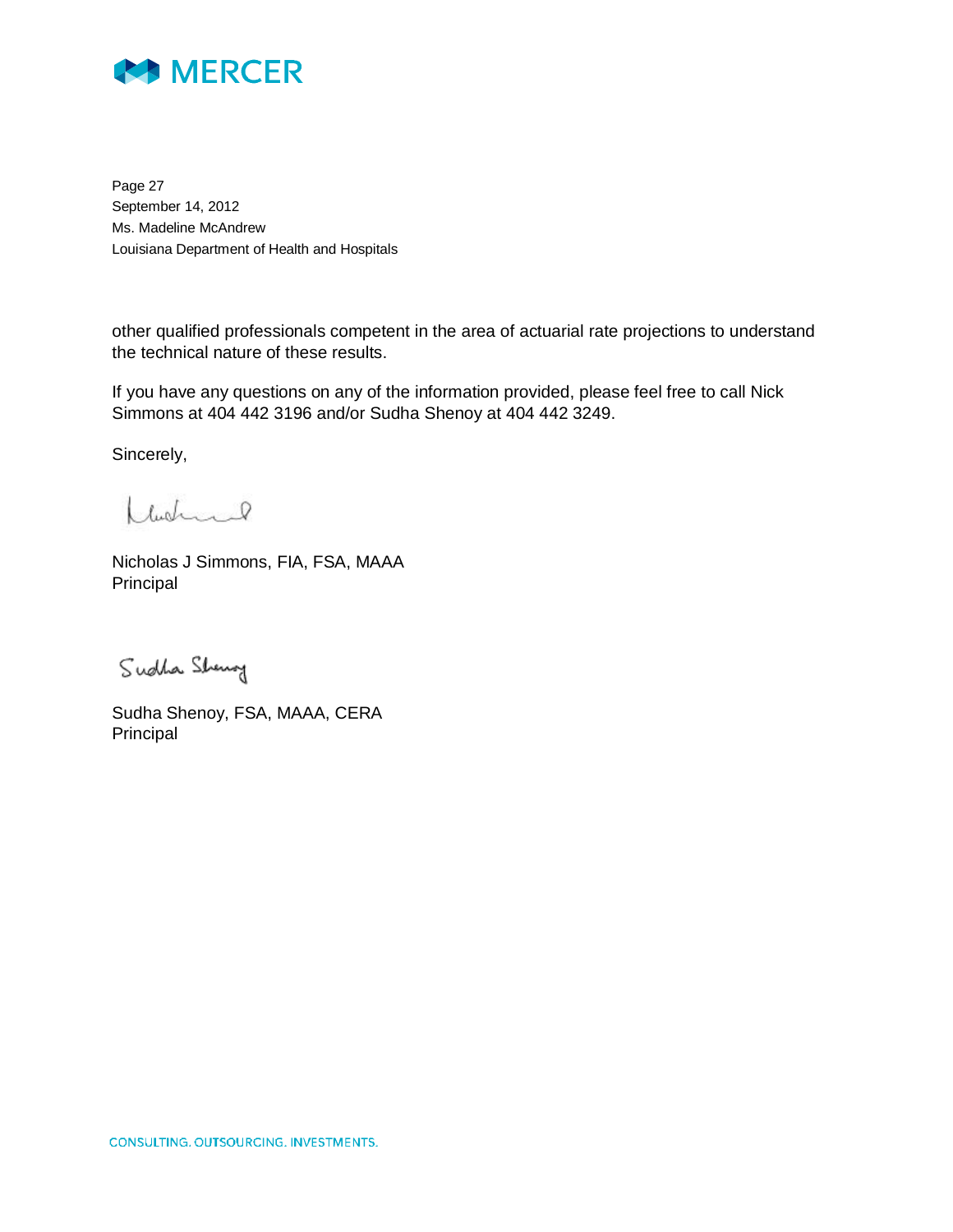other qualified professionals competent in the area of actuarial rate projections to understand the technical nature of these results.

If you have any questions on any of the information provided, please feel free to call Nick Simmons at 404 442 3196 and/or Sudha Shenoy at 404 442 3249.

Sincerely,

Nicholas J Simmons, FIA, FSA, MAAA
Principal

Sudha Shenoy, FSA, MAAA, CERA
Principal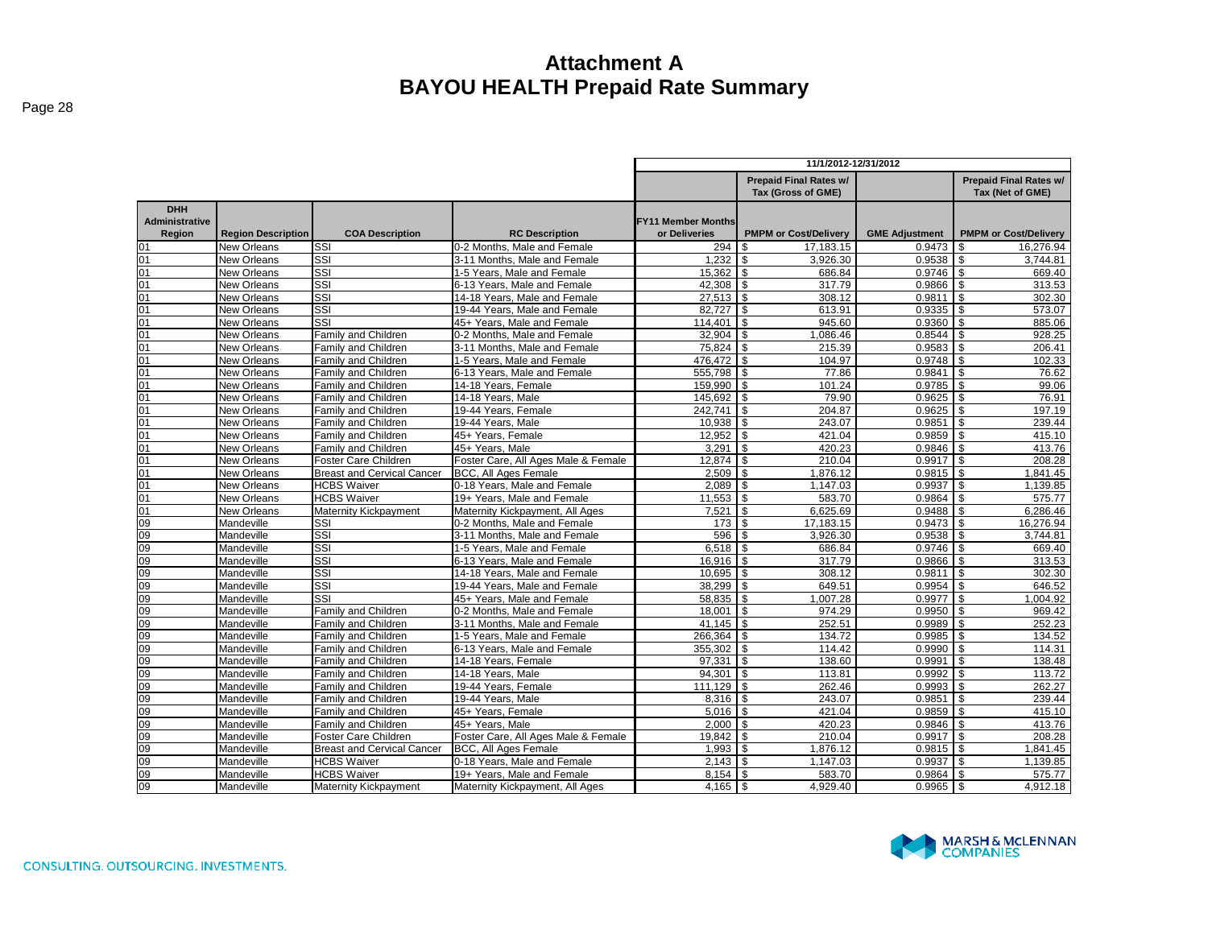# Attachment A
# BAYOU HEALTH Prepaid Rate Summary

| | | | | 11/1/2012-12/31/2012 | | | |
|---|---|---|---|---|---|---|---|
| | | | | | Prepaid Final Rates w/ Tax (Gross of GME) | | Prepaid Final Rates w/ Tax (Net of GME) |
| DHH Administrative Region | Region Description | COA Description | RC Description | FY11 Member Months or Deliveries | PMPM or Cost/Delivery | GME Adjustment | PMPM or Cost/Delivery |
| 01 | New Orleans | SSI | 0-2 Months, Male and Female | 294 | $ 17,183.15 | 0.9473 | $ 16,276.94 |
| 01 | New Orleans | SSI | 3-11 Months, Male and Female | 1,232 | $ 3,926.30 | 0.9538 | $ 3,744.81 |
| 01 | New Orleans | SSI | 1-5 Years, Male and Female | 15,362 | $ 686.84 | 0.9746 | $ 669.40 |
| 01 | New Orleans | SSI | 6-13 Years, Male and Female | 42,308 | $ 317.79 | 0.9866 | $ 313.53 |
| 01 | New Orleans | SSI | 14-18 Years, Male and Female | 27,513 | $ 308.12 | 0.9811 | $ 302.30 |
| 01 | New Orleans | SSI | 19-44 Years, Male and Female | 82,727 | $ 613.91 | 0.9335 | $ 573.07 |
| 01 | New Orleans | SSI | 45+ Years, Male and Female | 114,401 | $ 945.60 | 0.9360 | $ 885.06 |
| 01 | New Orleans | Family and Children | 0-2 Months, Male and Female | 32,904 | $ 1,086.46 | 0.8544 | $ 928.25 |
| 01 | New Orleans | Family and Children | 3-11 Months, Male and Female | 75,824 | $ 215.39 | 0.9583 | $ 206.41 |
| 01 | New Orleans | Family and Children | 1-5 Years, Male and Female | 476,472 | $ 104.97 | 0.9748 | $ 102.33 |
| 01 | New Orleans | Family and Children | 6-13 Years, Male and Female | 555,798 | $ 77.86 | 0.9841 | $ 76.62 |
| 01 | New Orleans | Family and Children | 14-18 Years, Female | 159,990 | $ 101.24 | 0.9785 | $ 99.06 |
| 01 | New Orleans | Family and Children | 14-18 Years, Male | 145,692 | $ 79.90 | 0.9625 | $ 76.91 |
| 01 | New Orleans | Family and Children | 19-44 Years, Female | 242,741 | $ 204.87 | 0.9625 | $ 197.19 |
| 01 | New Orleans | Family and Children | 19-44 Years, Male | 10,938 | $ 243.07 | 0.9851 | $ 239.44 |
| 01 | New Orleans | Family and Children | 45+ Years, Female | 12,952 | $ 421.04 | 0.9859 | $ 415.10 |
| 01 | New Orleans | Family and Children | 45+ Years, Male | 3,291 | $ 420.23 | 0.9846 | $ 413.76 |
| 01 | New Orleans | Foster Care Children | Foster Care, All Ages Male & Female | 12,874 | $ 210.04 | 0.9917 | $ 208.28 |
| 01 | New Orleans | Breast and Cervical Cancer | BCC, All Ages Female | 2,509 | $ 1,876.12 | 0.9815 | $ 1,841.45 |
| 01 | New Orleans | HCBS Waiver | 0-18 Years, Male and Female | 2,089 | $ 1,147.03 | 0.9937 | $ 1,139.85 |
| 01 | New Orleans | HCBS Waiver | 19+ Years, Male and Female | 11,553 | $ 583.70 | 0.9864 | $ 575.77 |
| 01 | New Orleans | Maternity Kickpayment | Maternity Kickpayment, All Ages | 7,521 | $ 6,625.69 | 0.9488 | $ 6,286.46 |
| 09 | Mandeville | SSI | 0-2 Months, Male and Female | 173 | $ 17,183.15 | 0.9473 | $ 16,276.94 |
| 09 | Mandeville | SSI | 3-11 Months, Male and Female | 596 | $ 3,926.30 | 0.9538 | $ 3,744.81 |
| 09 | Mandeville | SSI | 1-5 Years, Male and Female | 6,518 | $ 686.84 | 0.9746 | $ 669.40 |
| 09 | Mandeville | SSI | 6-13 Years, Male and Female | 16,916 | $ 317.79 | 0.9866 | $ 313.53 |
| 09 | Mandeville | SSI | 14-18 Years, Male and Female | 10,695 | $ 308.12 | 0.9811 | $ 302.30 |
| 09 | Mandeville | SSI | 19-44 Years, Male and Female | 38,299 | $ 649.51 | 0.9954 | $ 646.52 |
| 09 | Mandeville | SSI | 45+ Years, Male and Female | 58,835 | $ 1,007.28 | 0.9977 | $ 1,004.92 |
| 09 | Mandeville | Family and Children | 0-2 Months, Male and Female | 18,001 | $ 974.29 | 0.9950 | $ 969.42 |
| 09 | Mandeville | Family and Children | 3-11 Months, Male and Female | 41,145 | $ 252.51 | 0.9989 | $ 252.23 |
| 09 | Mandeville | Family and Children | 1-5 Years, Male and Female | 266,364 | $ 134.72 | 0.9985 | $ 134.52 |
| 09 | Mandeville | Family and Children | 6-13 Years, Male and Female | 355,302 | $ 114.42 | 0.9990 | $ 114.31 |
| 09 | Mandeville | Family and Children | 14-18 Years, Female | 97,331 | $ 138.60 | 0.9991 | $ 138.48 |
| 09 | Mandeville | Family and Children | 14-18 Years, Male | 94,301 | $ 113.81 | 0.9992 | $ 113.72 |
| 09 | Mandeville | Family and Children | 19-44 Years, Female | 111,129 | $ 262.46 | 0.9993 | $ 262.27 |
| 09 | Mandeville | Family and Children | 19-44 Years, Male | 8,316 | $ 243.07 | 0.9851 | $ 239.44 |
| 09 | Mandeville | Family and Children | 45+ Years, Female | 5,016 | $ 421.04 | 0.9859 | $ 415.10 |
| 09 | Mandeville | Family and Children | 45+ Years, Male | 2,000 | $ 420.23 | 0.9846 | $ 413.76 |
| 09 | Mandeville | Foster Care Children | Foster Care, All Ages Male & Female | 19,842 | $ 210.04 | 0.9917 | $ 208.28 |
| 09 | Mandeville | Breast and Cervical Cancer | BCC, All Ages Female | 1,993 | $ 1,876.12 | 0.9815 | $ 1,841.45 |
| 09 | Mandeville | HCBS Waiver | 0-18 Years, Male and Female | 2,143 | $ 1,147.03 | 0.9937 | $ 1,139.85 |
| 09 | Mandeville | HCBS Waiver | 19+ Years, Male and Female | 8,154 | $ 583.70 | 0.9864 | $ 575.77 |
| 09 | Mandeville | Maternity Kickpayment | Maternity Kickpayment, All Ages | 4,165 | $ 4,929.40 | 0.9965 | $ 4,912.18 |

CONSULTING. OUTSOURCING. INVESTMENTS.

MARSH & McLENNAN COMPANIES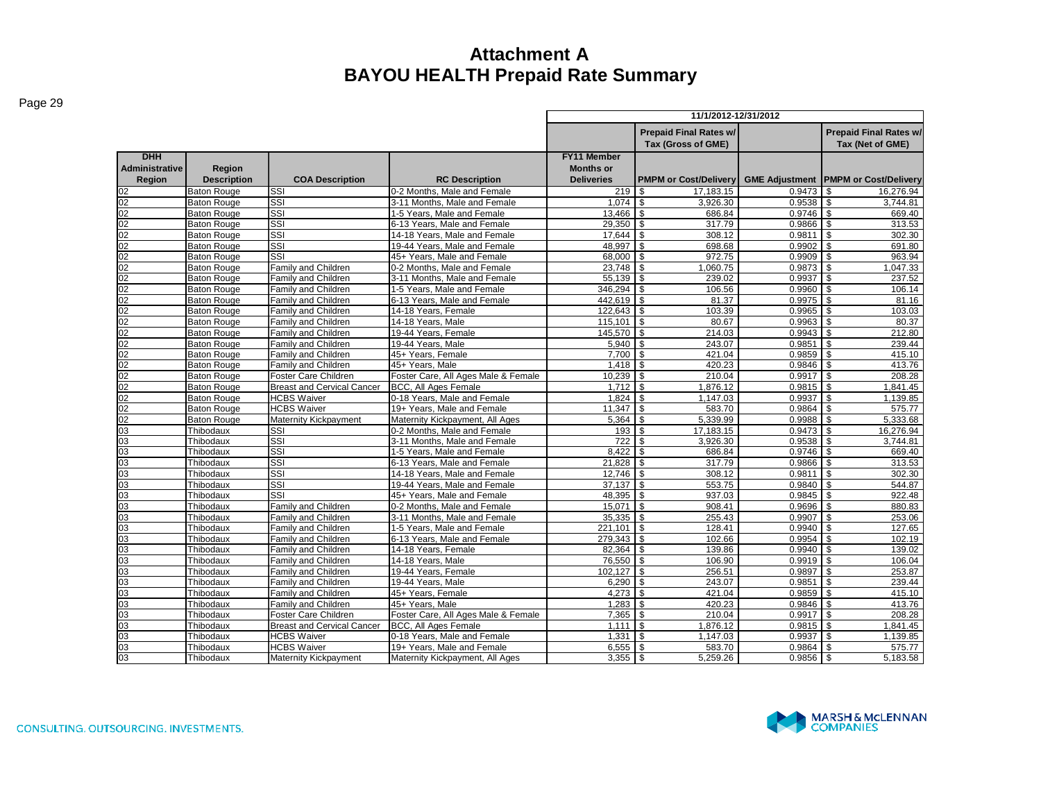# Attachment A
# BAYOU HEALTH Prepaid Rate Summary

| | | | | 11/1/2012-12/31/2012 | | | |
|---|---|---|---|---|---|---|---|
| | | | | | Prepaid Final Rates w/ Tax (Gross of GME) | | Prepaid Final Rates w/ Tax (Net of GME) |
| DHH Administrative Region | Region Description | COA Description | RC Description | FY11 Member Months or Deliveries | PMPM or Cost/Delivery | GME Adjustment | PMPM or Cost/Delivery |
| 02 | Baton Rouge | SSI | 0-2 Months, Male and Female | 219 | $ 17,183.15 | 0.9473 | $ 16,276.94 |
| 02 | Baton Rouge | SSI | 3-11 Months, Male and Female | 1,074 | $ 3,926.30 | 0.9538 | $ 3,744.81 |
| 02 | Baton Rouge | SSI | 1-5 Years, Male and Female | 13,466 | $ 686.84 | 0.9746 | $ 669.40 |
| 02 | Baton Rouge | SSI | 6-13 Years, Male and Female | 29,350 | $ 317.79 | 0.9866 | $ 313.53 |
| 02 | Baton Rouge | SSI | 14-18 Years, Male and Female | 17,644 | $ 308.12 | 0.9811 | $ 302.30 |
| 02 | Baton Rouge | SSI | 19-44 Years, Male and Female | 48,997 | $ 698.68 | 0.9902 | $ 691.80 |
| 02 | Baton Rouge | SSI | 45+ Years, Male and Female | 68,000 | $ 972.75 | 0.9909 | $ 963.94 |
| 02 | Baton Rouge | Family and Children | 0-2 Months, Male and Female | 23,748 | $ 1,060.75 | 0.9873 | $ 1,047.33 |
| 02 | Baton Rouge | Family and Children | 3-11 Months, Male and Female | 55,139 | $ 239.02 | 0.9937 | $ 237.52 |
| 02 | Baton Rouge | Family and Children | 1-5 Years, Male and Female | 346,294 | $ 106.56 | 0.9960 | $ 106.14 |
| 02 | Baton Rouge | Family and Children | 6-13 Years, Male and Female | 442,619 | $ 81.37 | 0.9975 | $ 81.16 |
| 02 | Baton Rouge | Family and Children | 14-18 Years, Female | 122,643 | $ 103.39 | 0.9965 | $ 103.03 |
| 02 | Baton Rouge | Family and Children | 14-18 Years, Male | 115,101 | $ 80.67 | 0.9963 | $ 80.37 |
| 02 | Baton Rouge | Family and Children | 19-44 Years, Female | 145,570 | $ 214.03 | 0.9943 | $ 212.80 |
| 02 | Baton Rouge | Family and Children | 19-44 Years, Male | 5,940 | $ 243.07 | 0.9851 | $ 239.44 |
| 02 | Baton Rouge | Family and Children | 45+ Years, Female | 7,700 | $ 421.04 | 0.9859 | $ 415.10 |
| 02 | Baton Rouge | Family and Children | 45+ Years, Male | 1,418 | $ 420.23 | 0.9846 | $ 413.76 |
| 02 | Baton Rouge | Foster Care Children | Foster Care, All Ages Male & Female | 10,239 | $ 210.04 | 0.9917 | $ 208.28 |
| 02 | Baton Rouge | Breast and Cervical Cancer | BCC, All Ages Female | 1,712 | $ 1,876.12 | 0.9815 | $ 1,841.45 |
| 02 | Baton Rouge | HCBS Waiver | 0-18 Years, Male and Female | 1,824 | $ 1,147.03 | 0.9937 | $ 1,139.85 |
| 02 | Baton Rouge | HCBS Waiver | 19+ Years, Male and Female | 11,347 | $ 583.70 | 0.9864 | $ 575.77 |
| 02 | Baton Rouge | Maternity Kickpayment | Maternity Kickpayment, All Ages | 5,364 | $ 5,339.99 | 0.9988 | $ 5,333.68 |
| 03 | Thibodaux | SSI | 0-2 Months, Male and Female | 193 | $ 17,183.15 | 0.9473 | $ 16,276.94 |
| 03 | Thibodaux | SSI | 3-11 Months, Male and Female | 722 | $ 3,926.30 | 0.9538 | $ 3,744.81 |
| 03 | Thibodaux | SSI | 1-5 Years, Male and Female | 8,422 | $ 686.84 | 0.9746 | $ 669.40 |
| 03 | Thibodaux | SSI | 6-13 Years, Male and Female | 21,828 | $ 317.79 | 0.9866 | $ 313.53 |
| 03 | Thibodaux | SSI | 14-18 Years, Male and Female | 12,746 | $ 308.12 | 0.9811 | $ 302.30 |
| 03 | Thibodaux | SSI | 19-44 Years, Male and Female | 37,137 | $ 553.75 | 0.9840 | $ 544.87 |
| 03 | Thibodaux | SSI | 45+ Years, Male and Female | 48,395 | $ 937.03 | 0.9845 | $ 922.48 |
| 03 | Thibodaux | Family and Children | 0-2 Months, Male and Female | 15,071 | $ 908.41 | 0.9696 | $ 880.83 |
| 03 | Thibodaux | Family and Children | 3-11 Months, Male and Female | 35,335 | $ 255.43 | 0.9907 | $ 253.06 |
| 03 | Thibodaux | Family and Children | 1-5 Years, Male and Female | 221,101 | $ 128.41 | 0.9940 | $ 127.65 |
| 03 | Thibodaux | Family and Children | 6-13 Years, Male and Female | 279,343 | $ 102.66 | 0.9954 | $ 102.19 |
| 03 | Thibodaux | Family and Children | 14-18 Years, Female | 82,364 | $ 139.86 | 0.9940 | $ 139.02 |
| 03 | Thibodaux | Family and Children | 14-18 Years, Male | 76,550 | $ 106.90 | 0.9919 | $ 106.04 |
| 03 | Thibodaux | Family and Children | 19-44 Years, Female | 102,127 | $ 256.51 | 0.9897 | $ 253.87 |
| 03 | Thibodaux | Family and Children | 19-44 Years, Male | 6,290 | $ 243.07 | 0.9851 | $ 239.44 |
| 03 | Thibodaux | Family and Children | 45+ Years, Female | 4,273 | $ 421.04 | 0.9859 | $ 415.10 |
| 03 | Thibodaux | Family and Children | 45+ Years, Male | 1,283 | $ 420.23 | 0.9846 | $ 413.76 |
| 03 | Thibodaux | Foster Care Children | Foster Care, All Ages Male & Female | 7,365 | $ 210.04 | 0.9917 | $ 208.28 |
| 03 | Thibodaux | Breast and Cervical Cancer | BCC, All Ages Female | 1,111 | $ 1,876.12 | 0.9815 | $ 1,841.45 |
| 03 | Thibodaux | HCBS Waiver | 0-18 Years, Male and Female | 1,331 | $ 1,147.03 | 0.9937 | $ 1,139.85 |
| 03 | Thibodaux | HCBS Waiver | 19+ Years, Male and Female | 6,555 | $ 583.70 | 0.9864 | $ 575.77 |
| 03 | Thibodaux | Maternity Kickpayment | Maternity Kickpayment, All Ages | 3,355 | $ 5,259.26 | 0.9856 | $ 5,183.58 |

CONSULTING. OUTSOURCING. INVESTMENTS.

MARSH & McLENNAN COMPANIES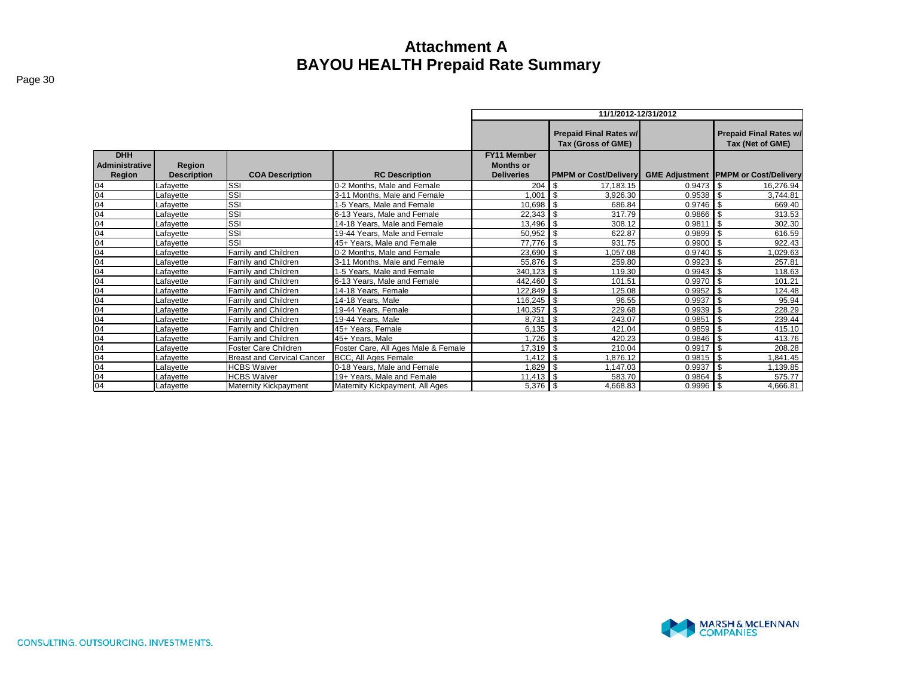# Attachment A
# BAYOU HEALTH Prepaid Rate Summary

| | | | | 11/1/2012-12/31/2012 | | | |
|---|---|---|---|---|---|---|---|
| | | | | | Prepaid Final Rates w/ Tax (Gross of GME) | | Prepaid Final Rates w/ Tax (Net of GME) |
| DHH Administrative Region | Region Description | COA Description | RC Description | FY11 Member Months or Deliveries | PMPM or Cost/Delivery | GME Adjustment | PMPM or Cost/Delivery |
| 04 | Lafayette | SSI | 0-2 Months, Male and Female | 204 | $ 17,183.15 | 0.9473 | $ 16,276.94 |
| 04 | Lafayette | SSI | 3-11 Months, Male and Female | 1,001 | $ 3,926.30 | 0.9538 | $ 3,744.81 |
| 04 | Lafayette | SSI | 1-5 Years, Male and Female | 10,698 | $ 686.84 | 0.9746 | $ 669.40 |
| 04 | Lafayette | SSI | 6-13 Years, Male and Female | 22,343 | $ 317.79 | 0.9866 | $ 313.53 |
| 04 | Lafayette | SSI | 14-18 Years, Male and Female | 13,496 | $ 308.12 | 0.9811 | $ 302.30 |
| 04 | Lafayette | SSI | 19-44 Years, Male and Female | 50,952 | $ 622.87 | 0.9899 | $ 616.59 |
| 04 | Lafayette | SSI | 45+ Years, Male and Female | 77,776 | $ 931.75 | 0.9900 | $ 922.43 |
| 04 | Lafayette | Family and Children | 0-2 Months, Male and Female | 23,690 | $ 1,057.08 | 0.9740 | $ 1,029.63 |
| 04 | Lafayette | Family and Children | 3-11 Months, Male and Female | 55,876 | $ 259.80 | 0.9923 | $ 257.81 |
| 04 | Lafayette | Family and Children | 1-5 Years, Male and Female | 340,123 | $ 119.30 | 0.9943 | $ 118.63 |
| 04 | Lafayette | Family and Children | 6-13 Years, Male and Female | 442,460 | $ 101.51 | 0.9970 | $ 101.21 |
| 04 | Lafayette | Family and Children | 14-18 Years, Female | 122,849 | $ 125.08 | 0.9952 | $ 124.48 |
| 04 | Lafayette | Family and Children | 14-18 Years, Male | 116,245 | $ 96.55 | 0.9937 | $ 95.94 |
| 04 | Lafayette | Family and Children | 19-44 Years, Female | 140,357 | $ 229.68 | 0.9939 | $ 228.29 |
| 04 | Lafayette | Family and Children | 19-44 Years, Male | 8,731 | $ 243.07 | 0.9851 | $ 239.44 |
| 04 | Lafayette | Family and Children | 45+ Years, Female | 6,135 | $ 421.04 | 0.9859 | $ 415.10 |
| 04 | Lafayette | Family and Children | 45+ Years, Male | 1,726 | $ 420.23 | 0.9846 | $ 413.76 |
| 04 | Lafayette | Foster Care Children | Foster Care, All Ages Male & Female | 17,319 | $ 210.04 | 0.9917 | $ 208.28 |
| 04 | Lafayette | Breast and Cervical Cancer | BCC, All Ages Female | 1,412 | $ 1,876.12 | 0.9815 | $ 1,841.45 |
| 04 | Lafayette | HCBS Waiver | 0-18 Years, Male and Female | 1,829 | $ 1,147.03 | 0.9937 | $ 1,139.85 |
| 04 | Lafayette | HCBS Waiver | 19+ Years, Male and Female | 11,413 | $ 583.70 | 0.9864 | $ 575.77 |
| 04 | Lafayette | Maternity Kickpayment | Maternity Kickpayment, All Ages | 5,376 | $ 4,668.83 | 0.9996 | $ 4,666.81 |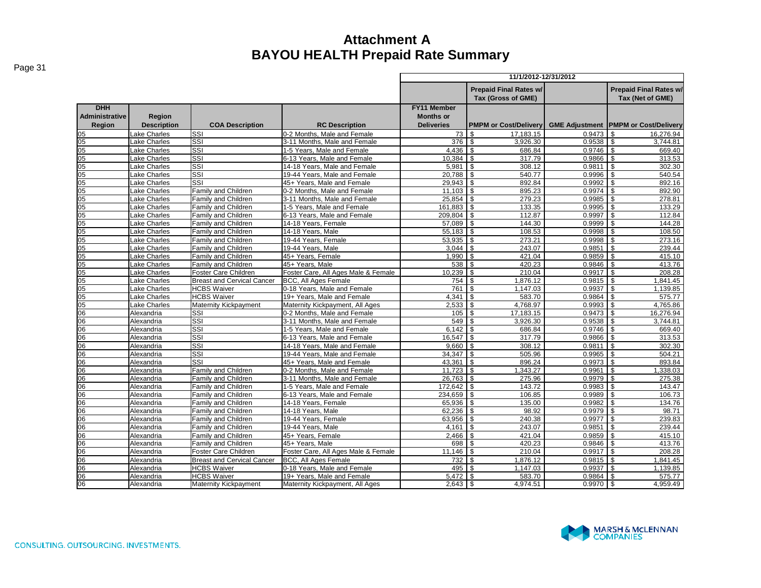# Attachment A
# BAYOU HEALTH Prepaid Rate Summary

| | | | | 11/1/2012-12/31/2012 | | | |
|---|---|---|---|---|---|---|---|
| | | | | | Prepaid Final Rates w/ Tax (Gross of GME) | | Prepaid Final Rates w/ Tax (Net of GME) |
| DHH Administrative Region | Region Description | COA Description | RC Description | FY11 Member Months or Deliveries | PMPM or Cost/Delivery | GME Adjustment | PMPM or Cost/Delivery |
| 05 | Lake Charles | SSI | 0-2 Months, Male and Female | 73 | $ 17,183.15 | 0.9473 | $ 16,276.94 |
| 05 | Lake Charles | SSI | 3-11 Months, Male and Female | 376 | $ 3,926.30 | 0.9538 | $ 3,744.81 |
| 05 | Lake Charles | SSI | 1-5 Years, Male and Female | 4,436 | $ 686.84 | 0.9746 | $ 669.40 |
| 05 | Lake Charles | SSI | 6-13 Years, Male and Female | 10,384 | $ 317.79 | 0.9866 | $ 313.53 |
| 05 | Lake Charles | SSI | 14-18 Years, Male and Female | 5,981 | $ 308.12 | 0.9811 | $ 302.30 |
| 05 | Lake Charles | SSI | 19-44 Years, Male and Female | 20,788 | $ 540.77 | 0.9996 | $ 540.54 |
| 05 | Lake Charles | SSI | 45+ Years, Male and Female | 29,943 | $ 892.84 | 0.9992 | $ 892.16 |
| 05 | Lake Charles | Family and Children | 0-2 Months, Male and Female | 11,103 | $ 895.23 | 0.9974 | $ 892.90 |
| 05 | Lake Charles | Family and Children | 3-11 Months, Male and Female | 25,854 | $ 279.23 | 0.9985 | $ 278.81 |
| 05 | Lake Charles | Family and Children | 1-5 Years, Male and Female | 161,883 | $ 133.35 | 0.9995 | $ 133.29 |
| 05 | Lake Charles | Family and Children | 6-13 Years, Male and Female | 209,804 | $ 112.87 | 0.9997 | $ 112.84 |
| 05 | Lake Charles | Family and Children | 14-18 Years, Female | 57,089 | $ 144.30 | 0.9999 | $ 144.28 |
| 05 | Lake Charles | Family and Children | 14-18 Years, Male | 55,183 | $ 108.53 | 0.9998 | $ 108.50 |
| 05 | Lake Charles | Family and Children | 19-44 Years, Female | 53,935 | $ 273.21 | 0.9998 | $ 273.16 |
| 05 | Lake Charles | Family and Children | 19-44 Years, Male | 3,044 | $ 243.07 | 0.9851 | $ 239.44 |
| 05 | Lake Charles | Family and Children | 45+ Years, Female | 1,990 | $ 421.04 | 0.9859 | $ 415.10 |
| 05 | Lake Charles | Family and Children | 45+ Years, Male | 538 | $ 420.23 | 0.9846 | $ 413.76 |
| 05 | Lake Charles | Foster Care Children | Foster Care, All Ages Male & Female | 10,239 | $ 210.04 | 0.9917 | $ 208.28 |
| 05 | Lake Charles | Breast and Cervical Cancer | BCC, All Ages Female | 754 | $ 1,876.12 | 0.9815 | $ 1,841.45 |
| 05 | Lake Charles | HCBS Waiver | 0-18 Years, Male and Female | 761 | $ 1,147.03 | 0.9937 | $ 1,139.85 |
| 05 | Lake Charles | HCBS Waiver | 19+ Years, Male and Female | 4,341 | $ 583.70 | 0.9864 | $ 575.77 |
| 05 | Lake Charles | Maternity Kickpayment | Maternity Kickpayment, All Ages | 2,533 | $ 4,768.97 | 0.9993 | $ 4,765.86 |
| 06 | Alexandria | SSI | 0-2 Months, Male and Female | 105 | $ 17,183.15 | 0.9473 | $ 16,276.94 |
| 06 | Alexandria | SSI | 3-11 Months, Male and Female | 549 | $ 3,926.30 | 0.9538 | $ 3,744.81 |
| 06 | Alexandria | SSI | 1-5 Years, Male and Female | 6,142 | $ 686.84 | 0.9746 | $ 669.40 |
| 06 | Alexandria | SSI | 6-13 Years, Male and Female | 16,547 | $ 317.79 | 0.9866 | $ 313.53 |
| 06 | Alexandria | SSI | 14-18 Years, Male and Female | 9,660 | $ 308.12 | 0.9811 | $ 302.30 |
| 06 | Alexandria | SSI | 19-44 Years, Male and Female | 34,347 | $ 505.96 | 0.9965 | $ 504.21 |
| 06 | Alexandria | SSI | 45+ Years, Male and Female | 43,361 | $ 896.24 | 0.9973 | $ 893.84 |
| 06 | Alexandria | Family and Children | 0-2 Months, Male and Female | 11,723 | $ 1,343.27 | 0.9961 | $ 1,338.03 |
| 06 | Alexandria | Family and Children | 3-11 Months, Male and Female | 26,763 | $ 275.96 | 0.9979 | $ 275.38 |
| 06 | Alexandria | Family and Children | 1-5 Years, Male and Female | 172,642 | $ 143.72 | 0.9983 | $ 143.47 |
| 06 | Alexandria | Family and Children | 6-13 Years, Male and Female | 234,659 | $ 106.85 | 0.9989 | $ 106.73 |
| 06 | Alexandria | Family and Children | 14-18 Years, Female | 65,936 | $ 135.00 | 0.9982 | $ 134.76 |
| 06 | Alexandria | Family and Children | 14-18 Years, Male | 62,236 | $ 98.92 | 0.9979 | $ 98.71 |
| 06 | Alexandria | Family and Children | 19-44 Years, Female | 63,956 | $ 240.38 | 0.9977 | $ 239.83 |
| 06 | Alexandria | Family and Children | 19-44 Years, Male | 4,161 | $ 243.07 | 0.9851 | $ 239.44 |
| 06 | Alexandria | Family and Children | 45+ Years, Female | 2,466 | $ 421.04 | 0.9859 | $ 415.10 |
| 06 | Alexandria | Family and Children | 45+ Years, Male | 698 | $ 420.23 | 0.9846 | $ 413.76 |
| 06 | Alexandria | Foster Care Children | Foster Care, All Ages Male & Female | 11,146 | $ 210.04 | 0.9917 | $ 208.28 |
| 06 | Alexandria | Breast and Cervical Cancer | BCC, All Ages Female | 732 | $ 1,876.12 | 0.9815 | $ 1,841.45 |
| 06 | Alexandria | HCBS Waiver | 0-18 Years, Male and Female | 495 | $ 1,147.03 | 0.9937 | $ 1,139.85 |
| 06 | Alexandria | HCBS Waiver | 19+ Years, Male and Female | 5,472 | $ 583.70 | 0.9864 | $ 575.77 |
| 06 | Alexandria | Maternity Kickpayment | Maternity Kickpayment, All Ages | 2,643 | $ 4,974.51 | 0.9970 | $ 4,959.49 |

CONSULTING. OUTSOURCING. INVESTMENTS.

MARSH & McLENNAN COMPANIES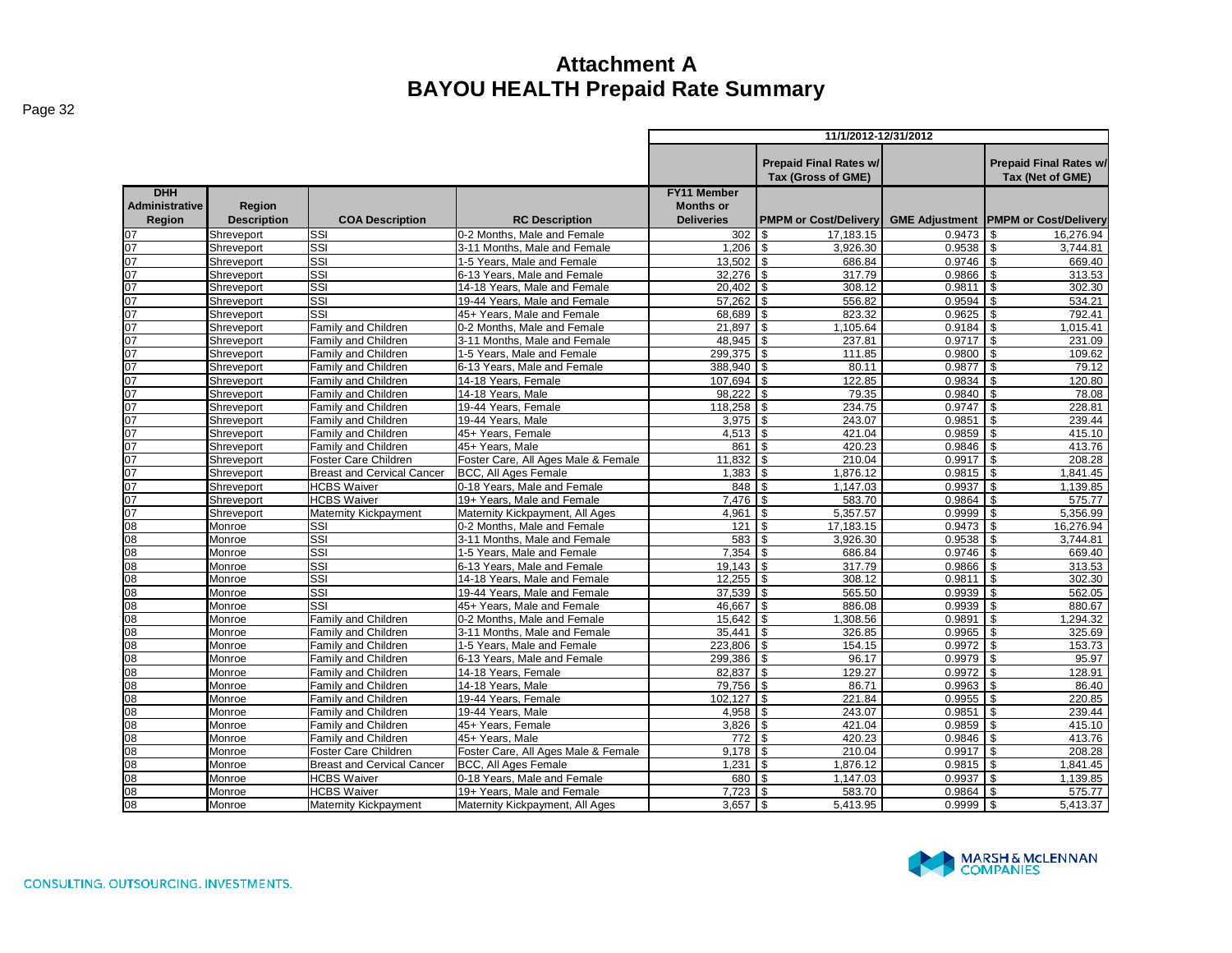# Attachment A
# BAYOU HEALTH Prepaid Rate Summary

| | | | | 11/1/2012-12/31/2012 | | | |
|---|---|---|---|---|---|---|---|
| | | | | | Prepaid Final Rates w/ Tax (Gross of GME) | | Prepaid Final Rates w/ Tax (Net of GME) |
| DHH Administrative Region | Region Description | COA Description | RC Description | FY11 Member Months or Deliveries | PMPM or Cost/Delivery | GME Adjustment | PMPM or Cost/Delivery |
| 07 | Shreveport | SSI | 0-2 Months, Male and Female | 302 | $ 17,183.15 | 0.9473 | $ 16,276.94 |
| 07 | Shreveport | SSI | 3-11 Months, Male and Female | 1,206 | $ 3,926.30 | 0.9538 | $ 3,744.81 |
| 07 | Shreveport | SSI | 1-5 Years, Male and Female | 13,502 | $ 686.84 | 0.9746 | $ 669.40 |
| 07 | Shreveport | SSI | 6-13 Years, Male and Female | 32,276 | $ 317.79 | 0.9866 | $ 313.53 |
| 07 | Shreveport | SSI | 14-18 Years, Male and Female | 20,402 | $ 308.12 | 0.9811 | $ 302.30 |
| 07 | Shreveport | SSI | 19-44 Years, Male and Female | 57,262 | $ 556.82 | 0.9594 | $ 534.21 |
| 07 | Shreveport | SSI | 45+ Years, Male and Female | 68,689 | $ 823.32 | 0.9625 | $ 792.41 |
| 07 | Shreveport | Family and Children | 0-2 Months, Male and Female | 21,897 | $ 1,105.64 | 0.9184 | $ 1,015.41 |
| 07 | Shreveport | Family and Children | 3-11 Months, Male and Female | 48,945 | $ 237.81 | 0.9717 | $ 231.09 |
| 07 | Shreveport | Family and Children | 1-5 Years, Male and Female | 299,375 | $ 111.85 | 0.9800 | $ 109.62 |
| 07 | Shreveport | Family and Children | 6-13 Years, Male and Female | 388,940 | $ 80.11 | 0.9877 | $ 79.12 |
| 07 | Shreveport | Family and Children | 14-18 Years, Female | 107,694 | $ 122.85 | 0.9834 | $ 120.80 |
| 07 | Shreveport | Family and Children | 14-18 Years, Male | 98,222 | $ 79.35 | 0.9840 | $ 78.08 |
| 07 | Shreveport | Family and Children | 19-44 Years, Female | 118,258 | $ 234.75 | 0.9747 | $ 228.81 |
| 07 | Shreveport | Family and Children | 19-44 Years, Male | 3,975 | $ 243.07 | 0.9851 | $ 239.44 |
| 07 | Shreveport | Family and Children | 45+ Years, Female | 4,513 | $ 421.04 | 0.9859 | $ 415.10 |
| 07 | Shreveport | Family and Children | 45+ Years, Male | 861 | $ 420.23 | 0.9846 | $ 413.76 |
| 07 | Shreveport | Foster Care Children | Foster Care, All Ages Male & Female | 11,832 | $ 210.04 | 0.9917 | $ 208.28 |
| 07 | Shreveport | Breast and Cervical Cancer | BCC, All Ages Female | 1,383 | $ 1,876.12 | 0.9815 | $ 1,841.45 |
| 07 | Shreveport | HCBS Waiver | 0-18 Years, Male and Female | 848 | $ 1,147.03 | 0.9937 | $ 1,139.85 |
| 07 | Shreveport | HCBS Waiver | 19+ Years, Male and Female | 7,476 | $ 583.70 | 0.9864 | $ 575.77 |
| 07 | Shreveport | Maternity Kickpayment | Maternity Kickpayment, All Ages | 4,961 | $ 5,357.57 | 0.9999 | $ 5,356.99 |
| 08 | Monroe | SSI | 0-2 Months, Male and Female | 121 | $ 17,183.15 | 0.9473 | $ 16,276.94 |
| 08 | Monroe | SSI | 3-11 Months, Male and Female | 583 | $ 3,926.30 | 0.9538 | $ 3,744.81 |
| 08 | Monroe | SSI | 1-5 Years, Male and Female | 7,354 | $ 686.84 | 0.9746 | $ 669.40 |
| 08 | Monroe | SSI | 6-13 Years, Male and Female | 19,143 | $ 317.79 | 0.9866 | $ 313.53 |
| 08 | Monroe | SSI | 14-18 Years, Male and Female | 12,255 | $ 308.12 | 0.9811 | $ 302.30 |
| 08 | Monroe | SSI | 19-44 Years, Male and Female | 37,539 | $ 565.50 | 0.9939 | $ 562.05 |
| 08 | Monroe | SSI | 45+ Years, Male and Female | 46,667 | $ 886.08 | 0.9939 | $ 880.67 |
| 08 | Monroe | Family and Children | 0-2 Months, Male and Female | 15,642 | $ 1,308.56 | 0.9891 | $ 1,294.32 |
| 08 | Monroe | Family and Children | 3-11 Months, Male and Female | 35,441 | $ 326.85 | 0.9965 | $ 325.69 |
| 08 | Monroe | Family and Children | 1-5 Years, Male and Female | 223,806 | $ 154.15 | 0.9972 | $ 153.73 |
| 08 | Monroe | Family and Children | 6-13 Years, Male and Female | 299,386 | $ 96.17 | 0.9979 | $ 95.97 |
| 08 | Monroe | Family and Children | 14-18 Years, Female | 82,837 | $ 129.27 | 0.9972 | $ 128.91 |
| 08 | Monroe | Family and Children | 14-18 Years, Male | 79,756 | $ 86.71 | 0.9963 | $ 86.40 |
| 08 | Monroe | Family and Children | 19-44 Years, Female | 102,127 | $ 221.84 | 0.9955 | $ 220.85 |
| 08 | Monroe | Family and Children | 19-44 Years, Male | 4,958 | $ 243.07 | 0.9851 | $ 239.44 |
| 08 | Monroe | Family and Children | 45+ Years, Female | 3,826 | $ 421.04 | 0.9859 | $ 415.10 |
| 08 | Monroe | Family and Children | 45+ Years, Male | 772 | $ 420.23 | 0.9846 | $ 413.76 |
| 08 | Monroe | Foster Care Children | Foster Care, All Ages Male & Female | 9,178 | $ 210.04 | 0.9917 | $ 208.28 |
| 08 | Monroe | Breast and Cervical Cancer | BCC, All Ages Female | 1,231 | $ 1,876.12 | 0.9815 | $ 1,841.45 |
| 08 | Monroe | HCBS Waiver | 0-18 Years, Male and Female | 680 | $ 1,147.03 | 0.9937 | $ 1,139.85 |
| 08 | Monroe | HCBS Waiver | 19+ Years, Male and Female | 7,723 | $ 583.70 | 0.9864 | $ 575.77 |
| 08 | Monroe | Maternity Kickpayment | Maternity Kickpayment, All Ages | 3,657 | $ 5,413.95 | 0.9999 | $ 5,413.37 |

CONSULTING. OUTSOURCING. INVESTMENTS.

MARSH & McLENNAN COMPANIES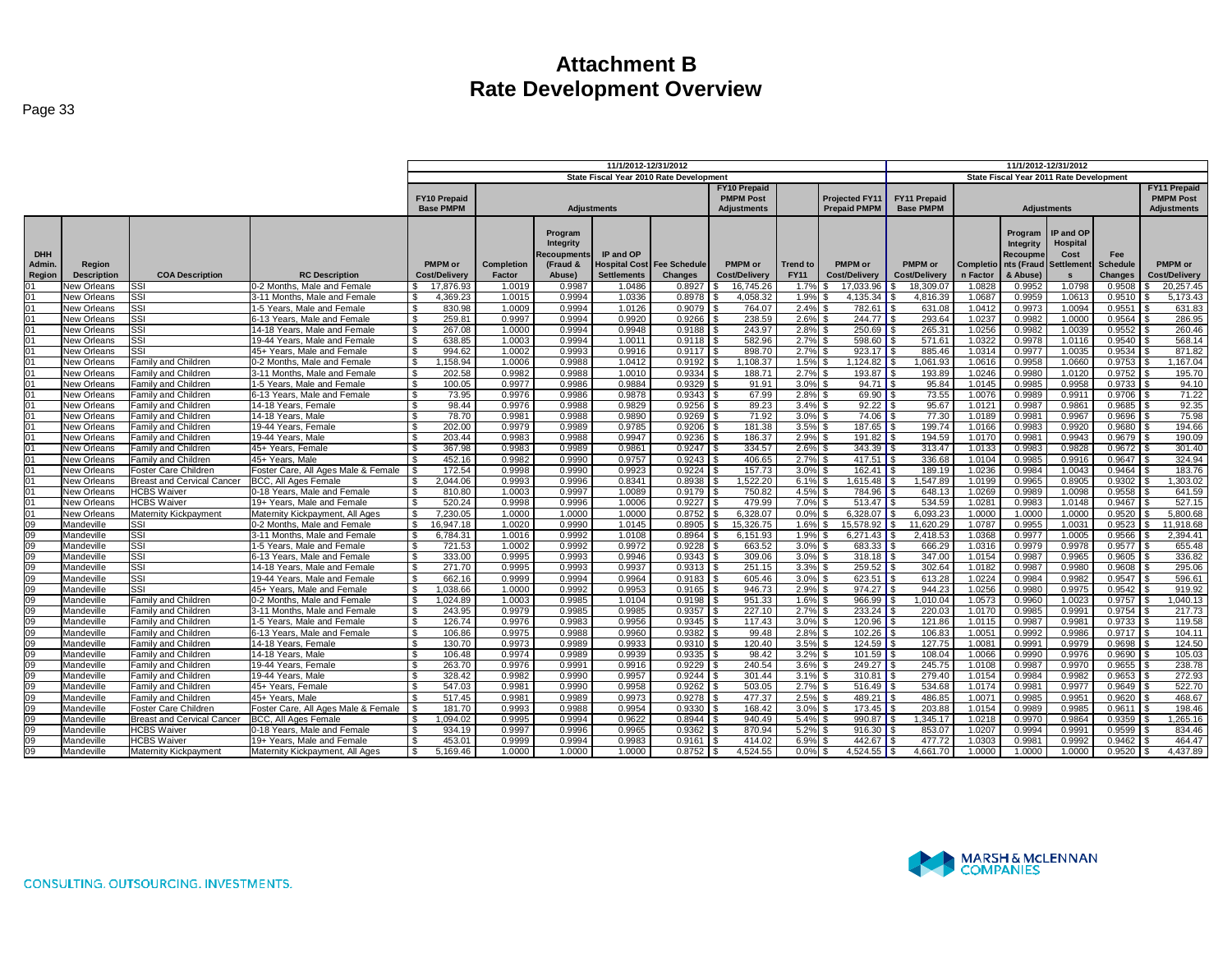# Attachment B
# Rate Development Overview

| | | | | 11/1/2012-12/31/2012 | | | | | | | | | 11/1/2012-12/31/2012 | | | | | |
|---|---|---|---|---|---|---|---|---|---|---|---|---|---|---|---|---|---|---|
| | | | | State Fiscal Year 2010 Rate Development | | | | | | | | | State Fiscal Year 2011 Rate Development | | | | | |
| | | | | FY10 Prepaid Base PMPM | Adjustments | | | | FY10 Prepaid PMPM Post Adjustments | | Projected FY11 Prepaid PMPM | FY11 Prepaid Base PMPM | Adjustments | | | | FY11 Prepaid PMPM Post Adjustments |
| DHH Admin. Region | Region Description | COA Description | RC Description | PMPM or Cost/Delivery | Completion Factor | Program Integrity Recoupments (Fraud & Abuse) | IP and OP Hospital Cost Settlements | Fee Schedule Changes | PMPM or Cost/Delivery | Trend to FY11 | PMPM or Cost/Delivery | PMPM or Cost/Delivery | Completion Factor | Program Integrity Recoupments (Fraud & Abuse) | IP and OP Hospital Cost Settlements | Fee Schedule Changes | PMPM or Cost/Delivery |
| 01 | New Orleans | SSI | 0-2 Months, Male and Female | $ 17,876.93 | 1.0019 | 0.9987 | 1.0486 | 0.8927 | $ 16,745.26 | 1.7% | $ 17,033.96 | $ 18,309.07 | 1.0828 | 0.9952 | 1.0798 | 0.9508 | $ 20,257.45 |
| 01 | New Orleans | SSI | 3-11 Months, Male and Female | $ 4,369.23 | 1.0015 | 0.9994 | 1.0336 | 0.8978 | $ 4,058.32 | 1.9% | $ 4,135.34 | $ 4,816.39 | 1.0687 | 0.9959 | 1.0613 | 0.9510 | $ 5,173.43 |
| 01 | New Orleans | SSI | 1-5 Years, Male and Female | $ 830.98 | 1.0009 | 0.9994 | 1.0126 | 0.9079 | $ 764.07 | 2.4% | $ 782.61 | $ 631.08 | 1.0412 | 0.9973 | 1.0094 | 0.9551 | $ 631.83 |
| 01 | New Orleans | SSI | 6-13 Years, Male and Female | $ 259.81 | 0.9997 | 0.9994 | 0.9920 | 0.9266 | $ 238.59 | 2.6% | $ 244.77 | $ 293.64 | 1.0237 | 0.9982 | 1.0000 | 0.9564 | $ 286.95 |
| 01 | New Orleans | SSI | 14-18 Years, Male and Female | $ 267.08 | 1.0000 | 0.9994 | 0.9948 | 0.9188 | $ 243.97 | 2.8% | $ 250.69 | $ 265.31 | 1.0256 | 0.9982 | 1.0039 | 0.9552 | $ 260.46 |
| 01 | New Orleans | SSI | 19-44 Years, Male and Female | $ 638.85 | 1.0003 | 0.9994 | 1.0011 | 0.9118 | $ 582.96 | 2.7% | $ 598.60 | $ 571.61 | 1.0322 | 0.9978 | 1.0116 | 0.9540 | $ 568.14 |
| 01 | New Orleans | SSI | 45+ Years, Male and Female | $ 994.62 | 1.0002 | 0.9993 | 0.9916 | 0.9117 | $ 898.70 | 2.7% | $ 923.17 | $ 885.46 | 1.0314 | 0.9977 | 1.0035 | 0.9534 | $ 871.82 |
| 01 | New Orleans | Family and Children | 0-2 Months, Male and Female | $ 1,158.94 | 1.0006 | 0.9988 | 1.0412 | 0.9192 | $ 1,108.37 | 1.5% | $ 1,124.82 | $ 1,061.93 | 1.0616 | 0.9958 | 1.0660 | 0.9753 | $ 1,167.04 |
| 01 | New Orleans | Family and Children | 3-11 Months, Male and Female | $ 202.58 | 0.9982 | 0.9988 | 1.0010 | 0.9334 | $ 188.71 | 2.7% | $ 193.87 | $ 193.89 | 1.0246 | 0.9980 | 1.0120 | 0.9752 | $ 195.70 |
| 01 | New Orleans | Family and Children | 1-5 Years, Male and Female | $ 100.05 | 0.9977 | 0.9986 | 0.9884 | 0.9329 | $ 91.91 | 3.0% | $ 94.71 | $ 95.84 | 1.0145 | 0.9985 | 0.9958 | 0.9733 | $ 94.10 |
| 01 | New Orleans | Family and Children | 6-13 Years, Male and Female | $ 73.95 | 0.9976 | 0.9986 | 0.9878 | 0.9343 | $ 67.99 | 2.8% | $ 69.90 | $ 73.55 | 1.0076 | 0.9989 | 0.9911 | 0.9706 | $ 71.22 |
| 01 | New Orleans | Family and Children | 14-18 Years, Female | $ 98.44 | 0.9976 | 0.9988 | 0.9829 | 0.9256 | $ 89.23 | 3.4% | $ 92.22 | $ 95.67 | 1.0121 | 0.9987 | 0.9861 | 0.9685 | $ 92.35 |
| 01 | New Orleans | Family and Children | 14-18 Years, Male | $ 78.70 | 0.9981 | 0.9988 | 0.9890 | 0.9269 | $ 71.92 | 3.0% | $ 74.06 | $ 77.30 | 1.0189 | 0.9981 | 0.9967 | 0.9696 | $ 75.98 |
| 01 | New Orleans | Family and Children | 19-44 Years, Female | $ 202.00 | 0.9979 | 0.9989 | 0.9785 | 0.9206 | $ 181.38 | 3.5% | $ 187.65 | $ 199.74 | 1.0166 | 0.9983 | 0.9920 | 0.9680 | $ 194.66 |
| 01 | New Orleans | Family and Children | 19-44 Years, Male | $ 203.44 | 0.9983 | 0.9988 | 0.9947 | 0.9236 | $ 186.37 | 2.9% | $ 191.82 | $ 194.59 | 1.0170 | 0.9981 | 0.9943 | 0.9679 | $ 190.09 |
| 01 | New Orleans | Family and Children | 45+ Years, Female | $ 367.98 | 0.9983 | 0.9989 | 0.9861 | 0.9247 | $ 334.57 | 2.6% | $ 343.39 | $ 313.47 | 1.0133 | 0.9983 | 0.9828 | 0.9672 | $ 301.40 |
| 01 | New Orleans | Family and Children | 45+ Years, Male | $ 452.16 | 0.9982 | 0.9990 | 0.9757 | 0.9243 | $ 406.65 | 2.7% | $ 417.51 | $ 336.68 | 1.0104 | 0.9985 | 0.9916 | 0.9647 | $ 324.94 |
| 01 | New Orleans | Foster Care Children | Foster Care, All Ages Male & Female | $ 172.54 | 0.9998 | 0.9990 | 0.9923 | 0.9224 | $ 157.73 | 3.0% | $ 162.41 | $ 189.19 | 1.0236 | 0.9984 | 1.0043 | 0.9464 | $ 183.76 |
| 01 | New Orleans | Breast and Cervical Cancer | BCC, All Ages Female | $ 2,044.06 | 0.9993 | 0.9996 | 0.8341 | 0.8938 | $ 1,522.20 | 6.1% | $ 1,615.48 | $ 1,547.89 | 1.0199 | 0.9965 | 0.8905 | 0.9302 | $ 1,303.02 |
| 01 | New Orleans | HCBS Waiver | 0-18 Years, Male and Female | $ 810.80 | 1.0003 | 0.9997 | 1.0089 | 0.9179 | $ 750.82 | 4.5% | $ 784.96 | $ 648.13 | 1.0269 | 0.9989 | 1.0098 | 0.9558 | $ 641.59 |
| 01 | New Orleans | HCBS Waiver | 19+ Years, Male and Female | $ 520.24 | 0.9998 | 0.9996 | 1.0006 | 0.9227 | $ 479.99 | 7.0% | $ 513.47 | $ 534.59 | 1.0281 | 0.9983 | 1.0148 | 0.9467 | $ 527.15 |
| 01 | New Orleans | Maternity Kickpayment | Maternity Kickpayment, All Ages | $ 7,230.05 | 1.0000 | 1.0000 | 1.0000 | 0.8752 | $ 6,328.07 | 0.0% | $ 6,328.07 | $ 6,093.23 | 1.0000 | 1.0000 | 1.0000 | 0.9520 | $ 5,800.68 |
| 09 | Mandeville | SSI | 0-2 Months, Male and Female | $ 16,947.18 | 1.0020 | 0.9990 | 1.0145 | 0.8905 | $ 15,326.75 | 1.6% | $ 15,578.92 | $ 11,620.29 | 1.0787 | 0.9955 | 1.0031 | 0.9523 | $ 11,918.68 |
| 09 | Mandeville | SSI | 3-11 Months, Male and Female | $ 6,784.31 | 1.0016 | 0.9992 | 1.0108 | 0.8964 | $ 6,151.93 | 1.9% | $ 6,271.43 | $ 2,418.53 | 1.0368 | 0.9977 | 1.0005 | 0.9566 | $ 2,394.41 |
| 09 | Mandeville | SSI | 1-5 Years, Male and Female | $ 721.53 | 1.0002 | 0.9992 | 0.9972 | 0.9228 | $ 663.52 | 3.0% | $ 683.33 | $ 666.29 | 1.0316 | 0.9979 | 0.9978 | 0.9577 | $ 655.48 |
| 09 | Mandeville | SSI | 6-13 Years, Male and Female | $ 333.00 | 0.9995 | 0.9993 | 0.9946 | 0.9343 | $ 309.06 | 3.0% | $ 318.18 | $ 347.00 | 1.0154 | 0.9987 | 0.9965 | 0.9605 | $ 336.82 |
| 09 | Mandeville | SSI | 14-18 Years, Male and Female | $ 271.70 | 0.9995 | 0.9993 | 0.9937 | 0.9313 | $ 251.15 | 3.3% | $ 259.52 | $ 302.64 | 1.0182 | 0.9987 | 0.9980 | 0.9608 | $ 295.06 |
| 09 | Mandeville | SSI | 19-44 Years, Male and Female | $ 662.16 | 0.9999 | 0.9994 | 0.9964 | 0.9183 | $ 605.46 | 3.0% | $ 623.51 | $ 613.28 | 1.0224 | 0.9984 | 0.9982 | 0.9547 | $ 596.61 |
| 09 | Mandeville | SSI | 45+ Years, Male and Female | $ 1,038.66 | 1.0000 | 0.9992 | 0.9953 | 0.9165 | $ 946.73 | 2.9% | $ 974.27 | $ 944.23 | 1.0256 | 0.9980 | 0.9975 | 0.9542 | $ 919.92 |
| 09 | Mandeville | Family and Children | 0-2 Months, Male and Female | $ 1,024.89 | 1.0003 | 0.9985 | 1.0104 | 0.9198 | $ 951.33 | 1.6% | $ 966.99 | $ 1,010.04 | 1.0573 | 0.9960 | 1.0023 | 0.9757 | $ 1,040.13 |
| 09 | Mandeville | Family and Children | 3-11 Months, Male and Female | $ 243.95 | 0.9979 | 0.9985 | 0.9985 | 0.9357 | $ 227.10 | 2.7% | $ 233.24 | $ 220.03 | 1.0170 | 0.9985 | 0.9991 | 0.9754 | $ 217.73 |
| 09 | Mandeville | Family and Children | 1-5 Years, Male and Female | $ 126.74 | 0.9976 | 0.9983 | 0.9956 | 0.9345 | $ 117.43 | 3.0% | $ 120.96 | $ 121.86 | 1.0115 | 0.9987 | 0.9981 | 0.9733 | $ 119.58 |
| 09 | Mandeville | Family and Children | 6-13 Years, Male and Female | $ 106.86 | 0.9975 | 0.9988 | 0.9960 | 0.9382 | $ 99.48 | 2.8% | $ 102.26 | $ 106.83 | 1.0051 | 0.9992 | 0.9986 | 0.9717 | $ 104.11 |
| 09 | Mandeville | Family and Children | 14-18 Years, Female | $ 130.70 | 0.9973 | 0.9989 | 0.9933 | 0.9310 | $ 120.40 | 3.5% | $ 124.59 | $ 127.75 | 1.0081 | 0.9991 | 0.9979 | 0.9698 | $ 124.50 |
| 09 | Mandeville | Family and Children | 14-18 Years, Male | $ 106.48 | 0.9974 | 0.9989 | 0.9939 | 0.9335 | $ 98.42 | 3.2% | $ 101.59 | $ 108.04 | 1.0066 | 0.9990 | 0.9976 | 0.9690 | $ 105.03 |
| 09 | Mandeville | Family and Children | 19-44 Years, Female | $ 263.70 | 0.9976 | 0.9991 | 0.9916 | 0.9229 | $ 240.54 | 3.6% | $ 249.27 | $ 245.75 | 1.0108 | 0.9987 | 0.9970 | 0.9655 | $ 238.78 |
| 09 | Mandeville | Family and Children | 19-44 Years, Male | $ 328.42 | 0.9982 | 0.9990 | 0.9957 | 0.9244 | $ 301.44 | 3.1% | $ 310.81 | $ 279.40 | 1.0154 | 0.9984 | 0.9982 | 0.9653 | $ 272.93 |
| 09 | Mandeville | Family and Children | 45+ Years, Female | $ 547.03 | 0.9981 | 0.9990 | 0.9958 | 0.9262 | $ 503.05 | 2.7% | $ 516.49 | $ 534.68 | 1.0174 | 0.9981 | 0.9977 | 0.9649 | $ 522.70 |
| 09 | Mandeville | Family and Children | 45+ Years, Male | $ 517.45 | 0.9981 | 0.9989 | 0.9973 | 0.9278 | $ 477.37 | 2.5% | $ 489.21 | $ 486.85 | 1.0071 | 0.9985 | 0.9951 | 0.9620 | $ 468.67 |
| 09 | Mandeville | Foster Care Children | Foster Care, All Ages Male & Female | $ 181.70 | 0.9993 | 0.9988 | 0.9954 | 0.9330 | $ 168.42 | 3.0% | $ 173.45 | $ 203.88 | 1.0154 | 0.9989 | 0.9985 | 0.9611 | $ 198.46 |
| 09 | Mandeville | Breast and Cervical Cancer | BCC, All Ages Female | $ 1,094.02 | 0.9995 | 0.9994 | 0.9622 | 0.8944 | $ 940.49 | 5.4% | $ 990.87 | $ 1,345.17 | 1.0218 | 0.9970 | 0.9864 | 0.9359 | $ 1,265.16 |
| 09 | Mandeville | HCBS Waiver | 0-18 Years, Male and Female | $ 934.19 | 0.9997 | 0.9996 | 0.9965 | 0.9362 | $ 870.94 | 5.2% | $ 916.30 | $ 853.07 | 1.0207 | 0.9994 | 0.9991 | 0.9599 | $ 834.46 |
| 09 | Mandeville | HCBS Waiver | 19+ Years, Male and Female | $ 453.01 | 0.9999 | 0.9994 | 0.9983 | 0.9161 | $ 414.02 | 6.9% | $ 442.67 | $ 477.72 | 1.0303 | 0.9981 | 0.9992 | 0.9462 | $ 464.47 |
| 09 | Mandeville | Maternity Kickpayment | Maternity Kickpayment, All Ages | $ 5,169.46 | 1.0000 | 1.0000 | 1.0000 | 0.8752 | $ 4,524.55 | 0.0% | $ 4,524.55 | $ 4,661.70 | 1.0000 | 1.0000 | 1.0000 | 0.9520 | $ 4,437.89 |

CONSULTING. OUTSOURCING. INVESTMENTS.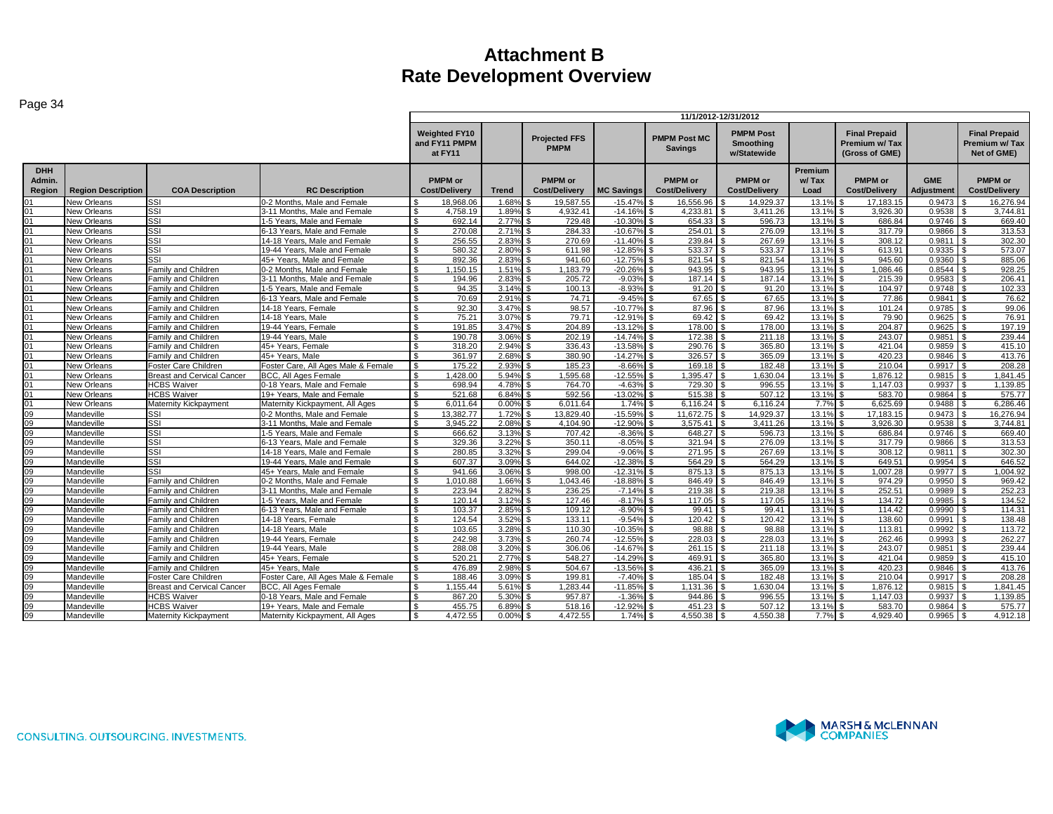# Attachment B
# Rate Development Overview

| | | | | 11/1/2012-12/31/2012 | | | | | | | | | | |
|---|---|---|---|---|---|---|---|---|---|---|---|---|---|---|
| | | | | Weighted FY10 and FY11 PMPM at FY11 | | Projected FFS PMPM | | PMPM Post MC Savings | PMPM Post Smoothing w/Statewide | | Final Prepaid Premium w/ Tax (Gross of GME) | | Final Prepaid Premium w/ Tax Net of GME) |
| DHH Admin. Region | Region Description | COA Description | RC Description | PMPM or Cost/Delivery | Trend | PMPM or Cost/Delivery | MC Savings | PMPM or Cost/Delivery | PMPM or Cost/Delivery | Premium w/ Tax Load | PMPM or Cost/Delivery | GME Adjustment | PMPM or Cost/Delivery |
| 01 | New Orleans | SSI | 0-2 Months, Male and Female | $ 18,968.06 | 1.68% | $ 19,587.55 | -15.47% | $ 16,556.96 | $ 14,929.37 | 13.1% | $ 17,183.15 | 0.9473 | $ 16,276.94 |
| 01 | New Orleans | SSI | 3-11 Months, Male and Female | $ 4,758.19 | 1.89% | $ 4,932.41 | -14.16% | $ 4,233.81 | $ 3,411.26 | 13.1% | $ 3,926.30 | 0.9538 | $ 3,744.81 |
| 01 | New Orleans | SSI | 1-5 Years, Male and Female | $ 692.14 | 2.77% | $ 729.48 | -10.30% | $ 654.33 | $ 596.73 | 13.1% | $ 686.84 | 0.9746 | $ 669.40 |
| 01 | New Orleans | SSI | 6-13 Years, Male and Female | $ 270.08 | 2.71% | $ 284.33 | -10.67% | $ 254.01 | $ 276.09 | 13.1% | $ 317.79 | 0.9866 | $ 313.53 |
| 01 | New Orleans | SSI | 14-18 Years, Male and Female | $ 256.55 | 2.83% | $ 270.69 | -11.40% | $ 239.84 | $ 267.69 | 13.1% | $ 308.12 | 0.9811 | $ 302.30 |
| 01 | New Orleans | SSI | 19-44 Years, Male and Female | $ 580.32 | 2.80% | $ 611.98 | -12.85% | $ 533.37 | $ 533.37 | 13.1% | $ 613.91 | 0.9335 | $ 573.07 |
| 01 | New Orleans | SSI | 45+ Years, Male and Female | $ 892.36 | 2.83% | $ 941.60 | -12.75% | $ 821.54 | $ 821.54 | 13.1% | $ 945.60 | 0.9360 | $ 885.06 |
| 01 | New Orleans | Family and Children | 0-2 Months, Male and Female | $ 1,150.15 | 1.51% | $ 1,183.79 | -20.26% | $ 943.95 | $ 943.95 | 13.1% | $ 1,086.46 | 0.8544 | $ 928.25 |
| 01 | New Orleans | Family and Children | 3-11 Months, Male and Female | $ 194.96 | 2.83% | $ 205.72 | -9.03% | $ 187.14 | $ 187.14 | 13.1% | $ 215.39 | 0.9583 | $ 206.41 |
| 01 | New Orleans | Family and Children | 1-5 Years, Male and Female | $ 94.35 | 3.14% | $ 100.13 | -8.93% | $ 91.20 | $ 91.20 | 13.1% | $ 104.97 | 0.9748 | $ 102.33 |
| 01 | New Orleans | Family and Children | 6-13 Years, Male and Female | $ 70.69 | 2.91% | $ 74.71 | -9.45% | $ 67.65 | $ 67.65 | 13.1% | $ 77.86 | 0.9841 | $ 76.62 |
| 01 | New Orleans | Family and Children | 14-18 Years, Female | $ 92.30 | 3.47% | $ 98.57 | -10.77% | $ 87.96 | $ 87.96 | 13.1% | $ 101.24 | 0.9785 | $ 99.06 |
| 01 | New Orleans | Family and Children | 14-18 Years, Male | $ 75.21 | 3.07% | $ 79.71 | -12.91% | $ 69.42 | $ 69.42 | 13.1% | $ 79.90 | 0.9625 | $ 76.91 |
| 01 | New Orleans | Family and Children | 19-44 Years, Female | $ 191.85 | 3.47% | $ 204.89 | -13.12% | $ 178.00 | $ 178.00 | 13.1% | $ 204.87 | 0.9625 | $ 197.19 |
| 01 | New Orleans | Family and Children | 19-44 Years, Male | $ 190.78 | 3.06% | $ 202.19 | -14.74% | $ 172.38 | $ 211.18 | 13.1% | $ 243.07 | 0.9851 | $ 239.44 |
| 01 | New Orleans | Family and Children | 45+ Years, Female | $ 318.20 | 2.94% | $ 336.43 | -13.58% | $ 290.76 | $ 365.80 | 13.1% | $ 421.04 | 0.9859 | $ 415.10 |
| 01 | New Orleans | Family and Children | 45+ Years, Male | $ 361.97 | 2.68% | $ 380.90 | -14.27% | $ 326.57 | $ 365.09 | 13.1% | $ 420.23 | 0.9846 | $ 413.76 |
| 01 | New Orleans | Foster Care Children | Foster Care, All Ages Male & Female | $ 175.22 | 2.93% | $ 185.23 | -8.66% | $ 169.18 | $ 182.48 | 13.1% | $ 210.04 | 0.9917 | $ 208.28 |
| 01 | New Orleans | Breast and Cervical Cancer | BCC, All Ages Female | $ 1,428.00 | 5.94% | $ 1,595.68 | -12.55% | $ 1,395.47 | $ 1,630.04 | 13.1% | $ 1,876.12 | 0.9815 | $ 1,841.45 |
| 01 | New Orleans | HCBS Waiver | 0-18 Years, Male and Female | $ 698.94 | 4.78% | $ 764.70 | -4.63% | $ 729.30 | $ 996.55 | 13.1% | $ 1,147.03 | 0.9937 | $ 1,139.85 |
| 01 | New Orleans | HCBS Waiver | 19+ Years, Male and Female | $ 521.68 | 6.84% | $ 592.56 | -13.02% | $ 515.38 | $ 507.12 | 13.1% | $ 583.70 | 0.9864 | $ 575.77 |
| 01 | New Orleans | Maternity Kickpayment | Maternity Kickpayment, All Ages | $ 6,011.64 | 0.00% | $ 6,011.64 | 1.74% | $ 6,116.24 | $ 6,116.24 | 7.7% | $ 6,625.69 | 0.9488 | $ 6,286.46 |
| 09 | Mandeville | SSI | 0-2 Months, Male and Female | $ 13,382.77 | 1.72% | $ 13,829.40 | -15.59% | $ 11,672.75 | $ 14,929.37 | 13.1% | $ 17,183.15 | 0.9473 | $ 16,276.94 |
| 09 | Mandeville | SSI | 3-11 Months, Male and Female | $ 3,945.22 | 2.08% | $ 4,104.90 | -12.90% | $ 3,575.41 | $ 3,411.26 | 13.1% | $ 3,926.30 | 0.9538 | $ 3,744.81 |
| 09 | Mandeville | SSI | 1-5 Years, Male and Female | $ 666.62 | 3.13% | $ 707.42 | -8.36% | $ 648.27 | $ 596.73 | 13.1% | $ 686.84 | 0.9746 | $ 669.40 |
| 09 | Mandeville | SSI | 6-13 Years, Male and Female | $ 329.36 | 3.22% | $ 350.11 | -8.05% | $ 321.94 | $ 276.09 | 13.1% | $ 317.79 | 0.9866 | $ 313.53 |
| 09 | Mandeville | SSI | 14-18 Years, Male and Female | $ 280.85 | 3.32% | $ 299.04 | -9.06% | $ 271.95 | $ 267.69 | 13.1% | $ 308.12 | 0.9811 | $ 302.30 |
| 09 | Mandeville | SSI | 19-44 Years, Male and Female | $ 607.37 | 3.09% | $ 644.02 | -12.38% | $ 564.29 | $ 564.29 | 13.1% | $ 649.51 | 0.9954 | $ 646.52 |
| 09 | Mandeville | SSI | 45+ Years, Male and Female | $ 941.66 | 3.06% | $ 998.00 | -12.31% | $ 875.13 | $ 875.13 | 13.1% | $ 1,007.28 | 0.9977 | $ 1,004.92 |
| 09 | Mandeville | Family and Children | 0-2 Months, Male and Female | $ 1,010.88 | 1.66% | $ 1,043.46 | -18.88% | $ 846.49 | $ 846.49 | 13.1% | $ 974.29 | 0.9950 | $ 969.42 |
| 09 | Mandeville | Family and Children | 3-11 Months, Male and Female | $ 223.94 | 2.82% | $ 236.25 | -7.14% | $ 219.38 | $ 219.38 | 13.1% | $ 252.51 | 0.9989 | $ 252.23 |
| 09 | Mandeville | Family and Children | 1-5 Years, Male and Female | $ 120.14 | 3.12% | $ 127.46 | -8.17% | $ 117.05 | $ 117.05 | 13.1% | $ 134.72 | 0.9985 | $ 134.52 |
| 09 | Mandeville | Family and Children | 6-13 Years, Male and Female | $ 103.37 | 2.85% | $ 109.12 | -8.90% | $ 99.41 | $ 99.41 | 13.1% | $ 114.42 | 0.9990 | $ 114.31 |
| 09 | Mandeville | Family and Children | 14-18 Years, Female | $ 124.54 | 3.52% | $ 133.11 | -9.54% | $ 120.42 | $ 120.42 | 13.1% | $ 138.60 | 0.9991 | $ 138.48 |
| 09 | Mandeville | Family and Children | 14-18 Years, Male | $ 103.65 | 3.28% | $ 110.30 | -10.35% | $ 98.88 | $ 98.88 | 13.1% | $ 113.81 | 0.9992 | $ 113.72 |
| 09 | Mandeville | Family and Children | 19-44 Years, Female | $ 242.98 | 3.73% | $ 260.74 | -12.55% | $ 228.03 | $ 228.03 | 13.1% | $ 262.46 | 0.9993 | $ 262.27 |
| 09 | Mandeville | Family and Children | 19-44 Years, Male | $ 288.08 | 3.20% | $ 306.06 | -14.67% | $ 261.15 | $ 211.18 | 13.1% | $ 243.07 | 0.9851 | $ 239.44 |
| 09 | Mandeville | Family and Children | 45+ Years, Female | $ 520.21 | 2.77% | $ 548.27 | -14.29% | $ 469.91 | $ 365.80 | 13.1% | $ 421.04 | 0.9859 | $ 415.10 |
| 09 | Mandeville | Family and Children | 45+ Years, Male | $ 476.89 | 2.98% | $ 504.67 | -13.56% | $ 436.21 | $ 365.09 | 13.1% | $ 420.23 | 0.9846 | $ 413.76 |
| 09 | Mandeville | Foster Care Children | Foster Care, All Ages Male & Female | $ 188.46 | 3.09% | $ 199.81 | -7.40% | $ 185.04 | $ 182.48 | 13.1% | $ 210.04 | 0.9917 | $ 208.28 |
| 09 | Mandeville | Breast and Cervical Cancer | BCC, All Ages Female | $ 1,155.44 | 5.61% | $ 1,283.44 | -11.85% | $ 1,131.36 | $ 1,630.04 | 13.1% | $ 1,876.12 | 0.9815 | $ 1,841.45 |
| 09 | Mandeville | HCBS Waiver | 0-18 Years, Male and Female | $ 867.20 | 5.30% | $ 957.87 | -1.36% | $ 944.86 | $ 996.55 | 13.1% | $ 1,147.03 | 0.9937 | $ 1,139.85 |
| 09 | Mandeville | HCBS Waiver | 19+ Years, Male and Female | $ 455.75 | 6.89% | $ 518.16 | -12.92% | $ 451.23 | $ 507.12 | 13.1% | $ 583.70 | 0.9864 | $ 575.77 |
| 09 | Mandeville | Maternity Kickpayment | Maternity Kickpayment, All Ages | $ 4,472.55 | 0.00% | $ 4,472.55 | 1.74% | $ 4,550.38 | $ 4,550.38 | 7.7% | $ 4,929.40 | 0.9965 | $ 4,912.18 |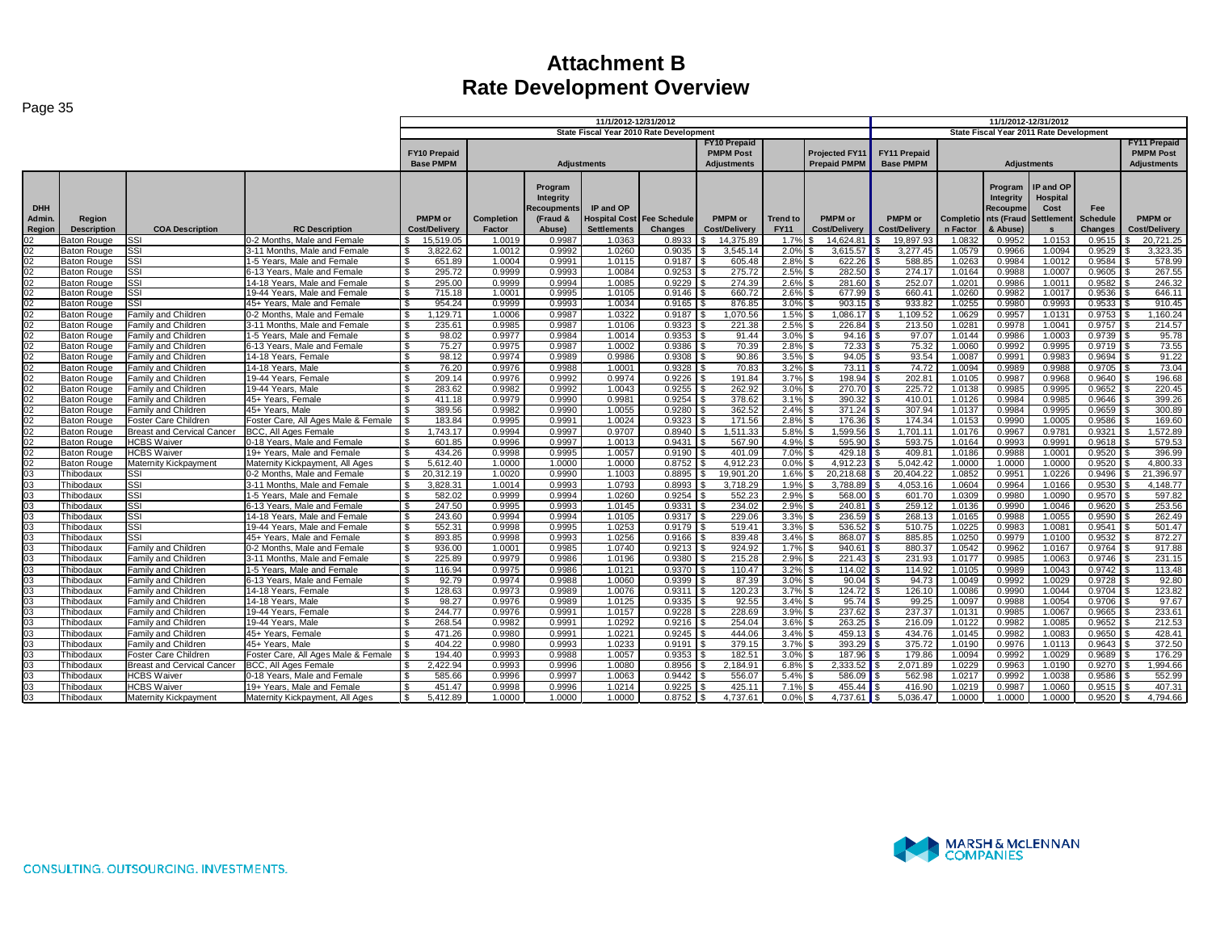# Attachment B
# Rate Development Overview

| | | | | 11/1/2012-12/31/2012 | | | | | | | | | 11/1/2012-12/31/2012 | | | | | |
|---|---|---|---|---|---|---|---|---|---|---|---|---|---|---|---|---|---|---|
| | | | | State Fiscal Year 2010 Rate Development | | | | | | | | | State Fiscal Year 2011 Rate Development | | | | | |
| | | | | FY10 Prepaid Base PMPM | Adjustments | | | | FY10 Prepaid PMPM Post Adjustments | | Projected FY11 Prepaid PMPM | | FY11 Prepaid Base PMPM | Adjustments | | | | FY11 Prepaid PMPM Post Adjustments |
| DHH Admin. Region | Region Description | COA Description | RC Description | PMPM or Cost/Delivery | Completion Factor | Program Integrity Recoupments (Fraud & Abuse) | IP and OP Hospital Cost Settlements | Fee Schedule Changes | PMPM or Cost/Delivery | Trend to FY11 | PMPM or Cost/Delivery | | PMPM or Cost/Delivery | Completion Factor | Program Integrity Recoupments (Fraud & Abuse) | IP and OP Hospital Cost Settlements | Fee Schedule Changes | PMPM or Cost/Delivery |
| 02 | Baton Rouge | SSI | 0-2 Months, Male and Female | $ 15,519.05 | 1.0019 | 0.9987 | 1.0363 | 0.8933 | $ 14,375.89 | 1.7% | $ 14,624.81 | | $ 19,897.93 | 1.0832 | 0.9952 | 1.0153 | 0.9515 | $ 20,721.25 |
| 02 | Baton Rouge | SSI | 3-11 Months, Male and Female | $ 3,822.62 | 1.0012 | 0.9992 | 1.0260 | 0.9035 | $ 3,545.14 | 2.0% | $ 3,615.57 | | $ 3,277.45 | 1.0579 | 0.9966 | 1.0094 | 0.9529 | $ 3,323.35 |
| 02 | Baton Rouge | SSI | 1-5 Years, Male and Female | $ 651.89 | 1.0004 | 0.9991 | 1.0115 | 0.9187 | $ 605.48 | 2.8% | $ 622.26 | | $ 588.85 | 1.0263 | 0.9984 | 1.0012 | 0.9584 | $ 578.99 |
| 02 | Baton Rouge | SSI | 6-13 Years, Male and Female | $ 295.72 | 0.9999 | 0.9993 | 1.0084 | 0.9253 | $ 275.72 | 2.5% | $ 282.50 | | $ 274.17 | 1.0164 | 0.9988 | 1.0007 | 0.9605 | $ 267.55 |
| 02 | Baton Rouge | SSI | 14-18 Years, Male and Female | $ 295.00 | 0.9999 | 0.9994 | 1.0085 | 0.9229 | $ 274.39 | 2.6% | $ 281.60 | | $ 252.07 | 1.0201 | 0.9986 | 1.0011 | 0.9582 | $ 246.32 |
| 02 | Baton Rouge | SSI | 19-44 Years, Male and Female | $ 715.18 | 1.0001 | 0.9995 | 1.0105 | 0.9146 | $ 660.72 | 2.6% | $ 677.99 | | $ 660.41 | 1.0260 | 0.9982 | 1.0017 | 0.9536 | $ 646.11 |
| 02 | Baton Rouge | SSI | 45+ Years, Male and Female | $ 954.24 | 0.9999 | 0.9993 | 1.0034 | 0.9165 | $ 876.85 | 3.0% | $ 903.15 | | $ 933.82 | 1.0255 | 0.9980 | 0.9993 | 0.9533 | $ 910.45 |
| 02 | Baton Rouge | Family and Children | 0-2 Months, Male and Female | $ 1,129.71 | 1.0006 | 0.9987 | 1.0322 | 0.9187 | $ 1,070.56 | 1.5% | $ 1,086.17 | | $ 1,109.52 | 1.0629 | 0.9957 | 1.0131 | 0.9753 | $ 1,160.24 |
| 02 | Baton Rouge | Family and Children | 3-11 Months, Male and Female | $ 235.61 | 0.9985 | 0.9987 | 1.0106 | 0.9323 | $ 221.38 | 2.5% | $ 226.84 | | $ 213.50 | 1.0281 | 0.9978 | 1.0041 | 0.9757 | $ 214.57 |
| 02 | Baton Rouge | Family and Children | 1-5 Years, Male and Female | $ 98.02 | 0.9977 | 0.9984 | 1.0014 | 0.9353 | $ 91.44 | 3.0% | $ 94.16 | | $ 97.07 | 1.0144 | 0.9986 | 1.0003 | 0.9739 | $ 95.78 |
| 02 | Baton Rouge | Family and Children | 6-13 Years, Male and Female | $ 75.27 | 0.9975 | 0.9987 | 1.0002 | 0.9386 | $ 70.39 | 2.8% | $ 72.33 | | $ 75.32 | 1.0060 | 0.9992 | 0.9995 | 0.9719 | $ 73.55 |
| 02 | Baton Rouge | Family and Children | 14-18 Years, Female | $ 98.12 | 0.9974 | 0.9989 | 0.9986 | 0.9308 | $ 90.86 | 3.5% | $ 94.05 | | $ 93.54 | 1.0087 | 0.9991 | 0.9983 | 0.9694 | $ 91.22 |
| 02 | Baton Rouge | Family and Children | 14-18 Years, Male | $ 76.20 | 0.9976 | 0.9988 | 1.0001 | 0.9328 | $ 70.83 | 3.2% | $ 73.11 | | $ 74.72 | 1.0094 | 0.9989 | 0.9988 | 0.9705 | $ 73.04 |
| 02 | Baton Rouge | Family and Children | 19-44 Years, Female | $ 209.14 | 0.9976 | 0.9992 | 0.9974 | 0.9226 | $ 191.84 | 3.7% | $ 198.94 | | $ 202.81 | 1.0105 | 0.9987 | 0.9968 | 0.9640 | $ 196.68 |
| 02 | Baton Rouge | Family and Children | 19-44 Years, Male | $ 283.62 | 0.9982 | 0.9992 | 1.0043 | 0.9255 | $ 262.92 | 3.0% | $ 270.70 | | $ 225.72 | 1.0138 | 0.9985 | 0.9995 | 0.9652 | $ 220.45 |
| 02 | Baton Rouge | Family and Children | 45+ Years, Female | $ 411.18 | 0.9979 | 0.9990 | 0.9981 | 0.9254 | $ 378.62 | 3.1% | $ 390.32 | | $ 410.01 | 1.0126 | 0.9984 | 0.9985 | 0.9646 | $ 399.26 |
| 02 | Baton Rouge | Family and Children | 45+ Years, Male | $ 389.56 | 0.9982 | 0.9990 | 1.0055 | 0.9280 | $ 362.52 | 2.4% | $ 371.24 | | $ 307.94 | 1.0137 | 0.9984 | 0.9995 | 0.9659 | $ 300.89 |
| 02 | Baton Rouge | Foster Care Children | Foster Care, All Ages Male & Female | $ 183.84 | 0.9995 | 0.9991 | 1.0024 | 0.9323 | $ 171.56 | 2.8% | $ 176.36 | | $ 174.34 | 1.0153 | 0.9990 | 1.0005 | 0.9586 | $ 169.60 |
| 02 | Baton Rouge | Breast and Cervical Cancer | BCC, All Ages Female | $ 1,743.17 | 0.9994 | 0.9997 | 0.9707 | 0.8940 | $ 1,511.33 | 5.8% | $ 1,599.56 | | $ 1,701.11 | 1.0176 | 0.9967 | 0.9781 | 0.9321 | $ 1,572.89 |
| 02 | Baton Rouge | HCBS Waiver | 0-18 Years, Male and Female | $ 601.85 | 0.9996 | 0.9997 | 1.0013 | 0.9431 | $ 567.90 | 4.9% | $ 595.90 | | $ 593.75 | 1.0164 | 0.9993 | 0.9991 | 0.9618 | $ 579.53 |
| 02 | Baton Rouge | HCBS Waiver | 19+ Years, Male and Female | $ 434.26 | 0.9998 | 0.9995 | 1.0057 | 0.9190 | $ 401.09 | 7.0% | $ 429.18 | | $ 409.81 | 1.0186 | 0.9980 | 1.0001 | 0.9520 | $ 396.99 |
| 02 | Baton Rouge | Maternity Kickpayment | Maternity Kickpayment, All Ages | $ 5,612.40 | 1.0000 | 1.0000 | 1.0000 | 0.8752 | $ 4,912.23 | 0.0% | $ 4,912.23 | | $ 5,042.42 | 1.0000 | 1.0000 | 1.0000 | 0.9520 | $ 4,800.33 |
| 03 | Thibodaux | SSI | 0-2 Months, Male and Female | $ 20,312.19 | 1.0020 | 0.9990 | 1.1003 | 0.8895 | $ 19,901.20 | 1.6% | $ 20,218.68 | | $ 20,404.22 | 1.0852 | 0.9951 | 1.0226 | 0.9496 | $ 21,396.97 |
| 03 | Thibodaux | SSI | 3-11 Months, Male and Female | $ 3,828.31 | 1.0014 | 0.9993 | 1.0793 | 0.8993 | $ 3,718.29 | 1.9% | $ 3,788.89 | | $ 4,053.16 | 1.0604 | 0.9964 | 1.0166 | 0.9530 | $ 4,148.77 |
| 03 | Thibodaux | SSI | 1-5 Years, Male and Female | $ 582.02 | 0.9999 | 0.9994 | 1.0260 | 0.9254 | $ 552.23 | 2.9% | $ 568.00 | | $ 601.70 | 1.0309 | 0.9980 | 1.0090 | 0.9570 | $ 597.82 |
| 03 | Thibodaux | SSI | 6-13 Years, Male and Female | $ 247.50 | 0.9995 | 0.9993 | 1.0145 | 0.9331 | $ 234.02 | 2.9% | $ 240.81 | | $ 259.12 | 1.0136 | 0.9990 | 1.0046 | 0.9620 | $ 253.56 |
| 03 | Thibodaux | SSI | 14-18 Years, Male and Female | $ 243.60 | 0.9994 | 0.9994 | 1.0105 | 0.9317 | $ 229.06 | 3.3% | $ 236.59 | | $ 268.13 | 1.0165 | 0.9988 | 1.0055 | 0.9590 | $ 262.49 |
| 03 | Thibodaux | SSI | 19-44 Years, Male and Female | $ 552.31 | 0.9998 | 0.9995 | 1.0253 | 0.9179 | $ 519.41 | 3.3% | $ 536.52 | | $ 510.75 | 1.0225 | 0.9983 | 1.0081 | 0.9541 | $ 501.47 |
| 03 | Thibodaux | SSI | 45+ Years, Male and Female | $ 893.85 | 0.9998 | 0.9993 | 1.0256 | 0.9166 | $ 839.48 | 3.4% | $ 868.07 | | $ 885.85 | 1.0250 | 0.9979 | 1.0100 | 0.9532 | $ 872.27 |
| 03 | Thibodaux | Family and Children | 0-2 Months, Male and Female | $ 936.00 | 1.0001 | 0.9985 | 1.0740 | 0.9213 | $ 924.92 | 1.7% | $ 940.61 | | $ 880.37 | 1.0542 | 0.9962 | 1.0167 | 0.9764 | $ 917.88 |
| 03 | Thibodaux | Family and Children | 3-11 Months, Male and Female | $ 225.89 | 0.9979 | 0.9986 | 1.0196 | 0.9380 | $ 215.28 | 2.9% | $ 221.43 | | $ 231.93 | 1.0177 | 0.9985 | 1.0063 | 0.9746 | $ 231.15 |
| 03 | Thibodaux | Family and Children | 1-5 Years, Male and Female | $ 116.94 | 0.9975 | 0.9986 | 1.0121 | 0.9370 | $ 110.47 | 3.2% | $ 114.02 | | $ 114.92 | 1.0105 | 0.9989 | 1.0043 | 0.9742 | $ 113.48 |
| 03 | Thibodaux | Family and Children | 6-13 Years, Male and Female | $ 92.79 | 0.9974 | 0.9988 | 1.0060 | 0.9399 | $ 87.39 | 3.0% | $ 90.04 | | $ 94.73 | 1.0049 | 0.9992 | 1.0029 | 0.9728 | $ 92.80 |
| 03 | Thibodaux | Family and Children | 14-18 Years, Female | $ 128.63 | 0.9973 | 0.9989 | 1.0076 | 0.9311 | $ 120.23 | 3.7% | $ 124.72 | | $ 126.10 | 1.0086 | 0.9990 | 1.0044 | 0.9704 | $ 123.82 |
| 03 | Thibodaux | Family and Children | 14-18 Years, Male | $ 98.27 | 0.9976 | 0.9989 | 1.0125 | 0.9335 | $ 92.55 | 3.4% | $ 95.74 | | $ 99.25 | 1.0097 | 0.9988 | 1.0054 | 0.9706 | $ 97.67 |
| 03 | Thibodaux | Family and Children | 19-44 Years, Female | $ 244.77 | 0.9976 | 0.9991 | 1.0157 | 0.9228 | $ 228.69 | 3.9% | $ 237.62 | | $ 237.37 | 1.0131 | 0.9985 | 1.0067 | 0.9665 | $ 233.61 |
| 03 | Thibodaux | Family and Children | 19-44 Years, Male | $ 268.54 | 0.9982 | 0.9991 | 1.0292 | 0.9216 | $ 254.04 | 3.6% | $ 263.25 | | $ 216.09 | 1.0122 | 0.9982 | 1.0085 | 0.9652 | $ 212.53 |
| 03 | Thibodaux | Family and Children | 45+ Years, Female | $ 471.26 | 0.9980 | 0.9991 | 1.0221 | 0.9245 | $ 444.06 | 3.4% | $ 459.13 | | $ 434.76 | 1.0145 | 0.9982 | 1.0083 | 0.9650 | $ 428.41 |
| 03 | Thibodaux | Family and Children | 45+ Years, Male | $ 404.22 | 0.9980 | 0.9993 | 1.0233 | 0.9191 | $ 379.15 | 3.7% | $ 393.29 | | $ 375.72 | 1.0190 | 0.9976 | 1.0113 | 0.9643 | $ 372.50 |
| 03 | Thibodaux | Foster Care Children | Foster Care, All Ages Male & Female | $ 194.40 | 0.9993 | 0.9988 | 1.0057 | 0.9353 | $ 182.51 | 3.0% | $ 187.96 | | $ 179.86 | 1.0094 | 0.9992 | 1.0029 | 0.9689 | $ 176.29 |
| 03 | Thibodaux | Breast and Cervical Cancer | BCC, All Ages Female | $ 2,422.94 | 0.9993 | 0.9996 | 1.0080 | 0.8956 | $ 2,184.91 | 6.8% | $ 2,333.52 | | $ 2,071.89 | 1.0229 | 0.9963 | 1.0190 | 0.9270 | $ 1,994.66 |
| 03 | Thibodaux | HCBS Waiver | 0-18 Years, Male and Female | $ 585.66 | 0.9996 | 0.9997 | 1.0063 | 0.9442 | $ 556.07 | 5.4% | $ 586.09 | | $ 562.98 | 1.0217 | 0.9992 | 1.0038 | 0.9586 | $ 552.99 |
| 03 | Thibodaux | HCBS Waiver | 19+ Years, Male and Female | $ 451.47 | 0.9998 | 0.9996 | 1.0214 | 0.9225 | $ 425.11 | 7.1% | $ 455.44 | | $ 416.90 | 1.0219 | 0.9987 | 1.0060 | 0.9515 | $ 407.31 |
| 03 | Thibodaux | Maternity Kickpayment | Maternity Kickpayment, All Ages | $ 5,412.89 | 1.0000 | 1.0000 | 1.0000 | 0.8752 | $ 4,737.61 | 0.0% | $ 4,737.61 | | $ 5,036.47 | 1.0000 | 1.0000 | 1.0000 | 0.9520 | $ 4,794.66 |

CONSULTING. OUTSOURCING. INVESTMENTS.

MARSH & McLENNAN COMPANIES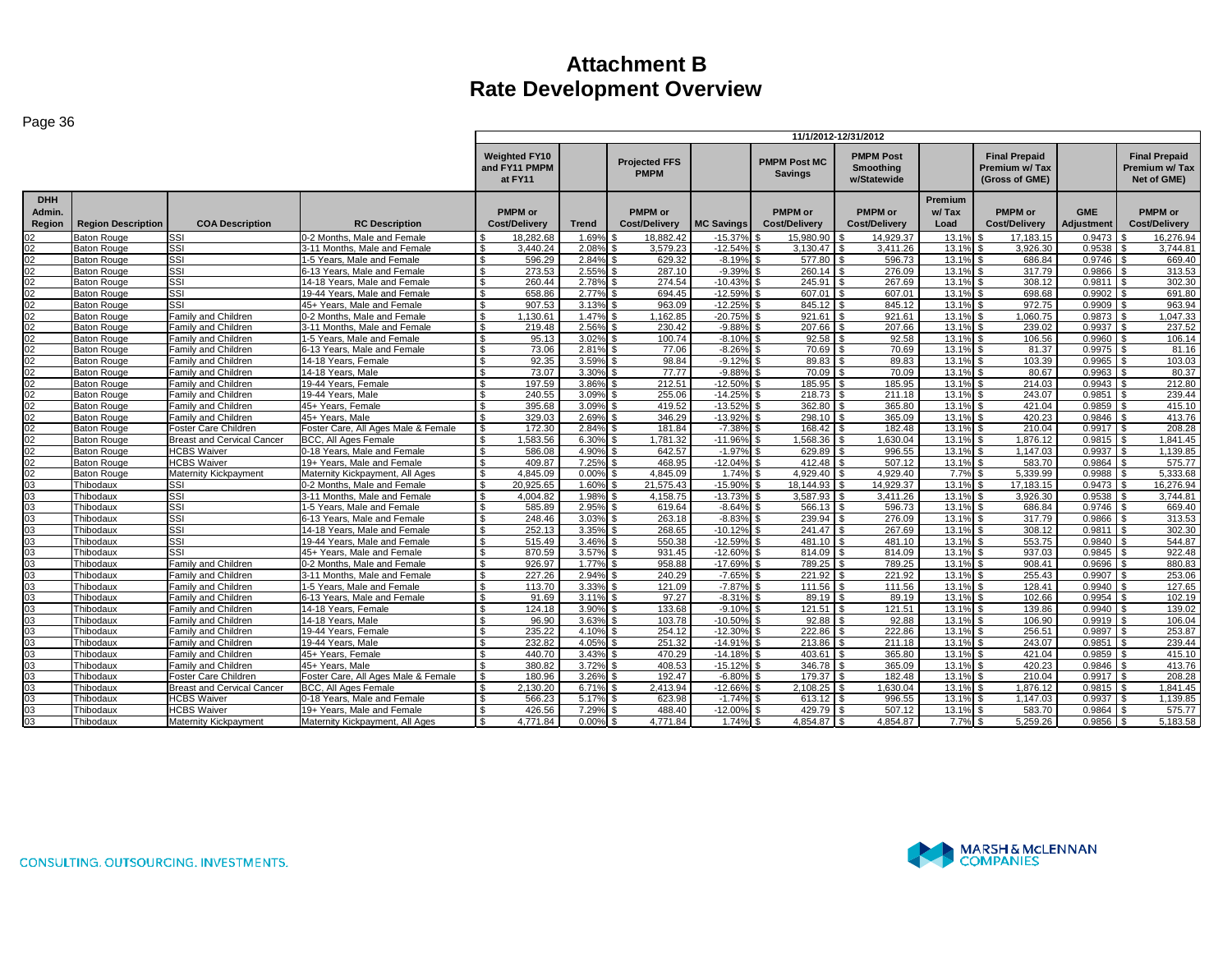# Attachment B
# Rate Development Overview

| | | | | 11/1/2012-12/31/2012 | | | | | | | | | |
|---|---|---|---|---|---|---|---|---|---|---|---|---|---|
| | | | | Weighted FY10 and FY11 PMPM at FY11 | | Projected FFS PMPM | | PMPM Post MC Savings | PMPM Post Smoothing w/Statewide | | Final Prepaid Premium w/ Tax (Gross of GME) | | Final Prepaid Premium w/ Tax Net of GME) |
| DHH Admin. Region | Region Description | COA Description | RC Description | PMPM or Cost/Delivery | Trend | PMPM or Cost/Delivery | MC Savings | PMPM or Cost/Delivery | PMPM or Cost/Delivery | Premium w/ Tax Load | PMPM or Cost/Delivery | GME Adjustment | PMPM or Cost/Delivery |
| 02 | Baton Rouge | SSI | 0-2 Months, Male and Female | $ 18,282.68 | 1.69% | $ 18,882.42 | -15.37% | $ 15,980.90 | $ 14,929.37 | 13.1% | $ 17,183.15 | 0.9473 | $ 16,276.94 |
| 02 | Baton Rouge | SSI | 3-11 Months, Male and Female | $ 3,440.24 | 2.08% | $ 3,579.23 | -12.54% | $ 3,130.47 | $ 3,411.26 | 13.1% | $ 3,926.30 | 0.9538 | $ 3,744.81 |
| 02 | Baton Rouge | SSI | 1-5 Years, Male and Female | $ 596.29 | 2.84% | $ 629.32 | -8.19% | $ 577.80 | $ 596.73 | 13.1% | $ 686.84 | 0.9746 | $ 669.40 |
| 02 | Baton Rouge | SSI | 6-13 Years, Male and Female | $ 273.53 | 2.55% | $ 287.10 | -9.39% | $ 260.14 | $ 276.09 | 13.1% | $ 317.79 | 0.9866 | $ 313.53 |
| 02 | Baton Rouge | SSI | 14-18 Years, Male and Female | $ 260.44 | 2.78% | $ 274.54 | -10.43% | $ 245.91 | $ 267.69 | 13.1% | $ 308.12 | 0.9811 | $ 302.30 |
| 02 | Baton Rouge | SSI | 19-44 Years, Male and Female | $ 658.86 | 2.77% | $ 694.45 | -12.59% | $ 607.01 | $ 607.01 | 13.1% | $ 698.68 | 0.9902 | $ 691.80 |
| 02 | Baton Rouge | SSI | 45+ Years, Male and Female | $ 907.53 | 3.13% | $ 963.09 | -12.25% | $ 845.12 | $ 845.12 | 13.1% | $ 972.75 | 0.9909 | $ 963.94 |
| 02 | Baton Rouge | Family and Children | 0-2 Months, Male and Female | $ 1,130.61 | 1.47% | $ 1,162.85 | -20.75% | $ 921.61 | $ 921.61 | 13.1% | $ 1,060.75 | 0.9873 | $ 1,047.33 |
| 02 | Baton Rouge | Family and Children | 3-11 Months, Male and Female | $ 219.48 | 2.56% | $ 230.42 | -9.88% | $ 207.66 | $ 207.66 | 13.1% | $ 239.02 | 0.9937 | $ 237.52 |
| 02 | Baton Rouge | Family and Children | 1-5 Years, Male and Female | $ 95.13 | 3.02% | $ 100.74 | -8.10% | $ 92.58 | $ 92.58 | 13.1% | $ 106.56 | 0.9960 | $ 106.14 |
| 02 | Baton Rouge | Family and Children | 6-13 Years, Male and Female | $ 73.06 | 2.81% | $ 77.06 | -8.26% | $ 70.69 | $ 70.69 | 13.1% | $ 81.37 | 0.9975 | $ 81.16 |
| 02 | Baton Rouge | Family and Children | 14-18 Years, Female | $ 92.35 | 3.59% | $ 98.84 | -9.12% | $ 89.83 | $ 89.83 | 13.1% | $ 103.39 | 0.9965 | $ 103.03 |
| 02 | Baton Rouge | Family and Children | 14-18 Years, Male | $ 73.07 | 3.30% | $ 77.77 | -9.88% | $ 70.09 | $ 70.09 | 13.1% | $ 80.67 | 0.9963 | $ 80.37 |
| 02 | Baton Rouge | Family and Children | 19-44 Years, Female | $ 197.59 | 3.86% | $ 212.51 | -12.50% | $ 185.95 | $ 185.95 | 13.1% | $ 214.03 | 0.9943 | $ 212.80 |
| 02 | Baton Rouge | Family and Children | 19-44 Years, Male | $ 240.55 | 3.09% | $ 255.06 | -14.25% | $ 218.73 | $ 211.18 | 13.1% | $ 243.07 | 0.9851 | $ 239.44 |
| 02 | Baton Rouge | Family and Children | 45+ Years, Female | $ 395.68 | 3.09% | $ 419.52 | -13.52% | $ 362.80 | $ 365.80 | 13.1% | $ 421.04 | 0.9859 | $ 415.10 |
| 02 | Baton Rouge | Family and Children | 45+ Years, Male | $ 329.03 | 2.69% | $ 346.29 | -13.92% | $ 298.10 | $ 365.09 | 13.1% | $ 420.23 | 0.9846 | $ 413.76 |
| 02 | Baton Rouge | Foster Care Children | Foster Care, All Ages Male & Female | $ 172.30 | 2.84% | $ 181.84 | -7.38% | $ 168.42 | $ 182.48 | 13.1% | $ 210.04 | 0.9917 | $ 208.28 |
| 02 | Baton Rouge | Breast and Cervical Cancer | BCC, All Ages Female | $ 1,583.56 | 6.30% | $ 1,781.32 | -11.96% | $ 1,568.36 | $ 1,630.04 | 13.1% | $ 1,876.12 | 0.9815 | $ 1,841.45 |
| 02 | Baton Rouge | HCBS Waiver | 0-18 Years, Male and Female | $ 586.08 | 4.90% | $ 642.57 | -1.97% | $ 629.89 | $ 996.55 | 13.1% | $ 1,147.03 | 0.9937 | $ 1,139.85 |
| 02 | Baton Rouge | HCBS Waiver | 19+ Years, Male and Female | $ 409.87 | 7.25% | $ 468.95 | -12.04% | $ 412.48 | $ 507.12 | 13.1% | $ 583.70 | 0.9864 | $ 575.77 |
| 02 | Baton Rouge | Maternity Kickpayment | Maternity Kickpayment, All Ages | $ 4,845.09 | 0.00% | $ 4,845.09 | 1.74% | $ 4,929.40 | $ 4,929.40 | 7.7% | $ 5,339.99 | 0.9988 | $ 5,333.68 |
| 03 | Thibodaux | SSI | 0-2 Months, Male and Female | $ 20,925.65 | 1.60% | $ 21,575.43 | -15.90% | $ 18,144.93 | $ 14,929.37 | 13.1% | $ 17,183.15 | 0.9473 | $ 16,276.94 |
| 03 | Thibodaux | SSI | 3-11 Months, Male and Female | $ 4,004.82 | 1.98% | $ 4,158.75 | -13.73% | $ 3,587.93 | $ 3,411.26 | 13.1% | $ 3,926.30 | 0.9538 | $ 3,744.81 |
| 03 | Thibodaux | SSI | 1-5 Years, Male and Female | $ 585.89 | 2.95% | $ 619.64 | -8.64% | $ 566.13 | $ 596.73 | 13.1% | $ 686.84 | 0.9746 | $ 669.40 |
| 03 | Thibodaux | SSI | 6-13 Years, Male and Female | $ 248.46 | 3.03% | $ 263.18 | -8.83% | $ 239.94 | $ 276.09 | 13.1% | $ 317.79 | 0.9866 | $ 313.53 |
| 03 | Thibodaux | SSI | 14-18 Years, Male and Female | $ 252.13 | 3.35% | $ 268.65 | -10.12% | $ 241.47 | $ 267.69 | 13.1% | $ 308.12 | 0.9811 | $ 302.30 |
| 03 | Thibodaux | SSI | 19-44 Years, Male and Female | $ 515.49 | 3.46% | $ 550.38 | -12.59% | $ 481.10 | $ 481.10 | 13.1% | $ 553.75 | 0.9840 | $ 544.87 |
| 03 | Thibodaux | SSI | 45+ Years, Male and Female | $ 870.59 | 3.57% | $ 931.45 | -12.60% | $ 814.09 | $ 814.09 | 13.1% | $ 937.03 | 0.9845 | $ 922.48 |
| 03 | Thibodaux | Family and Children | 0-2 Months, Male and Female | $ 926.97 | 1.77% | $ 958.88 | -17.69% | $ 789.25 | $ 789.25 | 13.1% | $ 908.41 | 0.9696 | $ 880.83 |
| 03 | Thibodaux | Family and Children | 3-11 Months, Male and Female | $ 227.26 | 2.94% | $ 240.29 | -7.65% | $ 221.92 | $ 221.92 | 13.1% | $ 255.43 | 0.9907 | $ 253.06 |
| 03 | Thibodaux | Family and Children | 1-5 Years, Male and Female | $ 113.70 | 3.33% | $ 121.09 | -7.87% | $ 111.56 | $ 111.56 | 13.1% | $ 128.41 | 0.9940 | $ 127.65 |
| 03 | Thibodaux | Family and Children | 6-13 Years, Male and Female | $ 91.69 | 3.11% | $ 97.27 | -8.31% | $ 89.19 | $ 89.19 | 13.1% | $ 102.66 | 0.9954 | $ 102.19 |
| 03 | Thibodaux | Family and Children | 14-18 Years, Female | $ 124.18 | 3.90% | $ 133.68 | -9.10% | $ 121.51 | $ 121.51 | 13.1% | $ 139.86 | 0.9940 | $ 139.02 |
| 03 | Thibodaux | Family and Children | 14-18 Years, Male | $ 96.90 | 3.63% | $ 103.78 | -10.50% | $ 92.88 | $ 92.88 | 13.1% | $ 106.90 | 0.9919 | $ 106.04 |
| 03 | Thibodaux | Family and Children | 19-44 Years, Female | $ 235.22 | 4.10% | $ 254.12 | -12.30% | $ 222.86 | $ 222.86 | 13.1% | $ 256.51 | 0.9897 | $ 253.87 |
| 03 | Thibodaux | Family and Children | 19-44 Years, Male | $ 232.82 | 4.05% | $ 251.32 | -14.91% | $ 213.86 | $ 211.18 | 13.1% | $ 243.07 | 0.9851 | $ 239.44 |
| 03 | Thibodaux | Family and Children | 45+ Years, Female | $ 440.70 | 3.43% | $ 470.29 | -14.18% | $ 403.61 | $ 365.80 | 13.1% | $ 421.04 | 0.9859 | $ 415.10 |
| 03 | Thibodaux | Family and Children | 45+ Years, Male | $ 380.82 | 3.72% | $ 408.53 | -15.12% | $ 346.78 | $ 365.09 | 13.1% | $ 420.23 | 0.9846 | $ 413.76 |
| 03 | Thibodaux | Foster Care Children | Foster Care, All Ages Male & Female | $ 180.96 | 3.26% | $ 192.47 | -6.80% | $ 179.37 | $ 182.48 | 13.1% | $ 210.04 | 0.9917 | $ 208.28 |
| 03 | Thibodaux | Breast and Cervical Cancer | BCC, All Ages Female | $ 2,130.20 | 6.71% | $ 2,413.94 | -12.66% | $ 2,108.25 | $ 1,630.04 | 13.1% | $ 1,876.12 | 0.9815 | $ 1,841.45 |
| 03 | Thibodaux | HCBS Waiver | 0-18 Years, Male and Female | $ 566.23 | 5.17% | $ 623.98 | -1.74% | $ 613.12 | $ 996.55 | 13.1% | $ 1,147.03 | 0.9937 | $ 1,139.85 |
| 03 | Thibodaux | HCBS Waiver | 19+ Years, Male and Female | $ 426.56 | 7.29% | $ 488.40 | -12.00% | $ 429.79 | $ 507.12 | 13.1% | $ 583.70 | 0.9864 | $ 575.77 |
| 03 | Thibodaux | Maternity Kickpayment | Maternity Kickpayment, All Ages | $ 4,771.84 | 0.00% | $ 4,771.84 | 1.74% | $ 4,854.87 | $ 4,854.87 | 7.7% | $ 5,259.26 | 0.9856 | $ 5,183.58 |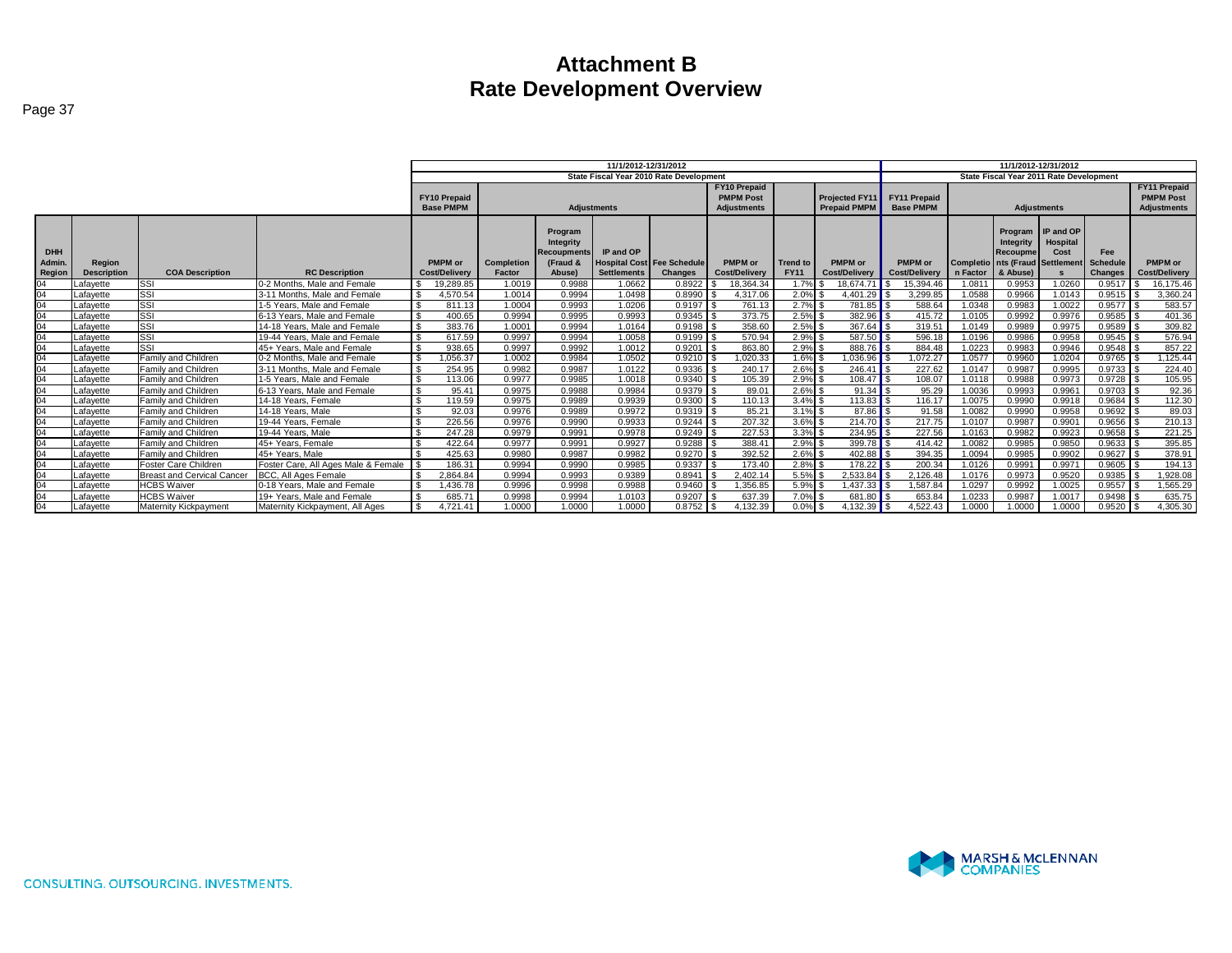# Attachment B
# Rate Development Overview

| | | | | 11/1/2012-12/31/2012 State Fiscal Year 2010 Rate Development | | | | | | | | | 11/1/2012-12/31/2012 State Fiscal Year 2011 Rate Development | | | | | |
|---|---|---|---|---|---|---|---|---|---|---|---|---|---|---|---|---|---|---|
| | | | | FY10 Prepaid Base PMPM | Adjustments | | | | FY10 Prepaid PMPM Post Adjustments | | Projected FY11 Prepaid PMPM | FY11 Prepaid Base PMPM | Adjustments | | | | FY11 Prepaid PMPM Post Adjustments |
| DHH Admin. Region | Region Description | COA Description | RC Description | PMPM or Cost/Delivery | Completion Factor | Program Integrity Recoupments (Fraud & Abuse) | IP and OP Hospital Cost Settlements | Fee Schedule Changes | PMPM or Cost/Delivery | Trend to FY11 | PMPM or Cost/Delivery | PMPM or Cost/Delivery | Completion Factor | Program Integrity Recoupments (Fraud & Abuse) | IP and OP Hospital Cost Settlements | Fee Schedule Changes | PMPM or Cost/Delivery |
| 04 | Lafayette | SSI | 0-2 Months, Male and Female | $ 19,289.85 | 1.0019 | 0.9988 | 1.0662 | 0.8922 | $ 18,364.34 | 1.7% | $ 18,674.71 | $ 15,394.46 | 1.0811 | 0.9953 | 1.0260 | 0.9517 | $ 16,175.46 |
| 04 | Lafayette | SSI | 3-11 Months, Male and Female | $ 4,570.54 | 1.0014 | 0.9994 | 1.0498 | 0.8990 | $ 4,317.06 | 2.0% | $ 4,401.29 | $ 3,299.85 | 1.0588 | 0.9966 | 1.0143 | 0.9515 | $ 3,360.24 |
| 04 | Lafayette | SSI | 1-5 Years, Male and Female | $ 811.13 | 1.0004 | 0.9993 | 1.0206 | 0.9197 | $ 761.13 | 2.7% | $ 781.85 | $ 588.64 | 1.0348 | 0.9983 | 1.0022 | 0.9577 | $ 583.57 |
| 04 | Lafayette | SSI | 6-13 Years, Male and Female | $ 400.65 | 0.9994 | 0.9995 | 0.9993 | 0.9345 | $ 373.75 | 2.5% | $ 382.96 | $ 415.72 | 1.0105 | 0.9992 | 0.9976 | 0.9585 | $ 401.36 |
| 04 | Lafayette | SSI | 14-18 Years, Male and Female | $ 383.76 | 1.0001 | 0.9994 | 1.0164 | 0.9198 | $ 358.60 | 2.5% | $ 367.64 | $ 319.51 | 1.0149 | 0.9989 | 0.9975 | 0.9589 | $ 309.82 |
| 04 | Lafayette | SSI | 19-44 Years, Male and Female | $ 617.59 | 0.9997 | 0.9994 | 1.0058 | 0.9199 | $ 570.94 | 2.9% | $ 587.50 | $ 596.18 | 1.0196 | 0.9986 | 0.9958 | 0.9545 | $ 576.94 |
| 04 | Lafayette | SSI | 45+ Years, Male and Female | $ 938.65 | 0.9997 | 0.9992 | 1.0012 | 0.9201 | $ 863.80 | 2.9% | $ 888.76 | $ 884.48 | 1.0223 | 0.9983 | 0.9946 | 0.9548 | $ 857.22 |
| 04 | Lafayette | Family and Children | 0-2 Months, Male and Female | $ 1,056.37 | 1.0002 | 0.9984 | 1.0502 | 0.9210 | $ 1,020.33 | 1.6% | $ 1,036.96 | $ 1,072.27 | 1.0577 | 0.9960 | 1.0204 | 0.9765 | $ 1,125.44 |
| 04 | Lafayette | Family and Children | 3-11 Months, Male and Female | $ 254.95 | 0.9982 | 0.9987 | 1.0122 | 0.9336 | $ 240.17 | 2.6% | $ 246.41 | $ 227.62 | 1.0147 | 0.9987 | 0.9995 | 0.9733 | $ 224.40 |
| 04 | Lafayette | Family and Children | 1-5 Years, Male and Female | $ 113.06 | 0.9977 | 0.9985 | 1.0018 | 0.9340 | $ 105.39 | 2.9% | $ 108.47 | $ 108.07 | 1.0118 | 0.9988 | 0.9973 | 0.9728 | $ 105.95 |
| 04 | Lafayette | Family and Children | 6-13 Years, Male and Female | $ 95.41 | 0.9975 | 0.9988 | 0.9984 | 0.9379 | $ 89.01 | 2.6% | $ 91.34 | $ 95.29 | 1.0036 | 0.9993 | 0.9961 | 0.9703 | $ 92.36 |
| 04 | Lafayette | Family and Children | 14-18 Years, Female | $ 119.59 | 0.9975 | 0.9989 | 0.9939 | 0.9300 | $ 110.13 | 3.4% | $ 113.83 | $ 116.17 | 1.0075 | 0.9990 | 0.9918 | 0.9684 | $ 112.30 |
| 04 | Lafayette | Family and Children | 14-18 Years, Male | $ 92.03 | 0.9976 | 0.9989 | 0.9972 | 0.9319 | $ 85.21 | 3.1% | $ 87.86 | $ 91.58 | 1.0082 | 0.9990 | 0.9958 | 0.9692 | $ 89.03 |
| 04 | Lafayette | Family and Children | 19-44 Years, Female | $ 226.56 | 0.9976 | 0.9990 | 0.9933 | 0.9244 | $ 207.32 | 3.6% | $ 214.70 | $ 217.75 | 1.0107 | 0.9987 | 0.9901 | 0.9656 | $ 210.13 |
| 04 | Lafayette | Family and Children | 19-44 Years, Male | $ 247.28 | 0.9979 | 0.9991 | 0.9978 | 0.9249 | $ 227.53 | 3.3% | $ 234.95 | $ 227.56 | 1.0163 | 0.9982 | 0.9923 | 0.9658 | $ 221.25 |
| 04 | Lafayette | Family and Children | 45+ Years, Female | $ 422.64 | 0.9977 | 0.9991 | 0.9927 | 0.9288 | $ 388.41 | 2.9% | $ 399.78 | $ 414.42 | 1.0082 | 0.9985 | 0.9850 | 0.9633 | $ 395.85 |
| 04 | Lafayette | Family and Children | 45+ Years, Male | $ 425.63 | 0.9980 | 0.9987 | 0.9982 | 0.9270 | $ 392.52 | 2.6% | $ 402.88 | $ 394.35 | 1.0094 | 0.9985 | 0.9902 | 0.9627 | $ 378.91 |
| 04 | Lafayette | Foster Care Children | Foster Care, All Ages Male & Female | $ 186.31 | 0.9994 | 0.9990 | 0.9985 | 0.9337 | $ 173.40 | 2.8% | $ 178.22 | $ 200.34 | 1.0126 | 0.9991 | 0.9971 | 0.9605 | $ 194.13 |
| 04 | Lafayette | Breast and Cervical Cancer | BCC, All Ages Female | $ 2,864.84 | 0.9994 | 0.9993 | 0.9389 | 0.8941 | $ 2,402.14 | 5.5% | $ 2,533.84 | $ 2,126.48 | 1.0176 | 0.9973 | 0.9520 | 0.9385 | $ 1,928.08 |
| 04 | Lafayette | HCBS Waiver | 0-18 Years, Male and Female | $ 1,436.78 | 0.9996 | 0.9998 | 0.9988 | 0.9460 | $ 1,356.85 | 5.9% | $ 1,437.33 | $ 1,587.84 | 1.0297 | 0.9992 | 1.0025 | 0.9557 | $ 1,565.29 |
| 04 | Lafayette | HCBS Waiver | 19+ Years, Male and Female | $ 685.71 | 0.9998 | 0.9994 | 1.0103 | 0.9207 | $ 637.39 | 7.0% | $ 681.80 | $ 653.84 | 1.0233 | 0.9987 | 1.0017 | 0.9498 | $ 635.75 |
| 04 | Lafayette | Maternity Kickpayment | Maternity Kickpayment, All Ages | $ 4,721.41 | 1.0000 | 1.0000 | 1.0000 | 0.8752 | $ 4,132.39 | 0.0% | $ 4,132.39 | $ 4,522.43 | 1.0000 | 1.0000 | 1.0000 | 0.9520 | $ 4,305.30 |

MARSH & McLENNAN COMPANIES

CONSULTING. OUTSOURCING. INVESTMENTS.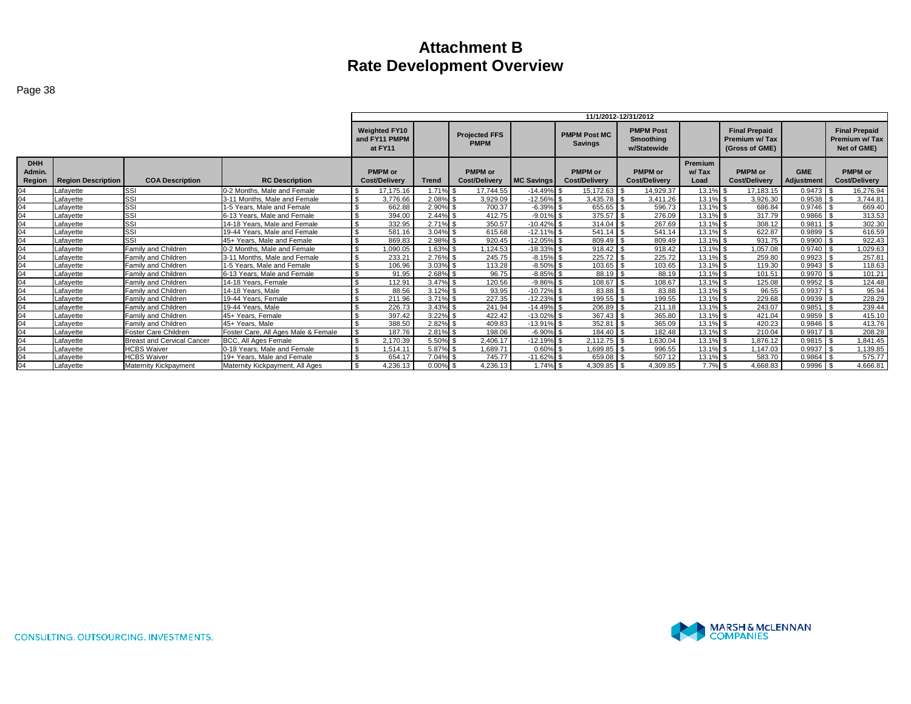# Attachment B
# Rate Development Overview

Page 38

| | | | | 11/1/2012-12/31/2012 | | | | | | | | | |
|---|---|---|---|---|---|---|---|---|---|---|---|---|---|
| | | | | Weighted FY10 and FY11 PMPM at FY11 | | Projected FFS PMPM | | PMPM Post MC Savings | PMPM Post Smoothing w/Statewide | | Final Prepaid Premium w/ Tax (Gross of GME) | | Final Prepaid Premium w/ Tax Net of GME) |
| DHH Admin. Region | Region Description | COA Description | RC Description | PMPM or Cost/Delivery | Trend | PMPM or Cost/Delivery | MC Savings | PMPM or Cost/Delivery | PMPM or Cost/Delivery | Premium w/ Tax Load | PMPM or Cost/Delivery | GME Adjustment | PMPM or Cost/Delivery |
| 04 | Lafayette | SSI | 0-2 Months, Male and Female | $ 17,175.16 | 1.71% | $ 17,744.55 | -14.49% | $ 15,172.63 | $ 14,929.37 | 13.1% | $ 17,183.15 | 0.9473 | $ 16,276.94 |
| 04 | Lafayette | SSI | 3-11 Months, Male and Female | $ 3,776.66 | 2.08% | $ 3,929.09 | -12.56% | $ 3,435.78 | $ 3,411.26 | 13.1% | $ 3,926.30 | 0.9538 | $ 3,744.81 |
| 04 | Lafayette | SSI | 1-5 Years, Male and Female | $ 662.88 | 2.90% | $ 700.37 | -6.39% | $ 655.65 | $ 596.73 | 13.1% | $ 686.84 | 0.9746 | $ 669.40 |
| 04 | Lafayette | SSI | 6-13 Years, Male and Female | $ 394.00 | 2.44% | $ 412.75 | -9.01% | $ 375.57 | $ 276.09 | 13.1% | $ 317.79 | 0.9866 | $ 313.53 |
| 04 | Lafayette | SSI | 14-18 Years, Male and Female | $ 332.95 | 2.71% | $ 350.57 | -10.42% | $ 314.04 | $ 267.69 | 13.1% | $ 308.12 | 0.9811 | $ 302.30 |
| 04 | Lafayette | SSI | 19-44 Years, Male and Female | $ 581.16 | 3.04% | $ 615.68 | -12.11% | $ 541.14 | $ 541.14 | 13.1% | $ 622.87 | 0.9899 | $ 616.59 |
| 04 | Lafayette | SSI | 45+ Years, Male and Female | $ 869.83 | 2.98% | $ 920.45 | -12.05% | $ 809.49 | $ 809.49 | 13.1% | $ 931.75 | 0.9900 | $ 922.43 |
| 04 | Lafayette | Family and Children | 0-2 Months, Male and Female | $ 1,090.05 | 1.63% | $ 1,124.53 | -18.33% | $ 918.42 | $ 918.42 | 13.1% | $ 1,057.08 | 0.9740 | $ 1,029.63 |
| 04 | Lafayette | Family and Children | 3-11 Months, Male and Female | $ 233.21 | 2.76% | $ 245.75 | -8.15% | $ 225.72 | $ 225.72 | 13.1% | $ 259.80 | 0.9923 | $ 257.81 |
| 04 | Lafayette | Family and Children | 1-5 Years, Male and Female | $ 106.96 | 3.03% | $ 113.28 | -8.50% | $ 103.65 | $ 103.65 | 13.1% | $ 119.30 | 0.9943 | $ 118.63 |
| 04 | Lafayette | Family and Children | 6-13 Years, Male and Female | $ 91.95 | 2.68% | $ 96.75 | -8.85% | $ 88.19 | $ 88.19 | 13.1% | $ 101.51 | 0.9970 | $ 101.21 |
| 04 | Lafayette | Family and Children | 14-18 Years, Female | $ 112.91 | 3.47% | $ 120.56 | -9.86% | $ 108.67 | $ 108.67 | 13.1% | $ 125.08 | 0.9952 | $ 124.48 |
| 04 | Lafayette | Family and Children | 14-18 Years, Male | $ 88.56 | 3.12% | $ 93.95 | -10.72% | $ 83.88 | $ 83.88 | 13.1% | $ 96.55 | 0.9937 | $ 95.94 |
| 04 | Lafayette | Family and Children | 19-44 Years, Female | $ 211.96 | 3.71% | $ 227.35 | -12.23% | $ 199.55 | $ 199.55 | 13.1% | $ 229.68 | 0.9939 | $ 228.29 |
| 04 | Lafayette | Family and Children | 19-44 Years, Male | $ 226.73 | 3.43% | $ 241.94 | -14.49% | $ 206.89 | $ 211.18 | 13.1% | $ 243.07 | 0.9851 | $ 239.44 |
| 04 | Lafayette | Family and Children | 45+ Years, Female | $ 397.42 | 3.22% | $ 422.42 | -13.02% | $ 367.43 | $ 365.80 | 13.1% | $ 421.04 | 0.9859 | $ 415.10 |
| 04 | Lafayette | Family and Children | 45+ Years, Male | $ 388.50 | 2.82% | $ 409.83 | -13.91% | $ 352.81 | $ 365.09 | 13.1% | $ 420.23 | 0.9846 | $ 413.76 |
| 04 | Lafayette | Foster Care Children | Foster Care, All Ages Male & Female | $ 187.76 | 2.81% | $ 198.06 | -6.90% | $ 184.40 | $ 182.48 | 13.1% | $ 210.04 | 0.9917 | $ 208.28 |
| 04 | Lafayette | Breast and Cervical Cancer | BCC, All Ages Female | $ 2,170.39 | 5.50% | $ 2,406.17 | -12.19% | $ 2,112.75 | $ 1,630.04 | 13.1% | $ 1,876.12 | 0.9815 | $ 1,841.45 |
| 04 | Lafayette | HCBS Waiver | 0-18 Years, Male and Female | $ 1,514.11 | 5.87% | $ 1,689.71 | 0.60% | $ 1,699.85 | $ 996.55 | 13.1% | $ 1,147.03 | 0.9937 | $ 1,139.85 |
| 04 | Lafayette | HCBS Waiver | 19+ Years, Male and Female | $ 654.17 | 7.04% | $ 745.77 | -11.62% | $ 659.08 | $ 507.12 | 13.1% | $ 583.70 | 0.9864 | $ 575.77 |
| 04 | Lafayette | Maternity Kickpayment | Maternity Kickpayment, All Ages | $ 4,236.13 | 0.00% | $ 4,236.13 | 1.74% | $ 4,309.85 | $ 4,309.85 | 7.7% | $ 4,668.83 | 0.9996 | $ 4,666.81 |

CONSULTING. OUTSOURCING. INVESTMENTS.

MARSH & McLENNAN COMPANIES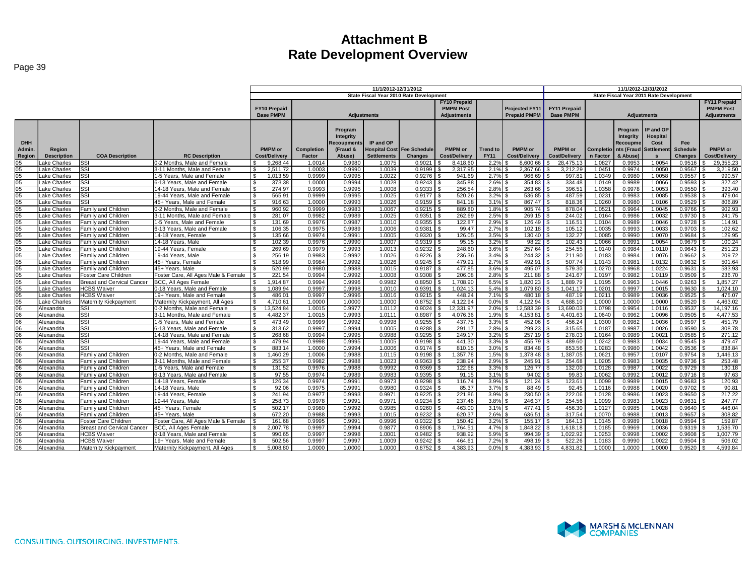# Attachment B
# Rate Development Overview

| | | | | 11/1/2012-12/31/2012 State Fiscal Year 2010 Rate Development | | | | | | | | | 11/1/2012-12/31/2012 State Fiscal Year 2011 Rate Development | | | | | |
|---|---|---|---|---|---|---|---|---|---|---|---|---|---|---|---|---|---|---|
| | | | | FY10 Prepaid Base PMPM | Adjustments | | | | FY10 Prepaid PMPM Post Adjustments | | Projected FY11 Prepaid PMPM | | FY11 Prepaid Base PMPM | Adjustments | | | | FY11 Prepaid PMPM Post Adjustments |
| DHH Admin. Region | Region Description | COA Description | RC Description | PMPM or Cost/Delivery | Completion Factor | Program Integrity Recoupments (Fraud & Abuse) | IP and OP Hospital Cost Settlements | Fee Schedule Changes | PMPM or Cost/Delivery | Trend to FY11 | PMPM or Cost/Delivery | | PMPM or Cost/Delivery | Completion Factor | Program Integrity Recoupments (Fraud & Abuse) | IP and OP Hospital Cost Settlements | Fee Schedule Changes | PMPM or Cost/Delivery |
| 05 | Lake Charles | SSI | 0-2 Months, Male and Female | $ 9,268.44 | 1.0014 | 0.9980 | 1.0075 | 0.9021 | $ 8,418.60 | 2.2% | $ 8,600.66 | | $ 28,475.13 | 1.0827 | 0.9953 | 1.0054 | 0.9516 | $ 29,355.23 |
| 05 | Lake Charles | SSI | 3-11 Months, Male and Female | $ 2,511.72 | 1.0003 | 0.9990 | 1.0039 | 0.9199 | $ 2,317.95 | 2.1% | $ 2,367.66 | | $ 3,212.29 | 1.0451 | 0.9974 | 1.0050 | 0.9567 | $ 3,219.50 |
| 05 | Lake Charles | SSI | 1-5 Years, Male and Female | $ 1,013.59 | 0.9999 | 0.9995 | 1.0022 | 0.9276 | $ 941.69 | 2.7% | $ 966.69 | | $ 997.81 | 1.0349 | 0.9980 | 1.0058 | 0.9557 | $ 990.57 |
| 05 | Lake Charles | SSI | 6-13 Years, Male and Female | $ 373.38 | 1.0000 | 0.9994 | 1.0028 | 0.9243 | $ 345.88 | 2.6% | $ 354.83 | | $ 334.48 | 1.0149 | 0.9989 | 1.0066 | 0.9593 | $ 327.42 |
| 05 | Lake Charles | SSI | 14-18 Years, Male and Female | $ 274.97 | 0.9993 | 0.9995 | 1.0008 | 0.9333 | $ 256.54 | 2.8% | $ 263.66 | | $ 396.51 | 1.0358 | 0.9978 | 1.0053 | 0.9550 | $ 393.40 |
| 05 | Lake Charles | SSI | 19-44 Years, Male and Female | $ 565.91 | 0.9999 | 0.9995 | 1.0025 | 0.9177 | $ 520.26 | 3.2% | $ 536.85 | | $ 487.59 | 1.0231 | 0.9983 | 1.0085 | 0.9538 | $ 479.04 |
| 05 | Lake Charles | SSI | 45+ Years, Male and Female | $ 916.63 | 1.0000 | 0.9993 | 1.0026 | 0.9159 | $ 841.18 | 3.1% | $ 867.47 | | $ 818.36 | 1.0260 | 0.9980 | 1.0106 | 0.9529 | $ 806.89 |
| 05 | Lake Charles | Family and Children | 0-2 Months, Male and Female | $ 960.92 | 0.9999 | 0.9983 | 1.0067 | 0.9215 | $ 889.80 | 1.8% | $ 905.74 | | $ 878.04 | 1.0521 | 0.9964 | 1.0045 | 0.9766 | $ 902.93 |
| 05 | Lake Charles | Family and Children | 3-11 Months, Male and Female | $ 281.07 | 0.9982 | 0.9989 | 1.0025 | 0.9351 | $ 262.69 | 2.5% | $ 269.15 | | $ 244.02 | 1.0164 | 0.9986 | 1.0032 | 0.9730 | $ 241.75 |
| 05 | Lake Charles | Family and Children | 1-5 Years, Male and Female | $ 131.69 | 0.9976 | 0.9987 | 1.0010 | 0.9355 | $ 122.87 | 2.9% | $ 126.49 | | $ 116.51 | 1.0104 | 0.9989 | 1.0046 | 0.9728 | $ 114.91 |
| 05 | Lake Charles | Family and Children | 6-13 Years, Male and Female | $ 106.35 | 0.9975 | 0.9989 | 1.0006 | 0.9381 | $ 99.47 | 2.7% | $ 102.18 | | $ 105.12 | 1.0035 | 0.9993 | 1.0033 | 0.9703 | $ 102.62 |
| 05 | Lake Charles | Family and Children | 14-18 Years, Female | $ 135.66 | 0.9974 | 0.9991 | 1.0005 | 0.9320 | $ 126.05 | 3.5% | $ 130.40 | | $ 132.27 | 1.0085 | 0.9990 | 1.0070 | 0.9684 | $ 129.95 |
| 05 | Lake Charles | Family and Children | 14-18 Years, Male | $ 102.39 | 0.9976 | 0.9990 | 1.0007 | 0.9319 | $ 95.15 | 3.2% | $ 98.22 | | $ 102.43 | 1.0066 | 0.9991 | 1.0054 | 0.9679 | $ 100.24 |
| 05 | Lake Charles | Family and Children | 19-44 Years, Female | $ 269.69 | 0.9979 | 0.9993 | 1.0013 | 0.9232 | $ 248.60 | 3.6% | $ 257.64 | | $ 254.55 | 1.0140 | 0.9984 | 1.0110 | 0.9643 | $ 251.23 |
| 05 | Lake Charles | Family and Children | 19-44 Years, Male | $ 256.19 | 0.9983 | 0.9992 | 1.0026 | 0.9226 | $ 236.36 | 3.4% | $ 244.32 | | $ 211.90 | 1.0183 | 0.9984 | 1.0076 | 0.9662 | $ 209.72 |
| 05 | Lake Charles | Family and Children | 45+ Years, Female | $ 518.99 | 0.9984 | 0.9992 | 1.0026 | 0.9245 | $ 479.91 | 2.7% | $ 492.91 | | $ 507.74 | 1.0143 | 0.9981 | 1.0132 | 0.9632 | $ 501.64 |
| 05 | Lake Charles | Family and Children | 45+ Years, Male | $ 520.99 | 0.9980 | 0.9988 | 1.0015 | 0.9187 | $ 477.85 | 3.6% | $ 495.07 | | $ 579.30 | 1.0270 | 0.9968 | 1.0224 | 0.9631 | $ 583.93 |
| 05 | Lake Charles | Foster Care Children | Foster Care, All Ages Male & Female | $ 221.54 | 0.9994 | 0.9992 | 1.0008 | 0.9308 | $ 206.08 | 2.8% | $ 211.88 | | $ 241.67 | 1.0197 | 0.9982 | 1.0119 | 0.9509 | $ 236.70 |
| 05 | Lake Charles | Breast and Cervical Cancer | BCC, All Ages Female | $ 1,914.87 | 0.9994 | 0.9996 | 0.9982 | 0.8950 | $ 1,708.90 | 6.5% | $ 1,820.23 | | $ 1,889.79 | 1.0195 | 0.9963 | 1.0446 | 0.9263 | $ 1,857.27 |
| 05 | Lake Charles | HCBS Waiver | 0-18 Years, Male and Female | $ 1,089.94 | 0.9997 | 0.9998 | 1.0010 | 0.9391 | $ 1,024.13 | 5.4% | $ 1,079.80 | | $ 1,041.17 | 1.0201 | 0.9997 | 1.0015 | 0.9630 | $ 1,024.10 |
| 05 | Lake Charles | HCBS Waiver | 19+ Years, Male and Female | $ 486.01 | 0.9997 | 0.9996 | 1.0016 | 0.9215 | $ 448.24 | 7.1% | $ 480.18 | | $ 487.19 | 1.0211 | 0.9989 | 1.0036 | 0.9525 | $ 475.07 |
| 05 | Lake Charles | Maternity Kickpayment | Maternity Kickpayment, All Ages | $ 4,710.61 | 1.0000 | 1.0000 | 1.0000 | 0.8752 | $ 4,122.94 | 0.0% | $ 4,122.94 | | $ 4,688.10 | 1.0000 | 1.0000 | 1.0000 | 0.9520 | $ 4,463.02 |
| 06 | Alexandria | SSI | 0-2 Months, Male and Female | $ 13,524.84 | 1.0015 | 0.9977 | 1.0112 | 0.9024 | $ 12,331.97 | 2.0% | $ 12,583.39 | | $ 13,690.03 | 1.0798 | 0.9954 | 1.0116 | 0.9537 | $ 14,197.16 |
| 06 | Alexandria | SSI | 3-11 Months, Male and Female | $ 4,482.37 | 1.0015 | 0.9993 | 1.0111 | 0.8987 | $ 4,076.36 | 1.9% | $ 4,153.81 | | $ 4,401.63 | 1.0640 | 0.9962 | 1.0096 | 0.9505 | $ 4,477.53 |
| 06 | Alexandria | SSI | 1-5 Years, Male and Female | $ 473.49 | 0.9999 | 0.9992 | 0.9998 | 0.9255 | $ 437.75 | 3.3% | $ 452.06 | | $ 456.24 | 1.0300 | 0.9982 | 1.0036 | 0.9597 | $ 451.79 |
| 06 | Alexandria | SSI | 6-13 Years, Male and Female | $ 313.62 | 0.9997 | 0.9994 | 1.0005 | 0.9288 | $ 291.17 | 2.8% | $ 299.23 | | $ 315.65 | 1.0187 | 0.9987 | 1.0026 | 0.9590 | $ 308.78 |
| 06 | Alexandria | SSI | 14-18 Years, Male and Female | $ 268.68 | 0.9994 | 0.9995 | 0.9988 | 0.9295 | $ 249.17 | 3.2% | $ 257.19 | | $ 278.03 | 1.0164 | 0.9989 | 1.0021 | 0.9585 | $ 271.12 |
| 06 | Alexandria | SSI | 19-44 Years, Male and Female | $ 479.94 | 0.9998 | 0.9995 | 1.0005 | 0.9198 | $ 441.30 | 3.3% | $ 455.79 | | $ 489.60 | 1.0242 | 0.9983 | 1.0034 | 0.9545 | $ 479.47 |
| 06 | Alexandria | SSI | 45+ Years, Male and Female | $ 883.14 | 1.0000 | 0.9994 | 1.0006 | 0.9174 | $ 810.15 | 3.0% | $ 834.48 | | $ 853.56 | 1.0283 | 0.9980 | 1.0042 | 0.9536 | $ 838.84 |
| 06 | Alexandria | Family and Children | 0-2 Months, Male and Female | $ 1,460.29 | 1.0006 | 0.9988 | 1.0115 | 0.9198 | $ 1,357.78 | 1.5% | $ 1,378.48 | | $ 1,387.05 | 1.0621 | 0.9957 | 1.0107 | 0.9754 | $ 1,446.13 |
| 06 | Alexandria | Family and Children | 3-11 Months, Male and Female | $ 255.37 | 0.9982 | 0.9988 | 1.0023 | 0.9363 | $ 238.94 | 2.9% | $ 245.91 | | $ 254.68 | 1.0205 | 0.9983 | 1.0035 | 0.9736 | $ 253.48 |
| 06 | Alexandria | Family and Children | 1-5 Years, Male and Female | $ 131.52 | 0.9976 | 0.9988 | 0.9992 | 0.9369 | $ 122.68 | 3.3% | $ 126.77 | | $ 132.00 | 1.0128 | 0.9987 | 1.0022 | 0.9729 | $ 130.18 |
| 06 | Alexandria | Family and Children | 6-13 Years, Male and Female | $ 97.55 | 0.9974 | 0.9989 | 0.9983 | 0.9395 | $ 91.15 | 3.1% | $ 94.02 | | $ 99.83 | 1.0062 | 0.9992 | 1.0012 | 0.9716 | $ 97.63 |
| 06 | Alexandria | Family and Children | 14-18 Years, Female | $ 126.34 | 0.9974 | 0.9991 | 0.9973 | 0.9298 | $ 116.74 | 3.9% | $ 121.24 | | $ 123.61 | 1.0099 | 0.9989 | 1.0015 | 0.9683 | $ 120.93 |
| 06 | Alexandria | Family and Children | 14-18 Years, Male | $ 92.06 | 0.9975 | 0.9991 | 0.9980 | 0.9324 | $ 85.37 | 3.7% | $ 88.49 | | $ 92.45 | 1.0116 | 0.9988 | 1.0020 | 0.9702 | $ 90.81 |
| 06 | Alexandria | Family and Children | 19-44 Years, Female | $ 241.94 | 0.9977 | 0.9993 | 0.9971 | 0.9225 | $ 221.86 | 3.9% | $ 230.50 | | $ 222.06 | 1.0128 | 0.9986 | 1.0023 | 0.9650 | $ 217.22 |
| 06 | Alexandria | Family and Children | 19-44 Years, Male | $ 258.73 | 0.9978 | 0.9991 | 0.9971 | 0.9234 | $ 237.46 | 3.8% | $ 246.37 | | $ 254.56 | 1.0099 | 0.9983 | 1.0023 | 0.9631 | $ 247.77 |
| 06 | Alexandria | Family and Children | 45+ Years, Female | $ 502.17 | 0.9980 | 0.9992 | 0.9985 | 0.9260 | $ 463.00 | 3.1% | $ 477.41 | | $ 456.30 | 1.0127 | 0.9985 | 1.0028 | 0.9640 | $ 446.04 |
| 06 | Alexandria | Family and Children | 45+ Years, Male | $ 672.20 | 0.9988 | 0.9993 | 1.0015 | 0.9232 | $ 620.37 | 2.6% | $ 636.51 | | $ 317.54 | 1.0070 | 0.9988 | 1.0013 | 0.9657 | $ 308.82 |
| 06 | Alexandria | Foster Care Children | Foster Care, All Ages Male & Female | $ 161.68 | 0.9995 | 0.9991 | 0.9996 | 0.9322 | $ 150.42 | 3.2% | $ 155.17 | | $ 164.13 | 1.0145 | 0.9989 | 1.0018 | 0.9594 | $ 159.87 |
| 06 | Alexandria | Breast and Cervical Cancer | BCC, All Ages Female | $ 2,007.78 | 0.9997 | 0.9994 | 0.9877 | 0.8906 | $ 1,764.51 | 4.7% | $ 1,848.22 | | $ 1,618.18 | 1.0185 | 0.9969 | 1.0036 | 0.9319 | $ 1,536.70 |
| 06 | Alexandria | HCBS Waiver | 0-18 Years, Male and Female | $ 990.65 | 0.9997 | 0.9998 | 1.0001 | 0.9482 | $ 938.92 | 5.9% | $ 994.39 | | $ 1,022.92 | 1.0253 | 0.9998 | 1.0002 | 0.9608 | $ 1,007.79 |
| 06 | Alexandria | HCBS Waiver | 19+ Years, Male and Female | $ 502.56 | 0.9997 | 0.9997 | 1.0009 | 0.9242 | $ 464.61 | 7.2% | $ 498.19 | | $ 522.26 | 1.0183 | 0.9990 | 1.0022 | 0.9504 | $ 506.02 |
| 06 | Alexandria | Maternity Kickpayment | Maternity Kickpayment, All Ages | $ 5,008.80 | 1.0000 | 1.0000 | 1.0000 | 0.8752 | $ 4,383.93 | 0.0% | $ 4,383.93 | | $ 4,831.82 | 1.0000 | 1.0000 | 1.0000 | 0.9520 | $ 4,599.84 |

CONSULTING. OUTSOURCING. INVESTMENTS.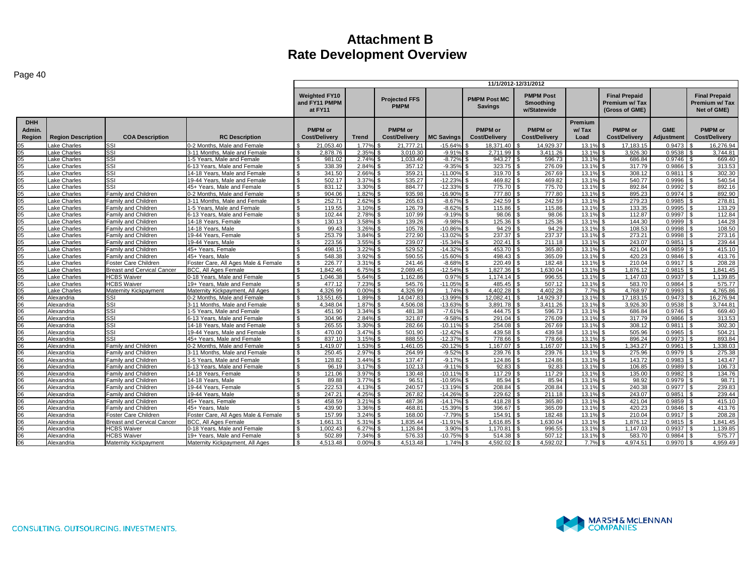# Attachment B
# Rate Development Overview

| | | | | 11/1/2012-12/31/2012 | | | | | | | | | | |
|---|---|---|---|---|---|---|---|---|---|---|---|---|---|---|
| | | | | Weighted FY10 and FY11 PMPM at FY11 | | Projected FFS PMPM | | PMPM Post MC Savings | PMPM Post Smoothing w/Statewide | | Final Prepaid Premium w/ Tax (Gross of GME) | | Final Prepaid Premium w/ Tax Net of GME) |
| DHH Admin. Region | Region Description | COA Description | RC Description | PMPM or Cost/Delivery | Trend | PMPM or Cost/Delivery | MC Savings | PMPM or Cost/Delivery | PMPM or Cost/Delivery | Premium w/ Tax Load | PMPM or Cost/Delivery | GME Adjustment | PMPM or Cost/Delivery |
| 05 | Lake Charles | SSI | 0-2 Months, Male and Female | $ 21,053.40 | 1.77% | $ 21,777.21 | -15.64% | $ 18,371.40 | $ 14,929.37 | 13.1% | $ 17,183.15 | 0.9473 | $ 16,276.94 |
| 05 | Lake Charles | SSI | 3-11 Months, Male and Female | $ 2,878.76 | 2.35% | $ 3,010.30 | -9.91% | $ 2,711.99 | $ 3,411.26 | 13.1% | $ 3,926.30 | 0.9538 | $ 3,744.81 |
| 05 | Lake Charles | SSI | 1-5 Years, Male and Female | $ 981.02 | 2.74% | $ 1,033.40 | -8.72% | $ 943.27 | $ 596.73 | 13.1% | $ 686.84 | 0.9746 | $ 669.40 |
| 05 | Lake Charles | SSI | 6-13 Years, Male and Female | $ 338.39 | 2.84% | $ 357.12 | -9.35% | $ 323.75 | $ 276.09 | 13.1% | $ 317.79 | 0.9866 | $ 313.53 |
| 05 | Lake Charles | SSI | 14-18 Years, Male and Female | $ 341.50 | 2.66% | $ 359.21 | -11.00% | $ 319.70 | $ 267.69 | 13.1% | $ 308.12 | 0.9811 | $ 302.30 |
| 05 | Lake Charles | SSI | 19-44 Years, Male and Female | $ 502.17 | 3.37% | $ 535.27 | -12.23% | $ 469.82 | $ 469.82 | 13.1% | $ 540.77 | 0.9996 | $ 540.54 |
| 05 | Lake Charles | SSI | 45+ Years, Male and Female | $ 831.12 | 3.30% | $ 884.77 | -12.33% | $ 775.70 | $ 775.70 | 13.1% | $ 892.84 | 0.9992 | $ 892.16 |
| 05 | Lake Charles | Family and Children | 0-2 Months, Male and Female | $ 904.06 | 1.82% | $ 935.98 | -16.90% | $ 777.80 | $ 777.80 | 13.1% | $ 895.23 | 0.9974 | $ 892.90 |
| 05 | Lake Charles | Family and Children | 3-11 Months, Male and Female | $ 252.71 | 2.62% | $ 265.63 | -8.67% | $ 242.59 | $ 242.59 | 13.1% | $ 279.23 | 0.9985 | $ 278.81 |
| 05 | Lake Charles | Family and Children | 1-5 Years, Male and Female | $ 119.55 | 3.10% | $ 126.79 | -8.62% | $ 115.86 | $ 115.86 | 13.1% | $ 133.35 | 0.9995 | $ 133.29 |
| 05 | Lake Charles | Family and Children | 6-13 Years, Male and Female | $ 102.44 | 2.78% | $ 107.99 | -9.19% | $ 98.06 | $ 98.06 | 13.1% | $ 112.87 | 0.9997 | $ 112.84 |
| 05 | Lake Charles | Family and Children | 14-18 Years, Female | $ 130.13 | 3.58% | $ 139.26 | -9.98% | $ 125.36 | $ 125.36 | 13.1% | $ 144.30 | 0.9999 | $ 144.28 |
| 05 | Lake Charles | Family and Children | 14-18 Years, Male | $ 99.43 | 3.26% | $ 105.78 | -10.86% | $ 94.29 | $ 94.29 | 13.1% | $ 108.53 | 0.9998 | $ 108.50 |
| 05 | Lake Charles | Family and Children | 19-44 Years, Female | $ 253.79 | 3.84% | $ 272.90 | -13.02% | $ 237.37 | $ 237.37 | 13.1% | $ 273.21 | 0.9998 | $ 273.16 |
| 05 | Lake Charles | Family and Children | 19-44 Years, Male | $ 223.56 | 3.55% | $ 239.07 | -15.34% | $ 202.41 | $ 211.18 | 13.1% | $ 243.07 | 0.9851 | $ 239.44 |
| 05 | Lake Charles | Family and Children | 45+ Years, Female | $ 498.15 | 3.22% | $ 529.52 | -14.32% | $ 453.70 | $ 365.80 | 13.1% | $ 421.04 | 0.9859 | $ 415.10 |
| 05 | Lake Charles | Family and Children | 45+ Years, Male | $ 548.38 | 3.92% | $ 590.55 | -15.60% | $ 498.43 | $ 365.09 | 13.1% | $ 420.23 | 0.9846 | $ 413.76 |
| 05 | Lake Charles | Foster Care Children | Foster Care, All Ages Male & Female | $ 226.77 | 3.31% | $ 241.46 | -8.68% | $ 220.49 | $ 182.48 | 13.1% | $ 210.04 | 0.9917 | $ 208.28 |
| 05 | Lake Charles | Breast and Cervical Cancer | BCC, All Ages Female | $ 1,842.46 | 6.75% | $ 2,089.45 | -12.54% | $ 1,827.36 | $ 1,630.04 | 13.1% | $ 1,876.12 | 0.9815 | $ 1,841.45 |
| 05 | Lake Charles | HCBS Waiver | 0-18 Years, Male and Female | $ 1,046.38 | 5.64% | $ 1,162.86 | 0.97% | $ 1,174.14 | $ 996.55 | 13.1% | $ 1,147.03 | 0.9937 | $ 1,139.85 |
| 05 | Lake Charles | HCBS Waiver | 19+ Years, Male and Female | $ 477.12 | 7.23% | $ 545.76 | -11.05% | $ 485.45 | $ 507.12 | 13.1% | $ 583.70 | 0.9864 | $ 575.77 |
| 05 | Lake Charles | Maternity Kickpayment | Maternity Kickpayment, All Ages | $ 4,326.99 | 0.00% | $ 4,326.99 | 1.74% | $ 4,402.28 | $ 4,402.28 | 7.7% | $ 4,768.97 | 0.9993 | $ 4,765.86 |
| 06 | Alexandria | SSI | 0-2 Months, Male and Female | $ 13,551.65 | 1.89% | $ 14,047.83 | -13.99% | $ 12,082.41 | $ 14,929.37 | 13.1% | $ 17,183.15 | 0.9473 | $ 16,276.94 |
| 06 | Alexandria | SSI | 3-11 Months, Male and Female | $ 4,348.04 | 1.87% | $ 4,506.08 | -13.63% | $ 3,891.78 | $ 3,411.26 | 13.1% | $ 3,926.30 | 0.9538 | $ 3,744.81 |
| 06 | Alexandria | SSI | 1-5 Years, Male and Female | $ 451.90 | 3.34% | $ 481.38 | -7.61% | $ 444.75 | $ 596.73 | 13.1% | $ 686.84 | 0.9746 | $ 669.40 |
| 06 | Alexandria | SSI | 6-13 Years, Male and Female | $ 304.96 | 2.84% | $ 321.87 | -9.58% | $ 291.04 | $ 276.09 | 13.1% | $ 317.79 | 0.9866 | $ 313.53 |
| 06 | Alexandria | SSI | 14-18 Years, Male and Female | $ 265.55 | 3.30% | $ 282.66 | -10.11% | $ 254.08 | $ 267.69 | 13.1% | $ 308.12 | 0.9811 | $ 302.30 |
| 06 | Alexandria | SSI | 19-44 Years, Male and Female | $ 470.00 | 3.47% | $ 501.90 | -12.42% | $ 439.58 | $ 439.58 | 13.1% | $ 505.96 | 0.9965 | $ 504.21 |
| 06 | Alexandria | SSI | 45+ Years, Male and Female | $ 837.10 | 3.15% | $ 888.55 | -12.37% | $ 778.66 | $ 778.66 | 13.1% | $ 896.24 | 0.9973 | $ 893.84 |
| 06 | Alexandria | Family and Children | 0-2 Months, Male and Female | $ 1,419.07 | 1.53% | $ 1,461.05 | -20.12% | $ 1,167.07 | $ 1,167.07 | 13.1% | $ 1,343.27 | 0.9961 | $ 1,338.03 |
| 06 | Alexandria | Family and Children | 3-11 Months, Male and Female | $ 250.45 | 2.97% | $ 264.99 | -9.52% | $ 239.76 | $ 239.76 | 13.1% | $ 275.96 | 0.9979 | $ 275.38 |
| 06 | Alexandria | Family and Children | 1-5 Years, Male and Female | $ 128.82 | 3.44% | $ 137.47 | -9.17% | $ 124.86 | $ 124.86 | 13.1% | $ 143.72 | 0.9983 | $ 143.47 |
| 06 | Alexandria | Family and Children | 6-13 Years, Male and Female | $ 96.19 | 3.17% | $ 102.13 | -9.11% | $ 92.83 | $ 92.83 | 13.1% | $ 106.85 | 0.9989 | $ 106.73 |
| 06 | Alexandria | Family and Children | 14-18 Years, Female | $ 121.06 | 3.97% | $ 130.48 | -10.11% | $ 117.29 | $ 117.29 | 13.1% | $ 135.00 | 0.9982 | $ 134.76 |
| 06 | Alexandria | Family and Children | 14-18 Years, Male | $ 89.88 | 3.77% | $ 96.51 | -10.95% | $ 85.94 | $ 85.94 | 13.1% | $ 98.92 | 0.9979 | $ 98.71 |
| 06 | Alexandria | Family and Children | 19-44 Years, Female | $ 222.53 | 4.13% | $ 240.57 | -13.19% | $ 208.84 | $ 208.84 | 13.1% | $ 240.38 | 0.9977 | $ 239.83 |
| 06 | Alexandria | Family and Children | 19-44 Years, Male | $ 247.21 | 4.25% | $ 267.82 | -14.26% | $ 229.62 | $ 211.18 | 13.1% | $ 243.07 | 0.9851 | $ 239.44 |
| 06 | Alexandria | Family and Children | 45+ Years, Female | $ 458.59 | 3.21% | $ 487.36 | -14.17% | $ 418.28 | $ 365.80 | 13.1% | $ 421.04 | 0.9859 | $ 415.10 |
| 06 | Alexandria | Family and Children | 45+ Years, Male | $ 439.90 | 3.36% | $ 468.81 | -15.39% | $ 396.67 | $ 365.09 | 13.1% | $ 420.23 | 0.9846 | $ 413.76 |
| 06 | Alexandria | Foster Care Children | Foster Care, All Ages Male & Female | $ 157.99 | 3.24% | $ 168.00 | -7.79% | $ 154.91 | $ 182.48 | 13.1% | $ 210.04 | 0.9917 | $ 208.28 |
| 06 | Alexandria | Breast and Cervical Cancer | BCC, All Ages Female | $ 1,661.31 | 5.31% | $ 1,835.44 | -11.91% | $ 1,616.85 | $ 1,630.04 | 13.1% | $ 1,876.12 | 0.9815 | $ 1,841.45 |
| 06 | Alexandria | HCBS Waiver | 0-18 Years, Male and Female | $ 1,002.43 | 6.27% | $ 1,126.84 | 3.90% | $ 1,170.81 | $ 996.55 | 13.1% | $ 1,147.03 | 0.9937 | $ 1,139.85 |
| 06 | Alexandria | HCBS Waiver | 19+ Years, Male and Female | $ 502.89 | 7.34% | $ 576.33 | -10.75% | $ 514.38 | $ 507.12 | 13.1% | $ 583.70 | 0.9864 | $ 575.77 |
| 06 | Alexandria | Maternity Kickpayment | Maternity Kickpayment, All Ages | $ 4,513.48 | 0.00% | $ 4,513.48 | 1.74% | $ 4,592.02 | $ 4,592.02 | 7.7% | $ 4,974.51 | 0.9970 | $ 4,959.49 |

CONSULTING. OUTSOURCING. INVESTMENTS.

MARSH & McLENNAN COMPANIES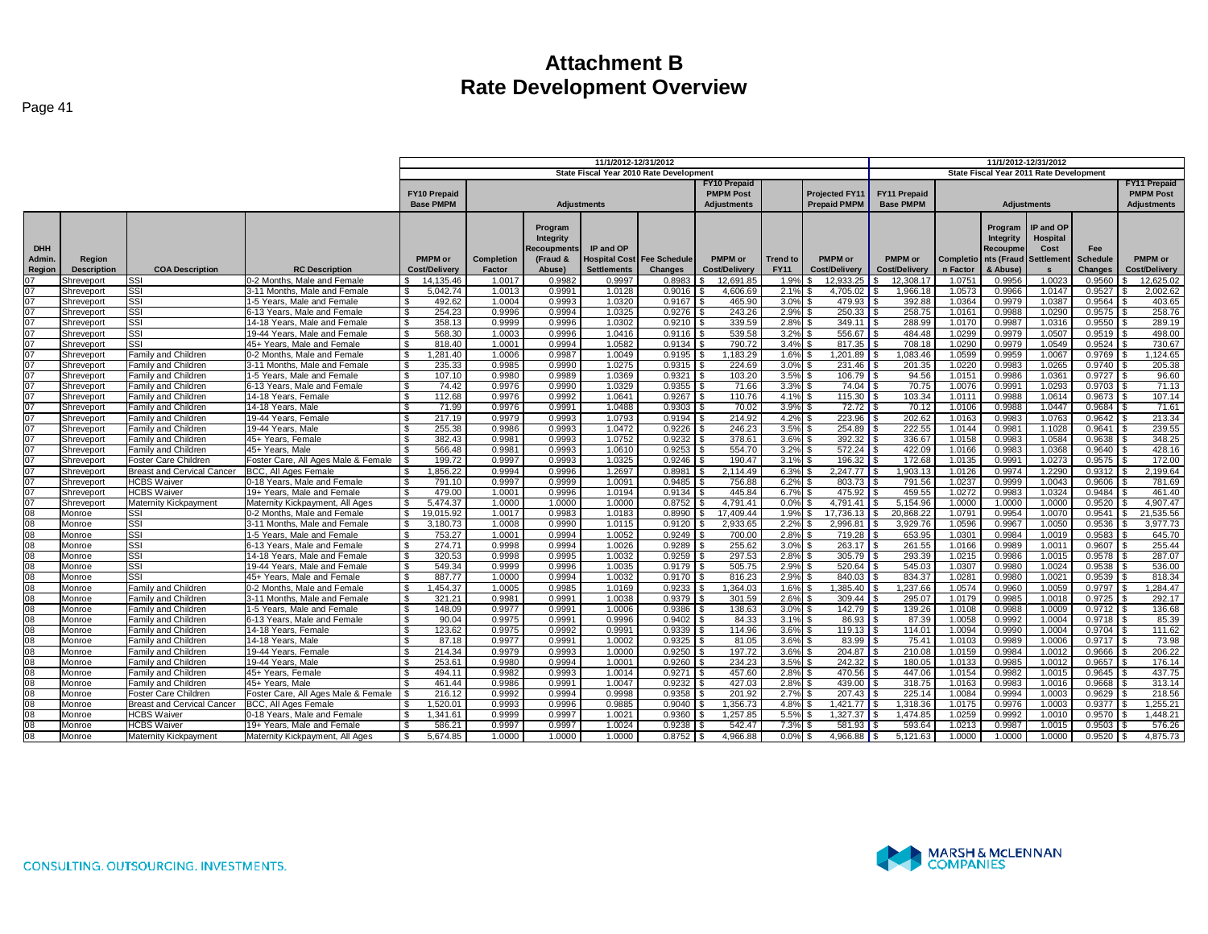# Attachment B
# Rate Development Overview

| | | | | 11/1/2012-12/31/2012 State Fiscal Year 2010 Rate Development | | | | | | | | 11/1/2012-12/31/2012 State Fiscal Year 2011 Rate Development | | | | | |
|---|---|---|---|---|---|---|---|---|---|---|---|---|---|---|---|---|---|
| | | | | FY10 Prepaid Base PMPM | Adjustments | | | | FY10 Prepaid PMPM Post Adjustments | | Projected FY11 Prepaid PMPM | FY11 Prepaid Base PMPM | Adjustments | | | | FY11 Prepaid PMPM Post Adjustments |
| DHH Admin. Region | Region Description | COA Description | RC Description | PMPM or Cost/Delivery | Completion Factor | Program Integrity Recoupments (Fraud & Abuse) | IP and OP Hospital Cost Settlements | Fee Schedule Changes | PMPM or Cost/Delivery | Trend to FY11 | PMPM or Cost/Delivery | PMPM or Cost/Delivery | Completion Factor | Program Integrity Recoupments (Fraud & Abuse) | IP and OP Hospital Cost Settlements | Fee Schedule Changes | PMPM or Cost/Delivery |
| 07 | Shreveport | SSI | 0-2 Months, Male and Female | $ 14,135.46 | 1.0017 | 0.9982 | 0.9997 | 0.8983 | $ 12,691.85 | 1.9% | $ 12,933.25 | $ 12,308.17 | 1.0751 | 0.9956 | 1.0023 | 0.9560 | $ 12,625.02 |
| 07 | Shreveport | SSI | 3-11 Months, Male and Female | $ 5,042.74 | 1.0013 | 0.9991 | 1.0128 | 0.9016 | $ 4,606.69 | 2.1% | $ 4,705.02 | $ 1,966.18 | 1.0573 | 0.9966 | 1.0147 | 0.9527 | $ 2,002.62 |
| 07 | Shreveport | SSI | 1-5 Years, Male and Female | $ 492.62 | 1.0004 | 0.9993 | 1.0320 | 0.9167 | $ 465.90 | 3.0% | $ 479.93 | $ 392.88 | 1.0364 | 0.9979 | 1.0387 | 0.9564 | $ 403.65 |
| 07 | Shreveport | SSI | 6-13 Years, Male and Female | $ 254.23 | 0.9996 | 0.9994 | 1.0325 | 0.9276 | $ 243.26 | 2.9% | $ 250.33 | $ 258.75 | 1.0161 | 0.9988 | 1.0290 | 0.9575 | $ 258.76 |
| 07 | Shreveport | SSI | 14-18 Years, Male and Female | $ 358.13 | 0.9999 | 0.9996 | 1.0302 | 0.9210 | $ 339.59 | 2.8% | $ 349.11 | $ 288.99 | 1.0170 | 0.9987 | 1.0316 | 0.9550 | $ 289.19 |
| 07 | Shreveport | SSI | 19-44 Years, Male and Female | $ 568.30 | 1.0003 | 0.9996 | 1.0416 | 0.9116 | $ 539.58 | 3.2% | $ 556.67 | $ 484.48 | 1.0299 | 0.9979 | 1.0507 | 0.9519 | $ 498.00 |
| 07 | Shreveport | SSI | 45+ Years, Male and Female | $ 818.40 | 1.0001 | 0.9994 | 1.0582 | 0.9134 | $ 790.72 | 3.4% | $ 817.35 | $ 708.18 | 1.0290 | 0.9979 | 1.0549 | 0.9524 | $ 730.67 |
| 07 | Shreveport | Family and Children | 0-2 Months, Male and Female | $ 1,281.40 | 1.0006 | 0.9987 | 1.0049 | 0.9195 | $ 1,183.29 | 1.6% | $ 1,201.89 | $ 1,083.46 | 1.0599 | 0.9959 | 1.0067 | 0.9769 | $ 1,124.65 |
| 07 | Shreveport | Family and Children | 3-11 Months, Male and Female | $ 235.33 | 0.9985 | 0.9990 | 1.0275 | 0.9315 | $ 224.69 | 3.0% | $ 231.46 | $ 201.35 | 1.0220 | 0.9983 | 1.0265 | 0.9740 | $ 205.38 |
| 07 | Shreveport | Family and Children | 1-5 Years, Male and Female | $ 107.10 | 0.9980 | 0.9989 | 1.0369 | 0.9321 | $ 103.20 | 3.5% | $ 106.79 | $ 94.56 | 1.0151 | 0.9986 | 1.0361 | 0.9727 | $ 96.60 |
| 07 | Shreveport | Family and Children | 6-13 Years, Male and Female | $ 74.42 | 0.9976 | 0.9990 | 1.0329 | 0.9355 | $ 71.66 | 3.3% | $ 74.04 | $ 70.75 | 1.0076 | 0.9991 | 1.0293 | 0.9703 | $ 71.13 |
| 07 | Shreveport | Family and Children | 14-18 Years, Female | $ 112.68 | 0.9976 | 0.9992 | 1.0641 | 0.9267 | $ 110.76 | 4.1% | $ 115.30 | $ 103.34 | 1.0111 | 0.9988 | 1.0614 | 0.9673 | $ 107.14 |
| 07 | Shreveport | Family and Children | 14-18 Years, Male | $ 71.99 | 0.9976 | 0.9991 | 1.0488 | 0.9303 | $ 70.02 | 3.9% | $ 72.72 | $ 70.12 | 1.0106 | 0.9988 | 1.0447 | 0.9684 | $ 71.61 |
| 07 | Shreveport | Family and Children | 19-44 Years, Female | $ 217.19 | 0.9979 | 0.9993 | 1.0793 | 0.9194 | $ 214.92 | 4.2% | $ 223.96 | $ 202.62 | 1.0163 | 0.9983 | 1.0763 | 0.9642 | $ 213.34 |
| 07 | Shreveport | Family and Children | 19-44 Years, Male | $ 255.38 | 0.9986 | 0.9993 | 1.0472 | 0.9226 | $ 246.23 | 3.5% | $ 254.89 | $ 222.55 | 1.0144 | 0.9981 | 1.1028 | 0.9641 | $ 239.55 |
| 07 | Shreveport | Family and Children | 45+ Years, Female | $ 382.43 | 0.9981 | 0.9993 | 1.0752 | 0.9232 | $ 378.61 | 3.6% | $ 392.32 | $ 336.67 | 1.0158 | 0.9983 | 1.0584 | 0.9638 | $ 348.25 |
| 07 | Shreveport | Family and Children | 45+ Years, Male | $ 566.48 | 0.9981 | 0.9993 | 1.0610 | 0.9253 | $ 554.70 | 3.2% | $ 572.24 | $ 422.09 | 1.0166 | 0.9983 | 1.0368 | 0.9640 | $ 428.16 |
| 07 | Shreveport | Foster Care Children | Foster Care, All Ages Male & Female | $ 199.72 | 0.9997 | 0.9993 | 1.0325 | 0.9246 | $ 190.47 | 3.1% | $ 196.32 | $ 172.68 | 1.0135 | 0.9991 | 1.0273 | 0.9575 | $ 172.00 |
| 07 | Shreveport | Breast and Cervical Cancer | BCC, All Ages Female | $ 1,856.22 | 0.9994 | 0.9996 | 1.2697 | 0.8981 | $ 2,114.49 | 6.3% | $ 2,247.77 | $ 1,903.13 | 1.0126 | 0.9974 | 1.2290 | 0.9312 | $ 2,199.64 |
| 07 | Shreveport | HCBS Waiver | 0-18 Years, Male and Female | $ 791.10 | 0.9997 | 0.9999 | 1.0091 | 0.9485 | $ 756.88 | 6.2% | $ 803.73 | $ 791.56 | 1.0237 | 0.9999 | 1.0043 | 0.9606 | $ 781.69 |
| 07 | Shreveport | HCBS Waiver | 19+ Years, Male and Female | $ 479.00 | 1.0001 | 0.9996 | 1.0194 | 0.9134 | $ 445.84 | 6.7% | $ 475.92 | $ 459.55 | 1.0272 | 0.9983 | 1.0324 | 0.9484 | $ 461.40 |
| 07 | Shreveport | Maternity Kickpayment | Maternity Kickpayment, All Ages | $ 5,474.37 | 1.0000 | 1.0000 | 1.0000 | 0.8752 | $ 4,791.41 | 0.0% | $ 4,791.41 | $ 5,154.96 | 1.0000 | 1.0000 | 1.0000 | 0.9520 | $ 4,907.47 |
| 08 | Monroe | SSI | 0-2 Months, Male and Female | $ 19,015.92 | 1.0017 | 0.9983 | 1.0183 | 0.8990 | $ 17,409.44 | 1.9% | $ 17,736.13 | $ 20,868.22 | 1.0791 | 0.9954 | 1.0070 | 0.9541 | $ 21,535.56 |
| 08 | Monroe | SSI | 3-11 Months, Male and Female | $ 3,180.73 | 1.0008 | 0.9990 | 1.0115 | 0.9120 | $ 2,933.65 | 2.2% | $ 2,996.81 | $ 3,929.76 | 1.0596 | 0.9967 | 1.0050 | 0.9536 | $ 3,977.73 |
| 08 | Monroe | SSI | 1-5 Years, Male and Female | $ 753.27 | 1.0001 | 0.9994 | 1.0052 | 0.9249 | $ 700.00 | 2.8% | $ 719.28 | $ 653.95 | 1.0301 | 0.9984 | 1.0019 | 0.9583 | $ 645.70 |
| 08 | Monroe | SSI | 6-13 Years, Male and Female | $ 274.71 | 0.9998 | 0.9994 | 1.0026 | 0.9289 | $ 255.62 | 3.0% | $ 263.17 | $ 261.55 | 1.0166 | 0.9989 | 1.0011 | 0.9607 | $ 255.44 |
| 08 | Monroe | SSI | 14-18 Years, Male and Female | $ 320.53 | 0.9998 | 0.9995 | 1.0032 | 0.9259 | $ 297.53 | 2.8% | $ 305.79 | $ 293.39 | 1.0215 | 0.9986 | 1.0015 | 0.9578 | $ 287.07 |
| 08 | Monroe | SSI | 19-44 Years, Male and Female | $ 549.34 | 0.9999 | 0.9996 | 1.0035 | 0.9179 | $ 505.75 | 2.9% | $ 520.64 | $ 545.03 | 1.0307 | 0.9980 | 1.0024 | 0.9538 | $ 536.00 |
| 08 | Monroe | SSI | 45+ Years, Male and Female | $ 887.77 | 1.0000 | 0.9994 | 1.0032 | 0.9170 | $ 816.23 | 2.9% | $ 840.03 | $ 834.37 | 1.0281 | 0.9980 | 1.0021 | 0.9539 | $ 818.34 |
| 08 | Monroe | Family and Children | 0-2 Months, Male and Female | $ 1,454.37 | 1.0005 | 0.9985 | 1.0169 | 0.9233 | $ 1,364.03 | 1.6% | $ 1,385.40 | $ 1,237.66 | 1.0574 | 0.9960 | 1.0059 | 0.9797 | $ 1,284.47 |
| 08 | Monroe | Family and Children | 3-11 Months, Male and Female | $ 321.21 | 0.9981 | 0.9991 | 1.0038 | 0.9379 | $ 301.59 | 2.6% | $ 309.44 | $ 295.07 | 1.0179 | 0.9985 | 1.0018 | 0.9725 | $ 292.17 |
| 08 | Monroe | Family and Children | 1-5 Years, Male and Female | $ 148.09 | 0.9977 | 0.9991 | 1.0006 | 0.9386 | $ 138.63 | 3.0% | $ 142.79 | $ 139.26 | 1.0108 | 0.9988 | 1.0009 | 0.9712 | $ 136.68 |
| 08 | Monroe | Family and Children | 6-13 Years, Male and Female | $ 90.04 | 0.9975 | 0.9991 | 0.9996 | 0.9402 | $ 84.33 | 3.1% | $ 86.93 | $ 87.39 | 1.0058 | 0.9992 | 1.0004 | 0.9718 | $ 85.39 |
| 08 | Monroe | Family and Children | 14-18 Years, Female | $ 123.62 | 0.9975 | 0.9992 | 0.9991 | 0.9339 | $ 114.96 | 3.6% | $ 119.13 | $ 114.01 | 1.0094 | 0.9990 | 1.0004 | 0.9704 | $ 111.62 |
| 08 | Monroe | Family and Children | 14-18 Years, Male | $ 87.18 | 0.9977 | 0.9991 | 1.0002 | 0.9325 | $ 81.05 | 3.6% | $ 83.99 | $ 75.41 | 1.0103 | 0.9989 | 1.0006 | 0.9717 | $ 73.98 |
| 08 | Monroe | Family and Children | 19-44 Years, Female | $ 214.34 | 0.9979 | 0.9993 | 1.0000 | 0.9250 | $ 197.72 | 3.6% | $ 204.87 | $ 210.08 | 1.0159 | 0.9984 | 1.0012 | 0.9666 | $ 206.22 |
| 08 | Monroe | Family and Children | 19-44 Years, Male | $ 253.61 | 0.9980 | 0.9994 | 1.0001 | 0.9260 | $ 234.23 | 3.5% | $ 242.32 | $ 180.05 | 1.0133 | 0.9985 | 1.0012 | 0.9657 | $ 176.14 |
| 08 | Monroe | Family and Children | 45+ Years, Female | $ 494.11 | 0.9982 | 0.9993 | 1.0014 | 0.9271 | $ 457.60 | 2.8% | $ 470.56 | $ 447.06 | 1.0154 | 0.9982 | 1.0015 | 0.9645 | $ 437.75 |
| 08 | Monroe | Family and Children | 45+ Years, Male | $ 461.44 | 0.9986 | 0.9991 | 1.0047 | 0.9232 | $ 427.03 | 2.8% | $ 439.00 | $ 318.75 | 1.0163 | 0.9983 | 1.0016 | 0.9668 | $ 313.14 |
| 08 | Monroe | Foster Care Children | Foster Care, All Ages Male & Female | $ 216.12 | 0.9992 | 0.9994 | 0.9998 | 0.9358 | $ 201.92 | 2.7% | $ 207.43 | $ 225.14 | 1.0084 | 0.9994 | 1.0003 | 0.9629 | $ 218.56 |
| 08 | Monroe | Breast and Cervical Cancer | BCC, All Ages Female | $ 1,520.01 | 0.9993 | 0.9996 | 0.9885 | 0.9040 | $ 1,356.73 | 4.8% | $ 1,421.77 | $ 1,318.36 | 1.0175 | 0.9976 | 1.0003 | 0.9377 | $ 1,255.21 |
| 08 | Monroe | HCBS Waiver | 0-18 Years, Male and Female | $ 1,341.61 | 0.9999 | 0.9997 | 1.0021 | 0.9360 | $ 1,257.85 | 5.5% | $ 1,327.37 | $ 1,474.85 | 1.0259 | 0.9992 | 1.0010 | 0.9570 | $ 1,448.21 |
| 08 | Monroe | HCBS Waiver | 19+ Years, Male and Female | $ 586.21 | 0.9997 | 0.9997 | 1.0024 | 0.9238 | $ 542.47 | 7.3% | $ 581.93 | $ 593.64 | 1.0213 | 0.9987 | 1.0015 | 0.9503 | $ 576.26 |
| 08 | Monroe | Maternity Kickpayment | Maternity Kickpayment, All Ages | $ 5,674.85 | 1.0000 | 1.0000 | 1.0000 | 0.8752 | $ 4,966.88 | 0.0% | $ 4,966.88 | $ 5,121.63 | 1.0000 | 1.0000 | 1.0000 | 0.9520 | $ 4,875.73 |

CONSULTING. OUTSOURCING. INVESTMENTS.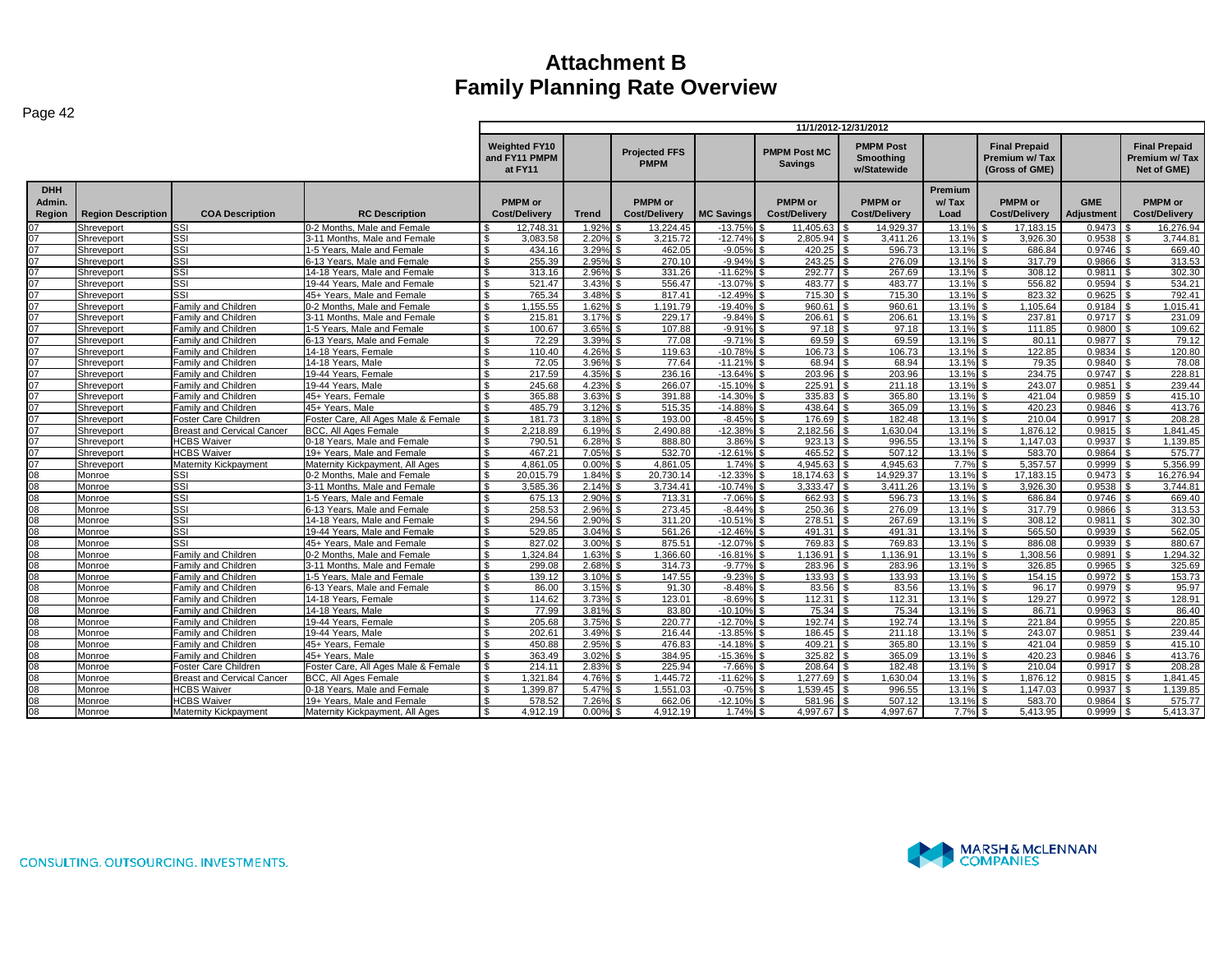# Attachment B
# Family Planning Rate Overview

| | | | | 11/1/2012-12/31/2012 | | | | | | | | | |
|---|---|---|---|---|---|---|---|---|---|---|---|---|---|
| | | | | Weighted FY10 and FY11 PMPM at FY11 | | Projected FFS PMPM | | PMPM Post MC Savings | PMPM Post Smoothing w/Statewide | | Final Prepaid Premium w/ Tax (Gross of GME) | | Final Prepaid Premium w/ Tax Net of GME) |
| DHH Admin. Region | Region Description | COA Description | RC Description | PMPM or Cost/Delivery | Trend | PMPM or Cost/Delivery | MC Savings | PMPM or Cost/Delivery | PMPM or Cost/Delivery | Premium w/ Tax Load | PMPM or Cost/Delivery | GME Adjustment | PMPM or Cost/Delivery |
| 07 | Shreveport | SSI | 0-2 Months, Male and Female | $ 12,748.31 | 1.92% | $ 13,224.45 | -13.75% | $ 11,405.63 | $ 14,929.37 | 13.1% | $ 17,183.15 | 0.9473 | $ 16,276.94 |
| 07 | Shreveport | SSI | 3-11 Months, Male and Female | $ 3,083.58 | 2.20% | $ 3,215.72 | -12.74% | $ 2,805.94 | $ 3,411.26 | 13.1% | $ 3,926.30 | 0.9538 | $ 3,744.81 |
| 07 | Shreveport | SSI | 1-5 Years, Male and Female | $ 434.16 | 3.29% | $ 462.05 | -9.05% | $ 420.25 | $ 596.73 | 13.1% | $ 686.84 | 0.9746 | $ 669.40 |
| 07 | Shreveport | SSI | 6-13 Years, Male and Female | $ 255.39 | 2.95% | $ 270.10 | -9.94% | $ 243.25 | $ 276.09 | 13.1% | $ 317.79 | 0.9866 | $ 313.53 |
| 07 | Shreveport | SSI | 14-18 Years, Male and Female | $ 313.16 | 2.96% | $ 331.26 | -11.62% | $ 292.77 | $ 267.69 | 13.1% | $ 308.12 | 0.9811 | $ 302.30 |
| 07 | Shreveport | SSI | 19-44 Years, Male and Female | $ 521.47 | 3.43% | $ 556.47 | -13.07% | $ 483.77 | $ 483.77 | 13.1% | $ 556.82 | 0.9594 | $ 534.21 |
| 07 | Shreveport | SSI | 45+ Years, Male and Female | $ 765.34 | 3.48% | $ 817.41 | -12.49% | $ 715.30 | $ 715.30 | 13.1% | $ 823.32 | 0.9625 | $ 792.41 |
| 07 | Shreveport | Family and Children | 0-2 Months, Male and Female | $ 1,155.55 | 1.62% | $ 1,191.79 | -19.40% | $ 960.61 | $ 960.61 | 13.1% | $ 1,105.64 | 0.9184 | $ 1,015.41 |
| 07 | Shreveport | Family and Children | 3-11 Months, Male and Female | $ 215.81 | 3.17% | $ 229.17 | -9.84% | $ 206.61 | $ 206.61 | 13.1% | $ 237.81 | 0.9717 | $ 231.09 |
| 07 | Shreveport | Family and Children | 1-5 Years, Male and Female | $ 100.67 | 3.65% | $ 107.88 | -9.91% | $ 97.18 | $ 97.18 | 13.1% | $ 111.85 | 0.9800 | $ 109.62 |
| 07 | Shreveport | Family and Children | 6-13 Years, Male and Female | $ 72.29 | 3.39% | $ 77.08 | -9.71% | $ 69.59 | $ 69.59 | 13.1% | $ 80.11 | 0.9877 | $ 79.12 |
| 07 | Shreveport | Family and Children | 14-18 Years, Female | $ 110.40 | 4.26% | $ 119.63 | -10.78% | $ 106.73 | $ 106.73 | 13.1% | $ 122.85 | 0.9834 | $ 120.80 |
| 07 | Shreveport | Family and Children | 14-18 Years, Male | $ 72.05 | 3.96% | $ 77.64 | -11.21% | $ 68.94 | $ 68.94 | 13.1% | $ 79.35 | 0.9840 | $ 78.08 |
| 07 | Shreveport | Family and Children | 19-44 Years, Female | $ 217.59 | 4.35% | $ 236.16 | -13.64% | $ 203.96 | $ 203.96 | 13.1% | $ 234.75 | 0.9747 | $ 228.81 |
| 07 | Shreveport | Family and Children | 19-44 Years, Male | $ 245.68 | 4.23% | $ 266.07 | -15.10% | $ 225.91 | $ 211.18 | 13.1% | $ 243.07 | 0.9851 | $ 239.44 |
| 07 | Shreveport | Family and Children | 45+ Years, Female | $ 365.88 | 3.63% | $ 391.88 | -14.30% | $ 335.83 | $ 365.80 | 13.1% | $ 421.04 | 0.9859 | $ 415.10 |
| 07 | Shreveport | Family and Children | 45+ Years, Male | $ 485.79 | 3.12% | $ 515.35 | -14.88% | $ 438.64 | $ 365.09 | 13.1% | $ 420.23 | 0.9846 | $ 413.76 |
| 07 | Shreveport | Foster Care Children | Foster Care, All Ages Male & Female | $ 181.73 | 3.18% | $ 193.00 | -8.45% | $ 176.69 | $ 182.48 | 13.1% | $ 210.04 | 0.9917 | $ 208.28 |
| 07 | Shreveport | Breast and Cervical Cancer | BCC, All Ages Female | $ 2,218.89 | 6.19% | $ 2,490.88 | -12.38% | $ 2,182.56 | $ 1,630.04 | 13.1% | $ 1,876.12 | 0.9815 | $ 1,841.45 |
| 07 | Shreveport | HCBS Waiver | 0-18 Years, Male and Female | $ 790.51 | 6.28% | $ 888.80 | 3.86% | $ 923.13 | $ 996.55 | 13.1% | $ 1,147.03 | 0.9937 | $ 1,139.85 |
| 07 | Shreveport | HCBS Waiver | 19+ Years, Male and Female | $ 467.21 | 7.05% | $ 532.70 | -12.61% | $ 465.52 | $ 507.12 | 13.1% | $ 583.70 | 0.9864 | $ 575.77 |
| 07 | Shreveport | Maternity Kickpayment | Maternity Kickpayment, All Ages | $ 4,861.05 | 0.00% | $ 4,861.05 | 1.74% | $ 4,945.63 | $ 4,945.63 | 7.7% | $ 5,357.57 | 0.9999 | $ 5,356.99 |
| 08 | Monroe | SSI | 0-2 Months, Male and Female | $ 20,015.79 | 1.84% | $ 20,730.14 | -12.33% | $ 18,174.63 | $ 14,929.37 | 13.1% | $ 17,183.15 | 0.9473 | $ 16,276.94 |
| 08 | Monroe | SSI | 3-11 Months, Male and Female | $ 3,585.36 | 2.14% | $ 3,734.41 | -10.74% | $ 3,333.47 | $ 3,411.26 | 13.1% | $ 3,926.30 | 0.9538 | $ 3,744.81 |
| 08 | Monroe | SSI | 1-5 Years, Male and Female | $ 675.13 | 2.90% | $ 713.31 | -7.06% | $ 662.93 | $ 596.73 | 13.1% | $ 686.84 | 0.9746 | $ 669.40 |
| 08 | Monroe | SSI | 6-13 Years, Male and Female | $ 258.53 | 2.96% | $ 273.45 | -8.44% | $ 250.36 | $ 276.09 | 13.1% | $ 317.79 | 0.9866 | $ 313.53 |
| 08 | Monroe | SSI | 14-18 Years, Male and Female | $ 294.56 | 2.90% | $ 311.20 | -10.51% | $ 278.51 | $ 267.69 | 13.1% | $ 308.12 | 0.9811 | $ 302.30 |
| 08 | Monroe | SSI | 19-44 Years, Male and Female | $ 529.85 | 3.04% | $ 561.26 | -12.46% | $ 491.31 | $ 491.31 | 13.1% | $ 565.50 | 0.9939 | $ 562.05 |
| 08 | Monroe | SSI | 45+ Years, Male and Female | $ 827.02 | 3.00% | $ 875.51 | -12.07% | $ 769.83 | $ 769.83 | 13.1% | $ 886.08 | 0.9939 | $ 880.67 |
| 08 | Monroe | Family and Children | 0-2 Months, Male and Female | $ 1,324.84 | 1.63% | $ 1,366.60 | -16.81% | $ 1,136.91 | $ 1,136.91 | 13.1% | $ 1,308.56 | 0.9891 | $ 1,294.32 |
| 08 | Monroe | Family and Children | 3-11 Months, Male and Female | $ 299.08 | 2.68% | $ 314.73 | -9.77% | $ 283.96 | $ 283.96 | 13.1% | $ 326.85 | 0.9965 | $ 325.69 |
| 08 | Monroe | Family and Children | 1-5 Years, Male and Female | $ 139.12 | 3.10% | $ 147.55 | -9.23% | $ 133.93 | $ 133.93 | 13.1% | $ 154.15 | 0.9972 | $ 153.73 |
| 08 | Monroe | Family and Children | 6-13 Years, Male and Female | $ 86.00 | 3.15% | $ 91.30 | -8.48% | $ 83.56 | $ 83.56 | 13.1% | $ 96.17 | 0.9979 | $ 95.97 |
| 08 | Monroe | Family and Children | 14-18 Years, Female | $ 114.62 | 3.73% | $ 123.01 | -8.69% | $ 112.31 | $ 112.31 | 13.1% | $ 129.27 | 0.9972 | $ 128.91 |
| 08 | Monroe | Family and Children | 14-18 Years, Male | $ 77.99 | 3.81% | $ 83.80 | -10.10% | $ 75.34 | $ 75.34 | 13.1% | $ 86.71 | 0.9963 | $ 86.40 |
| 08 | Monroe | Family and Children | 19-44 Years, Female | $ 205.68 | 3.75% | $ 220.77 | -12.70% | $ 192.74 | $ 192.74 | 13.1% | $ 221.84 | 0.9955 | $ 220.85 |
| 08 | Monroe | Family and Children | 19-44 Years, Male | $ 202.61 | 3.49% | $ 216.44 | -13.85% | $ 186.45 | $ 211.18 | 13.1% | $ 243.07 | 0.9851 | $ 239.44 |
| 08 | Monroe | Family and Children | 45+ Years, Female | $ 450.88 | 2.95% | $ 476.83 | -14.18% | $ 409.21 | $ 365.80 | 13.1% | $ 421.04 | 0.9859 | $ 415.10 |
| 08 | Monroe | Family and Children | 45+ Years, Male | $ 363.49 | 3.02% | $ 384.95 | -15.36% | $ 325.82 | $ 365.09 | 13.1% | $ 420.23 | 0.9846 | $ 413.76 |
| 08 | Monroe | Foster Care Children | Foster Care, All Ages Male & Female | $ 214.11 | 2.83% | $ 225.94 | -7.66% | $ 208.64 | $ 182.48 | 13.1% | $ 210.04 | 0.9917 | $ 208.28 |
| 08 | Monroe | Breast and Cervical Cancer | BCC, All Ages Female | $ 1,321.84 | 4.76% | $ 1,445.72 | -11.62% | $ 1,277.69 | $ 1,630.04 | 13.1% | $ 1,876.12 | 0.9815 | $ 1,841.45 |
| 08 | Monroe | HCBS Waiver | 0-18 Years, Male and Female | $ 1,399.87 | 5.47% | $ 1,551.03 | -0.75% | $ 1,539.45 | $ 996.55 | 13.1% | $ 1,147.03 | 0.9937 | $ 1,139.85 |
| 08 | Monroe | HCBS Waiver | 19+ Years, Male and Female | $ 578.52 | 7.26% | $ 662.06 | -12.10% | $ 581.96 | $ 507.12 | 13.1% | $ 583.70 | 0.9864 | $ 575.77 |
| 08 | Monroe | Maternity Kickpayment | Maternity Kickpayment, All Ages | $ 4,912.19 | 0.00% | $ 4,912.19 | 1.74% | $ 4,997.67 | $ 4,997.67 | 7.7% | $ 5,413.95 | 0.9999 | $ 5,413.37 |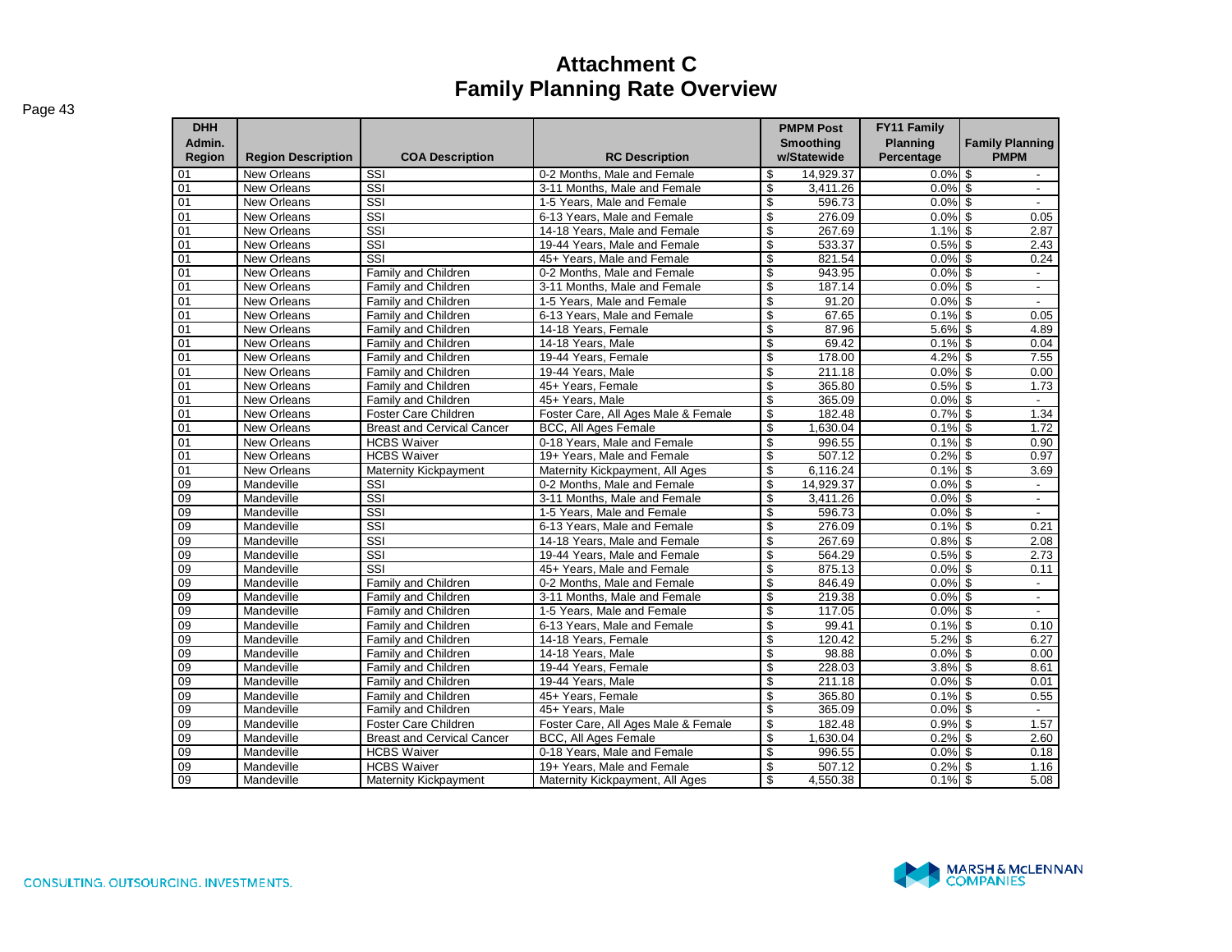# Attachment C
# Family Planning Rate Overview

| DHH Admin. Region | Region Description | COA Description | RC Description | PMPM Post Smoothing w/Statewide | FY11 Family Planning Percentage | Family Planning PMPM |
|---|---|---|---|---|---|---|
| 01 | New Orleans | SSI | 0-2 Months, Male and Female | $ 14,929.37 | 0.0% | $ - |
| 01 | New Orleans | SSI | 3-11 Months, Male and Female | $ 3,411.26 | 0.0% | $ - |
| 01 | New Orleans | SSI | 1-5 Years, Male and Female | $ 596.73 | 0.0% | $ - |
| 01 | New Orleans | SSI | 6-13 Years, Male and Female | $ 276.09 | 0.0% | $ 0.05 |
| 01 | New Orleans | SSI | 14-18 Years, Male and Female | $ 267.69 | 1.1% | $ 2.87 |
| 01 | New Orleans | SSI | 19-44 Years, Male and Female | $ 533.37 | 0.5% | $ 2.43 |
| 01 | New Orleans | SSI | 45+ Years, Male and Female | $ 821.54 | 0.0% | $ 0.24 |
| 01 | New Orleans | Family and Children | 0-2 Months, Male and Female | $ 943.95 | 0.0% | $ - |
| 01 | New Orleans | Family and Children | 3-11 Months, Male and Female | $ 187.14 | 0.0% | $ - |
| 01 | New Orleans | Family and Children | 1-5 Years, Male and Female | $ 91.20 | 0.0% | $ - |
| 01 | New Orleans | Family and Children | 6-13 Years, Male and Female | $ 67.65 | 0.1% | $ 0.05 |
| 01 | New Orleans | Family and Children | 14-18 Years, Female | $ 87.96 | 5.6% | $ 4.89 |
| 01 | New Orleans | Family and Children | 14-18 Years, Male | $ 69.42 | 0.1% | $ 0.04 |
| 01 | New Orleans | Family and Children | 19-44 Years, Female | $ 178.00 | 4.2% | $ 7.55 |
| 01 | New Orleans | Family and Children | 19-44 Years, Male | $ 211.18 | 0.0% | $ 0.00 |
| 01 | New Orleans | Family and Children | 45+ Years, Female | $ 365.80 | 0.5% | $ 1.73 |
| 01 | New Orleans | Family and Children | 45+ Years, Male | $ 365.09 | 0.0% | $ - |
| 01 | New Orleans | Foster Care Children | Foster Care, All Ages Male & Female | $ 182.48 | 0.7% | $ 1.34 |
| 01 | New Orleans | Breast and Cervical Cancer | BCC, All Ages Female | $ 1,630.04 | 0.1% | $ 1.72 |
| 01 | New Orleans | HCBS Waiver | 0-18 Years, Male and Female | $ 996.55 | 0.1% | $ 0.90 |
| 01 | New Orleans | HCBS Waiver | 19+ Years, Male and Female | $ 507.12 | 0.2% | $ 0.97 |
| 01 | New Orleans | Maternity Kickpayment | Maternity Kickpayment, All Ages | $ 6,116.24 | 0.1% | $ 3.69 |
| 09 | Mandeville | SSI | 0-2 Months, Male and Female | $ 14,929.37 | 0.0% | $ - |
| 09 | Mandeville | SSI | 3-11 Months, Male and Female | $ 3,411.26 | 0.0% | $ - |
| 09 | Mandeville | SSI | 1-5 Years, Male and Female | $ 596.73 | 0.0% | $ - |
| 09 | Mandeville | SSI | 6-13 Years, Male and Female | $ 276.09 | 0.1% | $ 0.21 |
| 09 | Mandeville | SSI | 14-18 Years, Male and Female | $ 267.69 | 0.8% | $ 2.08 |
| 09 | Mandeville | SSI | 19-44 Years, Male and Female | $ 564.29 | 0.5% | $ 2.73 |
| 09 | Mandeville | SSI | 45+ Years, Male and Female | $ 875.13 | 0.0% | $ 0.11 |
| 09 | Mandeville | Family and Children | 0-2 Months, Male and Female | $ 846.49 | 0.0% | $ - |
| 09 | Mandeville | Family and Children | 3-11 Months, Male and Female | $ 219.38 | 0.0% | $ - |
| 09 | Mandeville | Family and Children | 1-5 Years, Male and Female | $ 117.05 | 0.0% | $ - |
| 09 | Mandeville | Family and Children | 6-13 Years, Male and Female | $ 99.41 | 0.1% | $ 0.10 |
| 09 | Mandeville | Family and Children | 14-18 Years, Female | $ 120.42 | 5.2% | $ 6.27 |
| 09 | Mandeville | Family and Children | 14-18 Years, Male | $ 98.88 | 0.0% | $ 0.00 |
| 09 | Mandeville | Family and Children | 19-44 Years, Female | $ 228.03 | 3.8% | $ 8.61 |
| 09 | Mandeville | Family and Children | 19-44 Years, Male | $ 211.18 | 0.0% | $ 0.01 |
| 09 | Mandeville | Family and Children | 45+ Years, Female | $ 365.80 | 0.1% | $ 0.55 |
| 09 | Mandeville | Family and Children | 45+ Years, Male | $ 365.09 | 0.0% | $ - |
| 09 | Mandeville | Foster Care Children | Foster Care, All Ages Male & Female | $ 182.48 | 0.9% | $ 1.57 |
| 09 | Mandeville | Breast and Cervical Cancer | BCC, All Ages Female | $ 1,630.04 | 0.2% | $ 2.60 |
| 09 | Mandeville | HCBS Waiver | 0-18 Years, Male and Female | $ 996.55 | 0.0% | $ 0.18 |
| 09 | Mandeville | HCBS Waiver | 19+ Years, Male and Female | $ 507.12 | 0.2% | $ 1.16 |
| 09 | Mandeville | Maternity Kickpayment | Maternity Kickpayment, All Ages | $ 4,550.38 | 0.1% | $ 5.08 |

CONSULTING. OUTSOURCING. INVESTMENTS.

MARSH & McLENNAN COMPANIES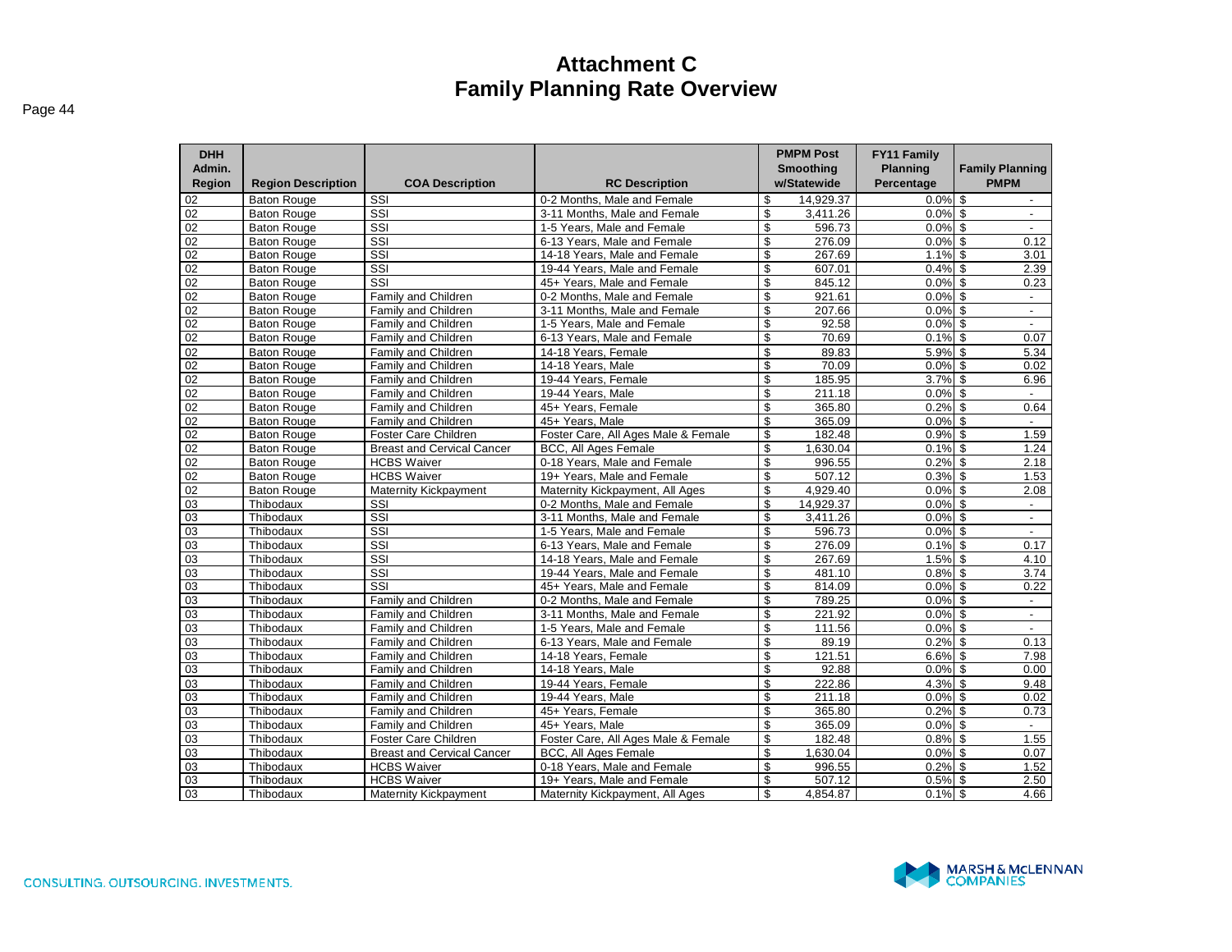# Attachment C
# Family Planning Rate Overview

| DHH Admin. Region | Region Description | COA Description | RC Description | PMPM Post Smoothing w/Statewide | FY11 Family Planning Percentage | Family Planning PMPM |
|---|---|---|---|---|---|---|
| 02 | Baton Rouge | SSI | 0-2 Months, Male and Female | $ 14,929.37 | 0.0% | $ - |
| 02 | Baton Rouge | SSI | 3-11 Months, Male and Female | $ 3,411.26 | 0.0% | $ - |
| 02 | Baton Rouge | SSI | 1-5 Years, Male and Female | $ 596.73 | 0.0% | $ - |
| 02 | Baton Rouge | SSI | 6-13 Years, Male and Female | $ 276.09 | 0.0% | $ 0.12 |
| 02 | Baton Rouge | SSI | 14-18 Years, Male and Female | $ 267.69 | 1.1% | $ 3.01 |
| 02 | Baton Rouge | SSI | 19-44 Years, Male and Female | $ 607.01 | 0.4% | $ 2.39 |
| 02 | Baton Rouge | SSI | 45+ Years, Male and Female | $ 845.12 | 0.0% | $ 0.23 |
| 02 | Baton Rouge | Family and Children | 0-2 Months, Male and Female | $ 921.61 | 0.0% | $ - |
| 02 | Baton Rouge | Family and Children | 3-11 Months, Male and Female | $ 207.66 | 0.0% | $ - |
| 02 | Baton Rouge | Family and Children | 1-5 Years, Male and Female | $ 92.58 | 0.0% | $ - |
| 02 | Baton Rouge | Family and Children | 6-13 Years, Male and Female | $ 70.69 | 0.1% | $ 0.07 |
| 02 | Baton Rouge | Family and Children | 14-18 Years, Female | $ 89.83 | 5.9% | $ 5.34 |
| 02 | Baton Rouge | Family and Children | 14-18 Years, Male | $ 70.09 | 0.0% | $ 0.02 |
| 02 | Baton Rouge | Family and Children | 19-44 Years, Female | $ 185.95 | 3.7% | $ 6.96 |
| 02 | Baton Rouge | Family and Children | 19-44 Years, Male | $ 211.18 | 0.0% | $ - |
| 02 | Baton Rouge | Family and Children | 45+ Years, Female | $ 365.80 | 0.2% | $ 0.64 |
| 02 | Baton Rouge | Family and Children | 45+ Years, Male | $ 365.09 | 0.0% | $ - |
| 02 | Baton Rouge | Foster Care Children | Foster Care, All Ages Male & Female | $ 182.48 | 0.9% | $ 1.59 |
| 02 | Baton Rouge | Breast and Cervical Cancer | BCC, All Ages Female | $ 1,630.04 | 0.1% | $ 1.24 |
| 02 | Baton Rouge | HCBS Waiver | 0-18 Years, Male and Female | $ 996.55 | 0.2% | $ 2.18 |
| 02 | Baton Rouge | HCBS Waiver | 19+ Years, Male and Female | $ 507.12 | 0.3% | $ 1.53 |
| 02 | Baton Rouge | Maternity Kickpayment | Maternity Kickpayment, All Ages | $ 4,929.40 | 0.0% | $ 2.08 |
| 03 | Thibodaux | SSI | 0-2 Months, Male and Female | $ 14,929.37 | 0.0% | $ - |
| 03 | Thibodaux | SSI | 3-11 Months, Male and Female | $ 3,411.26 | 0.0% | $ - |
| 03 | Thibodaux | SSI | 1-5 Years, Male and Female | $ 596.73 | 0.0% | $ - |
| 03 | Thibodaux | SSI | 6-13 Years, Male and Female | $ 276.09 | 0.1% | $ 0.17 |
| 03 | Thibodaux | SSI | 14-18 Years, Male and Female | $ 267.69 | 1.5% | $ 4.10 |
| 03 | Thibodaux | SSI | 19-44 Years, Male and Female | $ 481.10 | 0.8% | $ 3.74 |
| 03 | Thibodaux | SSI | 45+ Years, Male and Female | $ 814.09 | 0.0% | $ 0.22 |
| 03 | Thibodaux | Family and Children | 0-2 Months, Male and Female | $ 789.25 | 0.0% | $ - |
| 03 | Thibodaux | Family and Children | 3-11 Months, Male and Female | $ 221.92 | 0.0% | $ - |
| 03 | Thibodaux | Family and Children | 1-5 Years, Male and Female | $ 111.56 | 0.0% | $ - |
| 03 | Thibodaux | Family and Children | 6-13 Years, Male and Female | $ 89.19 | 0.2% | $ 0.13 |
| 03 | Thibodaux | Family and Children | 14-18 Years, Female | $ 121.51 | 6.6% | $ 7.98 |
| 03 | Thibodaux | Family and Children | 14-18 Years, Male | $ 92.88 | 0.0% | $ 0.00 |
| 03 | Thibodaux | Family and Children | 19-44 Years, Female | $ 222.86 | 4.3% | $ 9.48 |
| 03 | Thibodaux | Family and Children | 19-44 Years, Male | $ 211.18 | 0.0% | $ 0.02 |
| 03 | Thibodaux | Family and Children | 45+ Years, Female | $ 365.80 | 0.2% | $ 0.73 |
| 03 | Thibodaux | Family and Children | 45+ Years, Male | $ 365.09 | 0.0% | $ - |
| 03 | Thibodaux | Foster Care Children | Foster Care, All Ages Male & Female | $ 182.48 | 0.8% | $ 1.55 |
| 03 | Thibodaux | Breast and Cervical Cancer | BCC, All Ages Female | $ 1,630.04 | 0.0% | $ 0.07 |
| 03 | Thibodaux | HCBS Waiver | 0-18 Years, Male and Female | $ 996.55 | 0.2% | $ 1.52 |
| 03 | Thibodaux | HCBS Waiver | 19+ Years, Male and Female | $ 507.12 | 0.5% | $ 2.50 |
| 03 | Thibodaux | Maternity Kickpayment | Maternity Kickpayment, All Ages | $ 4,854.87 | 0.1% | $ 4.66 |

CONSULTING. OUTSOURCING. INVESTMENTS.

MARSH & McLENNAN COMPANIES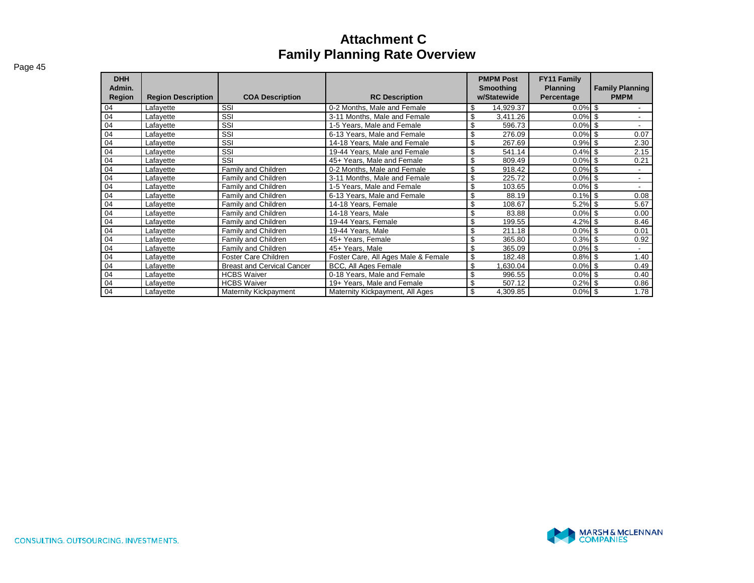# Attachment C
## Family Planning Rate Overview

| DHH Admin. Region | Region Description | COA Description | RC Description | PMPM Post Smoothing w/Statewide | FY11 Family Planning Percentage | Family Planning PMPM |
|---|---|---|---|---|---|---|
| 04 | Lafayette | SSI | 0-2 Months, Male and Female | $ 14,929.37 | 0.0% | $ - |
| 04 | Lafayette | SSI | 3-11 Months, Male and Female | $ 3,411.26 | 0.0% | $ - |
| 04 | Lafayette | SSI | 1-5 Years, Male and Female | $ 596.73 | 0.0% | $ - |
| 04 | Lafayette | SSI | 6-13 Years, Male and Female | $ 276.09 | 0.0% | $ 0.07 |
| 04 | Lafayette | SSI | 14-18 Years, Male and Female | $ 267.69 | 0.9% | $ 2.30 |
| 04 | Lafayette | SSI | 19-44 Years, Male and Female | $ 541.14 | 0.4% | $ 2.15 |
| 04 | Lafayette | SSI | 45+ Years, Male and Female | $ 809.49 | 0.0% | $ 0.21 |
| 04 | Lafayette | Family and Children | 0-2 Months, Male and Female | $ 918.42 | 0.0% | $ - |
| 04 | Lafayette | Family and Children | 3-11 Months, Male and Female | $ 225.72 | 0.0% | $ - |
| 04 | Lafayette | Family and Children | 1-5 Years, Male and Female | $ 103.65 | 0.0% | $ - |
| 04 | Lafayette | Family and Children | 6-13 Years, Male and Female | $ 88.19 | 0.1% | $ 0.08 |
| 04 | Lafayette | Family and Children | 14-18 Years, Female | $ 108.67 | 5.2% | $ 5.67 |
| 04 | Lafayette | Family and Children | 14-18 Years, Male | $ 83.88 | 0.0% | $ 0.00 |
| 04 | Lafayette | Family and Children | 19-44 Years, Female | $ 199.55 | 4.2% | $ 8.46 |
| 04 | Lafayette | Family and Children | 19-44 Years, Male | $ 211.18 | 0.0% | $ 0.01 |
| 04 | Lafayette | Family and Children | 45+ Years, Female | $ 365.80 | 0.3% | $ 0.92 |
| 04 | Lafayette | Family and Children | 45+ Years, Male | $ 365.09 | 0.0% | $ - |
| 04 | Lafayette | Foster Care Children | Foster Care, All Ages Male & Female | $ 182.48 | 0.8% | $ 1.40 |
| 04 | Lafayette | Breast and Cervical Cancer | BCC, All Ages Female | $ 1,630.04 | 0.0% | $ 0.49 |
| 04 | Lafayette | HCBS Waiver | 0-18 Years, Male and Female | $ 996.55 | 0.0% | $ 0.40 |
| 04 | Lafayette | HCBS Waiver | 19+ Years, Male and Female | $ 507.12 | 0.2% | $ 0.86 |
| 04 | Lafayette | Maternity Kickpayment | Maternity Kickpayment, All Ages | $ 4,309.85 | 0.0% | $ 1.78 |

CONSULTING. OUTSOURCING. INVESTMENTS.

MARSH & McLENNAN COMPANIES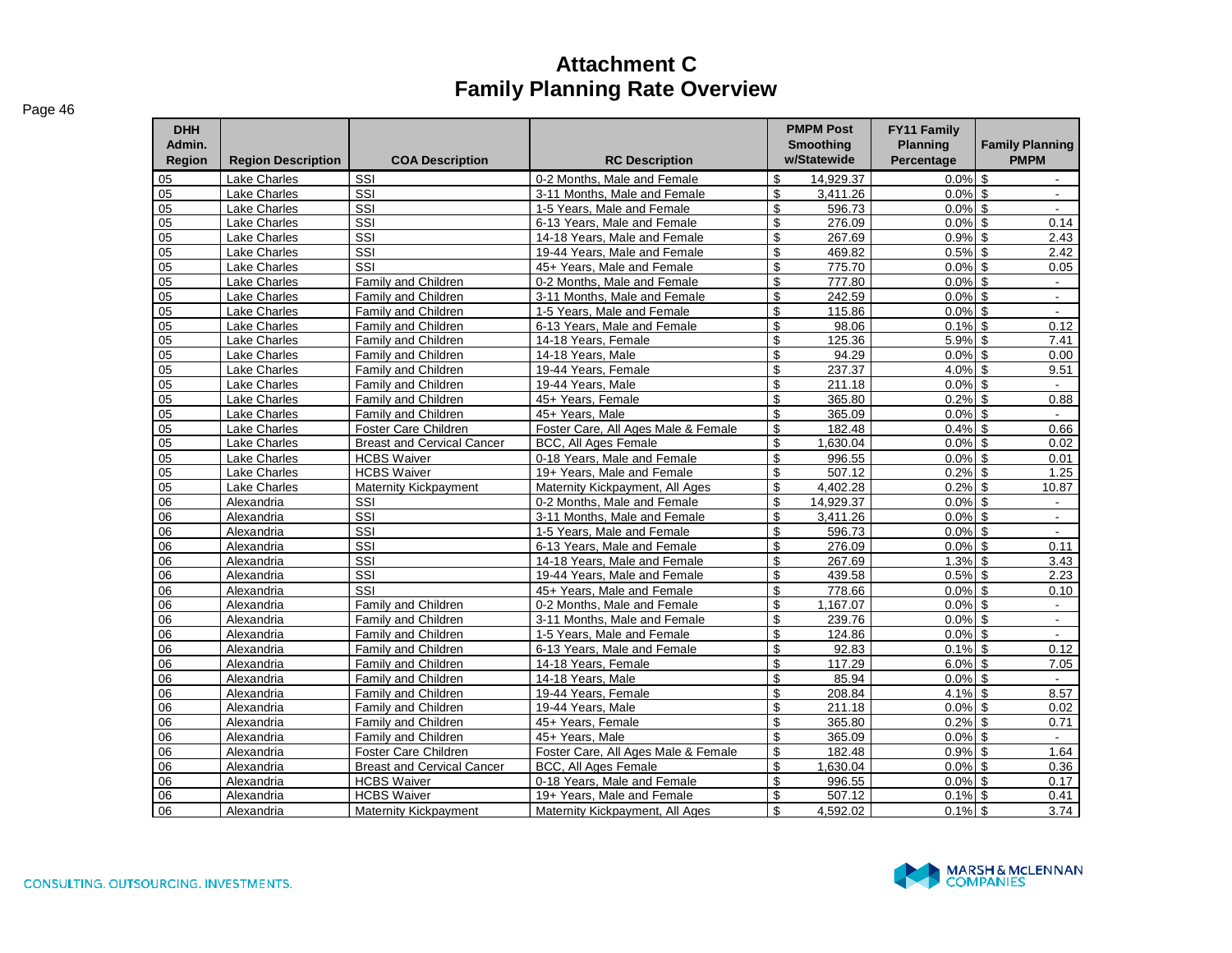# Attachment C
# Family Planning Rate Overview

| DHH Admin. Region | Region Description | COA Description | RC Description | PMPM Post Smoothing w/Statewide | FY11 Family Planning Percentage | Family Planning PMPM |
|---|---|---|---|---|---|---|
| 05 | Lake Charles | SSI | 0-2 Months, Male and Female | $ 14,929.37 | 0.0% | $ - |
| 05 | Lake Charles | SSI | 3-11 Months, Male and Female | $ 3,411.26 | 0.0% | $ - |
| 05 | Lake Charles | SSI | 1-5 Years, Male and Female | $ 596.73 | 0.0% | $ - |
| 05 | Lake Charles | SSI | 6-13 Years, Male and Female | $ 276.09 | 0.0% | $ 0.14 |
| 05 | Lake Charles | SSI | 14-18 Years, Male and Female | $ 267.69 | 0.9% | $ 2.43 |
| 05 | Lake Charles | SSI | 19-44 Years, Male and Female | $ 469.82 | 0.5% | $ 2.42 |
| 05 | Lake Charles | SSI | 45+ Years, Male and Female | $ 775.70 | 0.0% | $ 0.05 |
| 05 | Lake Charles | Family and Children | 0-2 Months, Male and Female | $ 777.80 | 0.0% | $ - |
| 05 | Lake Charles | Family and Children | 3-11 Months, Male and Female | $ 242.59 | 0.0% | $ - |
| 05 | Lake Charles | Family and Children | 1-5 Years, Male and Female | $ 115.86 | 0.0% | $ - |
| 05 | Lake Charles | Family and Children | 6-13 Years, Male and Female | $ 98.06 | 0.1% | $ 0.12 |
| 05 | Lake Charles | Family and Children | 14-18 Years, Female | $ 125.36 | 5.9% | $ 7.41 |
| 05 | Lake Charles | Family and Children | 14-18 Years, Male | $ 94.29 | 0.0% | $ 0.00 |
| 05 | Lake Charles | Family and Children | 19-44 Years, Female | $ 237.37 | 4.0% | $ 9.51 |
| 05 | Lake Charles | Family and Children | 19-44 Years, Male | $ 211.18 | 0.0% | $ - |
| 05 | Lake Charles | Family and Children | 45+ Years, Female | $ 365.80 | 0.2% | $ 0.88 |
| 05 | Lake Charles | Family and Children | 45+ Years, Male | $ 365.09 | 0.0% | $ - |
| 05 | Lake Charles | Foster Care Children | Foster Care, All Ages Male & Female | $ 182.48 | 0.4% | $ 0.66 |
| 05 | Lake Charles | Breast and Cervical Cancer | BCC, All Ages Female | $ 1,630.04 | 0.0% | $ 0.02 |
| 05 | Lake Charles | HCBS Waiver | 0-18 Years, Male and Female | $ 996.55 | 0.0% | $ 0.01 |
| 05 | Lake Charles | HCBS Waiver | 19+ Years, Male and Female | $ 507.12 | 0.2% | $ 1.25 |
| 05 | Lake Charles | Maternity Kickpayment | Maternity Kickpayment, All Ages | $ 4,402.28 | 0.2% | $ 10.87 |
| 06 | Alexandria | SSI | 0-2 Months, Male and Female | $ 14,929.37 | 0.0% | $ - |
| 06 | Alexandria | SSI | 3-11 Months, Male and Female | $ 3,411.26 | 0.0% | $ - |
| 06 | Alexandria | SSI | 1-5 Years, Male and Female | $ 596.73 | 0.0% | $ - |
| 06 | Alexandria | SSI | 6-13 Years, Male and Female | $ 276.09 | 0.0% | $ 0.11 |
| 06 | Alexandria | SSI | 14-18 Years, Male and Female | $ 267.69 | 1.3% | $ 3.43 |
| 06 | Alexandria | SSI | 19-44 Years, Male and Female | $ 439.58 | 0.5% | $ 2.23 |
| 06 | Alexandria | SSI | 45+ Years, Male and Female | $ 778.66 | 0.0% | $ 0.10 |
| 06 | Alexandria | Family and Children | 0-2 Months, Male and Female | $ 1,167.07 | 0.0% | $ - |
| 06 | Alexandria | Family and Children | 3-11 Months, Male and Female | $ 239.76 | 0.0% | $ - |
| 06 | Alexandria | Family and Children | 1-5 Years, Male and Female | $ 124.86 | 0.0% | $ - |
| 06 | Alexandria | Family and Children | 6-13 Years, Male and Female | $ 92.83 | 0.1% | $ 0.12 |
| 06 | Alexandria | Family and Children | 14-18 Years, Female | $ 117.29 | 6.0% | $ 7.05 |
| 06 | Alexandria | Family and Children | 14-18 Years, Male | $ 85.94 | 0.0% | $ - |
| 06 | Alexandria | Family and Children | 19-44 Years, Female | $ 208.84 | 4.1% | $ 8.57 |
| 06 | Alexandria | Family and Children | 19-44 Years, Male | $ 211.18 | 0.0% | $ 0.02 |
| 06 | Alexandria | Family and Children | 45+ Years, Female | $ 365.80 | 0.2% | $ 0.71 |
| 06 | Alexandria | Family and Children | 45+ Years, Male | $ 365.09 | 0.0% | $ - |
| 06 | Alexandria | Foster Care Children | Foster Care, All Ages Male & Female | $ 182.48 | 0.9% | $ 1.64 |
| 06 | Alexandria | Breast and Cervical Cancer | BCC, All Ages Female | $ 1,630.04 | 0.0% | $ 0.36 |
| 06 | Alexandria | HCBS Waiver | 0-18 Years, Male and Female | $ 996.55 | 0.0% | $ 0.17 |
| 06 | Alexandria | HCBS Waiver | 19+ Years, Male and Female | $ 507.12 | 0.1% | $ 0.41 |
| 06 | Alexandria | Maternity Kickpayment | Maternity Kickpayment, All Ages | $ 4,592.02 | 0.1% | $ 3.74 |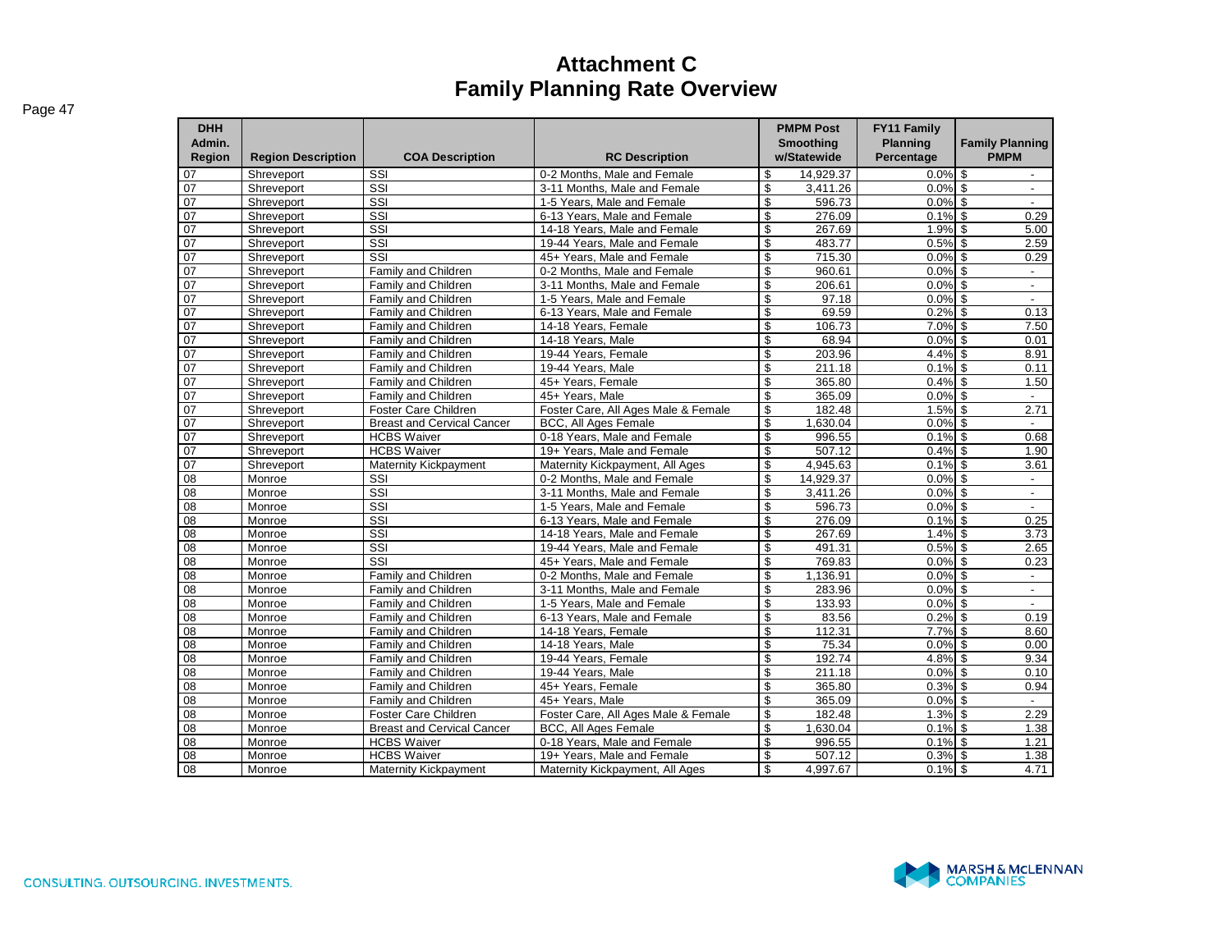# Attachment C
# Family Planning Rate Overview

| DHH Admin. Region | Region Description | COA Description | RC Description | PMPM Post Smoothing w/Statewide | FY11 Family Planning Percentage | Family Planning PMPM |
|---|---|---|---|---|---|---|
| 07 | Shreveport | SSI | 0-2 Months, Male and Female | $ 14,929.37 | 0.0% | $ - |
| 07 | Shreveport | SSI | 3-11 Months, Male and Female | $ 3,411.26 | 0.0% | $ - |
| 07 | Shreveport | SSI | 1-5 Years, Male and Female | $ 596.73 | 0.0% | $ - |
| 07 | Shreveport | SSI | 6-13 Years, Male and Female | $ 276.09 | 0.1% | $ 0.29 |
| 07 | Shreveport | SSI | 14-18 Years, Male and Female | $ 267.69 | 1.9% | $ 5.00 |
| 07 | Shreveport | SSI | 19-44 Years, Male and Female | $ 483.77 | 0.5% | $ 2.59 |
| 07 | Shreveport | SSI | 45+ Years, Male and Female | $ 715.30 | 0.0% | $ 0.29 |
| 07 | Shreveport | Family and Children | 0-2 Months, Male and Female | $ 960.61 | 0.0% | $ - |
| 07 | Shreveport | Family and Children | 3-11 Months, Male and Female | $ 206.61 | 0.0% | $ - |
| 07 | Shreveport | Family and Children | 1-5 Years, Male and Female | $ 97.18 | 0.0% | $ - |
| 07 | Shreveport | Family and Children | 6-13 Years, Male and Female | $ 69.59 | 0.2% | $ 0.13 |
| 07 | Shreveport | Family and Children | 14-18 Years, Female | $ 106.73 | 7.0% | $ 7.50 |
| 07 | Shreveport | Family and Children | 14-18 Years, Male | $ 68.94 | 0.0% | $ 0.01 |
| 07 | Shreveport | Family and Children | 19-44 Years, Female | $ 203.96 | 4.4% | $ 8.91 |
| 07 | Shreveport | Family and Children | 19-44 Years, Male | $ 211.18 | 0.1% | $ 0.11 |
| 07 | Shreveport | Family and Children | 45+ Years, Female | $ 365.80 | 0.4% | $ 1.50 |
| 07 | Shreveport | Family and Children | 45+ Years, Male | $ 365.09 | 0.0% | $ - |
| 07 | Shreveport | Foster Care Children | Foster Care, All Ages Male & Female | $ 182.48 | 1.5% | $ 2.71 |
| 07 | Shreveport | Breast and Cervical Cancer | BCC, All Ages Female | $ 1,630.04 | 0.0% | $ - |
| 07 | Shreveport | HCBS Waiver | 0-18 Years, Male and Female | $ 996.55 | 0.1% | $ 0.68 |
| 07 | Shreveport | HCBS Waiver | 19+ Years, Male and Female | $ 507.12 | 0.4% | $ 1.90 |
| 07 | Shreveport | Maternity Kickpayment | Maternity Kickpayment, All Ages | $ 4,945.63 | 0.1% | $ 3.61 |
| 08 | Monroe | SSI | 0-2 Months, Male and Female | $ 14,929.37 | 0.0% | $ - |
| 08 | Monroe | SSI | 3-11 Months, Male and Female | $ 3,411.26 | 0.0% | $ - |
| 08 | Monroe | SSI | 1-5 Years, Male and Female | $ 596.73 | 0.0% | $ - |
| 08 | Monroe | SSI | 6-13 Years, Male and Female | $ 276.09 | 0.1% | $ 0.25 |
| 08 | Monroe | SSI | 14-18 Years, Male and Female | $ 267.69 | 1.4% | $ 3.73 |
| 08 | Monroe | SSI | 19-44 Years, Male and Female | $ 491.31 | 0.5% | $ 2.65 |
| 08 | Monroe | SSI | 45+ Years, Male and Female | $ 769.83 | 0.0% | $ 0.23 |
| 08 | Monroe | Family and Children | 0-2 Months, Male and Female | $ 1,136.91 | 0.0% | $ - |
| 08 | Monroe | Family and Children | 3-11 Months, Male and Female | $ 283.96 | 0.0% | $ - |
| 08 | Monroe | Family and Children | 1-5 Years, Male and Female | $ 133.93 | 0.0% | $ - |
| 08 | Monroe | Family and Children | 6-13 Years, Male and Female | $ 83.56 | 0.2% | $ 0.19 |
| 08 | Monroe | Family and Children | 14-18 Years, Female | $ 112.31 | 7.7% | $ 8.60 |
| 08 | Monroe | Family and Children | 14-18 Years, Male | $ 75.34 | 0.0% | $ 0.00 |
| 08 | Monroe | Family and Children | 19-44 Years, Female | $ 192.74 | 4.8% | $ 9.34 |
| 08 | Monroe | Family and Children | 19-44 Years, Male | $ 211.18 | 0.0% | $ 0.10 |
| 08 | Monroe | Family and Children | 45+ Years, Female | $ 365.80 | 0.3% | $ 0.94 |
| 08 | Monroe | Family and Children | 45+ Years, Male | $ 365.09 | 0.0% | $ - |
| 08 | Monroe | Foster Care Children | Foster Care, All Ages Male & Female | $ 182.48 | 1.3% | $ 2.29 |
| 08 | Monroe | Breast and Cervical Cancer | BCC, All Ages Female | $ 1,630.04 | 0.1% | $ 1.38 |
| 08 | Monroe | HCBS Waiver | 0-18 Years, Male and Female | $ 996.55 | 0.1% | $ 1.21 |
| 08 | Monroe | HCBS Waiver | 19+ Years, Male and Female | $ 507.12 | 0.3% | $ 1.38 |
| 08 | Monroe | Maternity Kickpayment | Maternity Kickpayment, All Ages | $ 4,997.67 | 0.1% | $ 4.71 |

CONSULTING. OUTSOURCING. INVESTMENTS.

MARSH & McLENNAN COMPANIES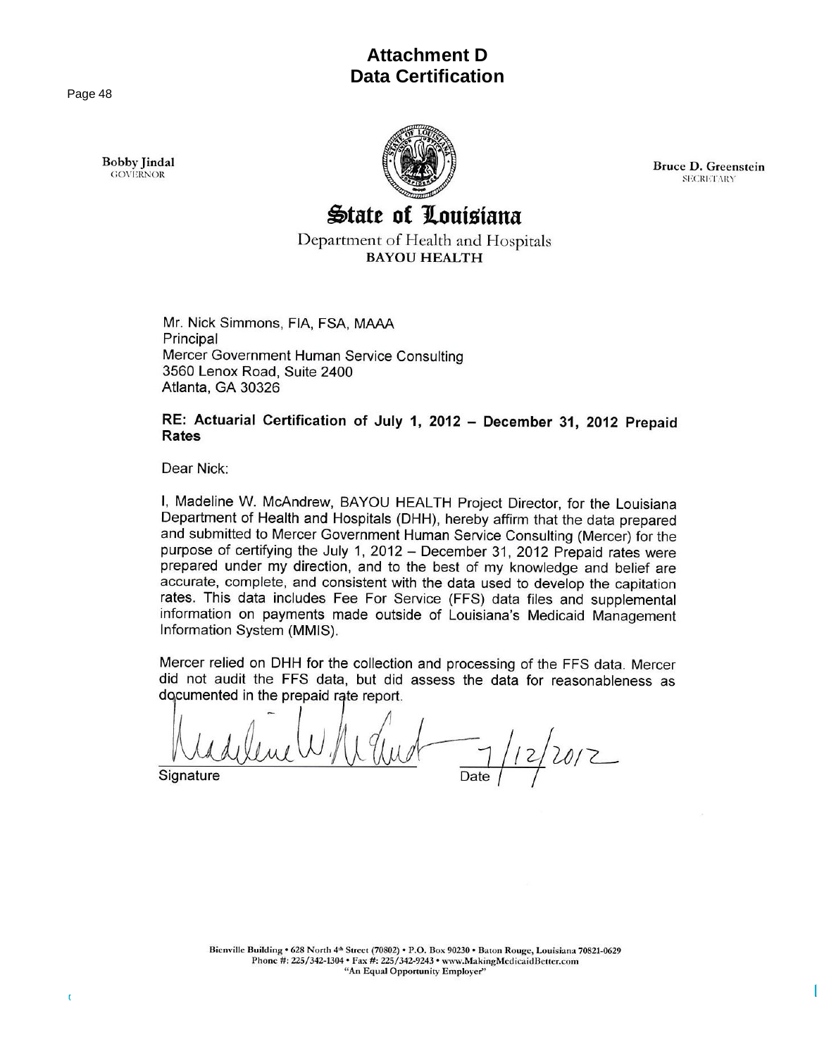# Attachment D
# Data Certification

**Bobby Jindal**
GOVERNOR

**Bruce D. Greenstein**
SECRETARY

**State of Louisiana**
Department of Health and Hospitals
**BAYOU HEALTH**

Mr. Nick Simmons, FIA, FSA, MAAA
Principal
Mercer Government Human Service Consulting
3560 Lenox Road, Suite 2400
Atlanta, GA 30326

**RE: Actuarial Certification of July 1, 2012 – December 31, 2012 Prepaid Rates**

Dear Nick:

I, Madeline W. McAndrew, BAYOU HEALTH Project Director, for the Louisiana Department of Health and Hospitals (DHH), hereby affirm that the data prepared and submitted to Mercer Government Human Service Consulting (Mercer) for the purpose of certifying the July 1, 2012 – December 31, 2012 Prepaid rates were prepared under my direction, and to the best of my knowledge and belief are accurate, complete, and consistent with the data used to develop the capitation rates. This data includes Fee For Service (FFS) data files and supplemental information on payments made outside of Louisiana's Medicaid Management Information System (MMIS).

Mercer relied on DHH for the collection and processing of the FFS data. Mercer did not audit the FFS data, but did assess the data for reasonableness as documented in the prepaid rate report.

Madeline W. McAndrew

Signature

7/12/2012

Date

Bienville Building • 628 North 4th Street (70802) • P.O. Box 90230 • Baton Rouge, Louisiana 70821-0629
Phone #: 225/342-1304 • Fax #: 225/342-9243 • www.MakingMedicaidBetter.com
"An Equal Opportunity Employer"